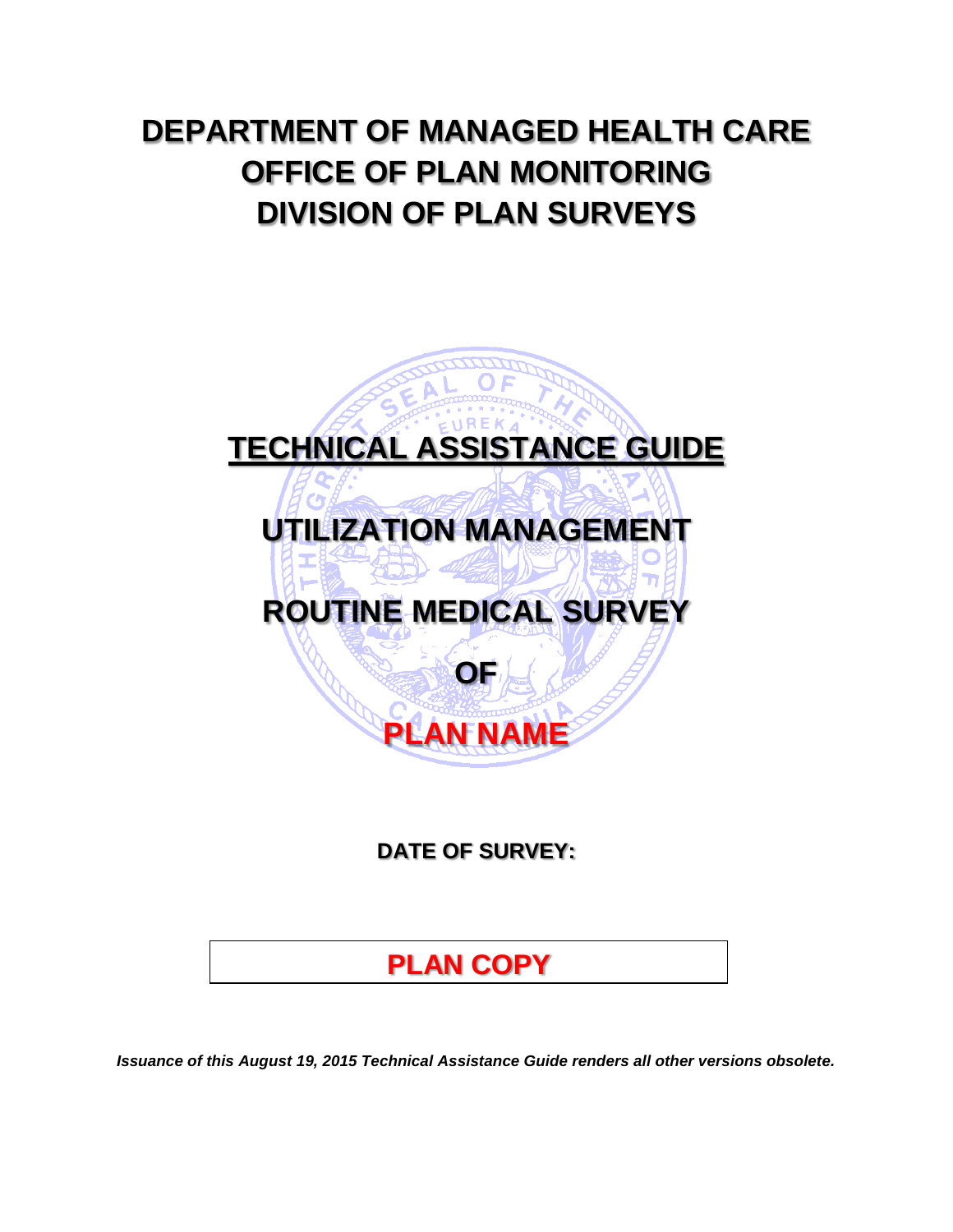# DEPARTMENT OF MANAGED HEALTH CARE
# OFFICE OF PLAN MONITORING
# DIVISION OF PLAN SURVEYS

## TECHNICAL ASSISTANCE GUIDE

## UTILIZATION MANAGEMENT

## ROUTINE MEDICAL SURVEY

## OF

## PLAN NAME

**DATE OF SURVEY:**

**PLAN COPY**

***Issuance of this August 19, 2015 Technical Assistance Guide renders all other versions obsolete.***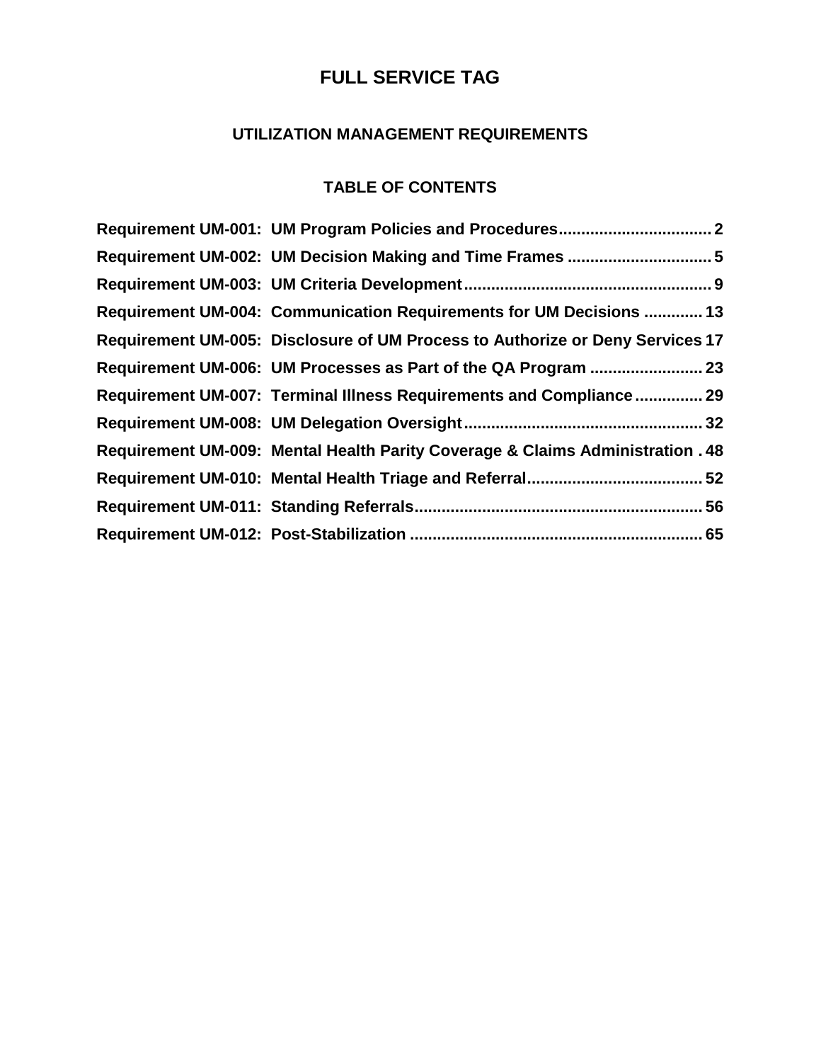# FULL SERVICE TAG

## UTILIZATION MANAGEMENT REQUIREMENTS

### TABLE OF CONTENTS

**Requirement UM-001: UM Program Policies and Procedures .................................. 2**
**Requirement UM-002: UM Decision Making and Time Frames ................................ 5**
**Requirement UM-003: UM Criteria Development ...................................................... 9**
**Requirement UM-004: Communication Requirements for UM Decisions ............. 13**
**Requirement UM-005: Disclosure of UM Process to Authorize or Deny Services 17**
**Requirement UM-006: UM Processes as Part of the QA Program ......................... 23**
**Requirement UM-007: Terminal Illness Requirements and Compliance ............... 29**
**Requirement UM-008: UM Delegation Oversight .................................................... 32**
**Requirement UM-009: Mental Health Parity Coverage & Claims Administration . 48**
**Requirement UM-010: Mental Health Triage and Referral ...................................... 52**
**Requirement UM-011: Standing Referrals ............................................................... 56**
**Requirement UM-012: Post-Stabilization ................................................................ 65**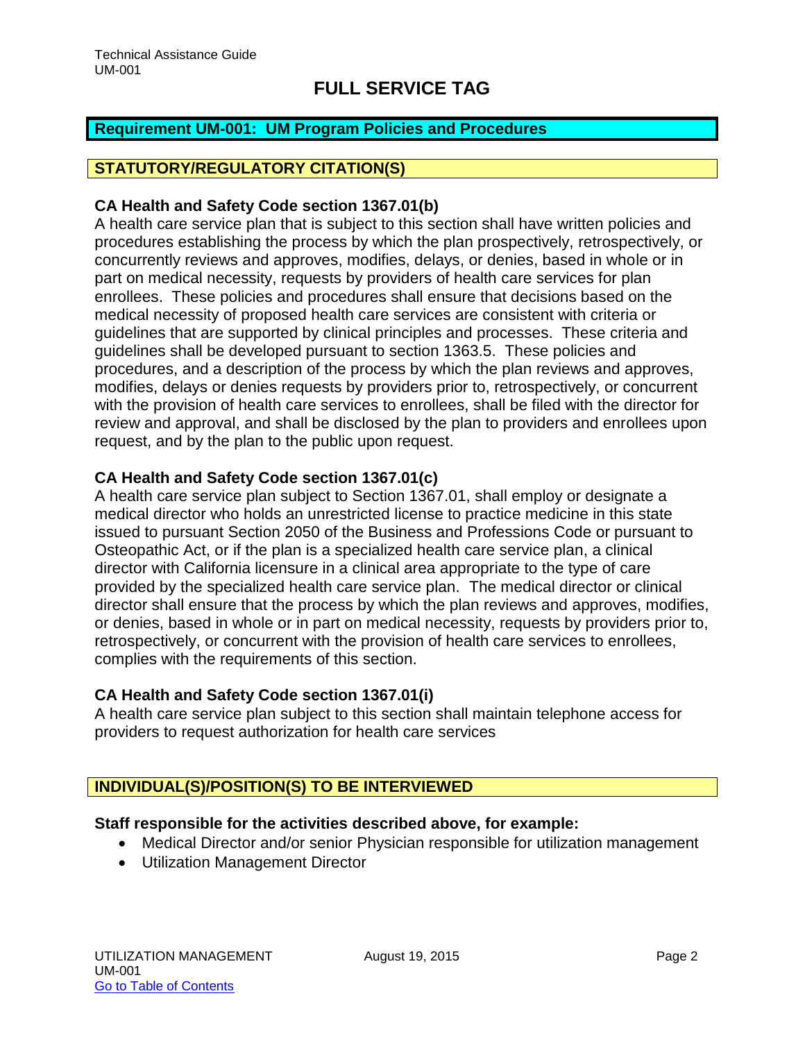# FULL SERVICE TAG

## Requirement UM-001: UM Program Policies and Procedures

### STATUTORY/REGULATORY CITATION(S)

**CA Health and Safety Code section 1367.01(b)**
A health care service plan that is subject to this section shall have written policies and procedures establishing the process by which the plan prospectively, retrospectively, or concurrently reviews and approves, modifies, delays, or denies, based in whole or in part on medical necessity, requests by providers of health care services for plan enrollees. These policies and procedures shall ensure that decisions based on the medical necessity of proposed health care services are consistent with criteria or guidelines that are supported by clinical principles and processes. These criteria and guidelines shall be developed pursuant to section 1363.5. These policies and procedures, and a description of the process by which the plan reviews and approves, modifies, delays or denies requests by providers prior to, retrospectively, or concurrent with the provision of health care services to enrollees, shall be filed with the director for review and approval, and shall be disclosed by the plan to providers and enrollees upon request, and by the plan to the public upon request.

**CA Health and Safety Code section 1367.01(c)**
A health care service plan subject to Section 1367.01, shall employ or designate a medical director who holds an unrestricted license to practice medicine in this state issued to pursuant Section 2050 of the Business and Professions Code or pursuant to Osteopathic Act, or if the plan is a specialized health care service plan, a clinical director with California licensure in a clinical area appropriate to the type of care provided by the specialized health care service plan. The medical director or clinical director shall ensure that the process by which the plan reviews and approves, modifies, or denies, based in whole or in part on medical necessity, requests by providers prior to, retrospectively, or concurrent with the provision of health care services to enrollees, complies with the requirements of this section.

**CA Health and Safety Code section 1367.01(i)**
A health care service plan subject to this section shall maintain telephone access for providers to request authorization for health care services

### INDIVIDUAL(S)/POSITION(S) TO BE INTERVIEWED

**Staff responsible for the activities described above, for example:**

- Medical Director and/or senior Physician responsible for utilization management
- Utilization Management Director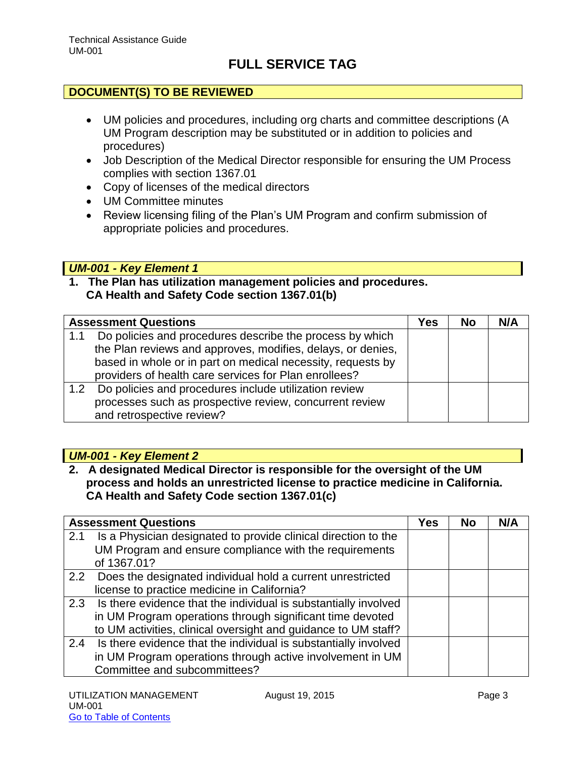# FULL SERVICE TAG

## DOCUMENT(S) TO BE REVIEWED

- UM policies and procedures, including org charts and committee descriptions (A UM Program description may be substituted or in addition to policies and procedures)
- Job Description of the Medical Director responsible for ensuring the UM Process complies with section 1367.01
- Copy of licenses of the medical directors
- UM Committee minutes
- Review licensing filing of the Plan's UM Program and confirm submission of appropriate policies and procedures.

### *UM-001 - Key Element 1*

**1. The Plan has utilization management policies and procedures. CA Health and Safety Code section 1367.01(b)**

| Assessment Questions | Yes | No | N/A |
|---|---|---|---|
| 1.1 Do policies and procedures describe the process by which the Plan reviews and approves, modifies, delays, or denies, based in whole or in part on medical necessity, requests by providers of health care services for Plan enrollees? | | | |
| 1.2 Do policies and procedures include utilization review processes such as prospective review, concurrent review and retrospective review? | | | |

### *UM-001 - Key Element 2*

**2. A designated Medical Director is responsible for the oversight of the UM process and holds an unrestricted license to practice medicine in California. CA Health and Safety Code section 1367.01(c)**

| Assessment Questions | Yes | No | N/A |
|---|---|---|---|
| 2.1 Is a Physician designated to provide clinical direction to the UM Program and ensure compliance with the requirements of 1367.01? | | | |
| 2.2 Does the designated individual hold a current unrestricted license to practice medicine in California? | | | |
| 2.3 Is there evidence that the individual is substantially involved in UM Program operations through significant time devoted to UM activities, clinical oversight and guidance to UM staff? | | | |
| 2.4 Is there evidence that the individual is substantially involved in UM Program operations through active involvement in UM Committee and subcommittees? | | | |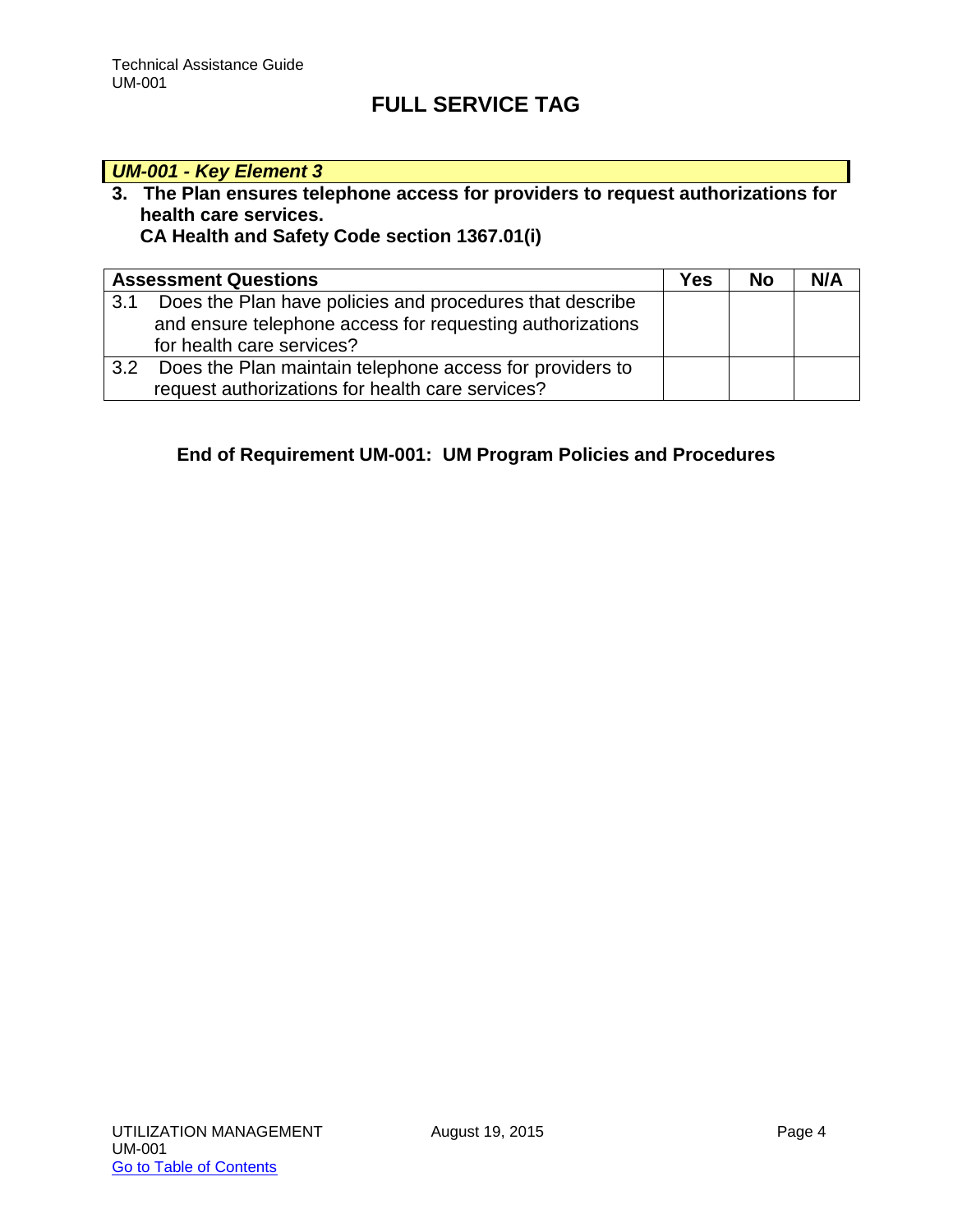## FULL SERVICE TAG

***UM-001 - Key Element 3***

**3. The Plan ensures telephone access for providers to request authorizations for health care services.**
**CA Health and Safety Code section 1367.01(i)**

| Assessment Questions | Yes | No | N/A |
|---|---|---|---|
| 3.1 Does the Plan have policies and procedures that describe and ensure telephone access for requesting authorizations for health care services? | | | |
| 3.2 Does the Plan maintain telephone access for providers to request authorizations for health care services? | | | |

**End of Requirement UM-001: UM Program Policies and Procedures**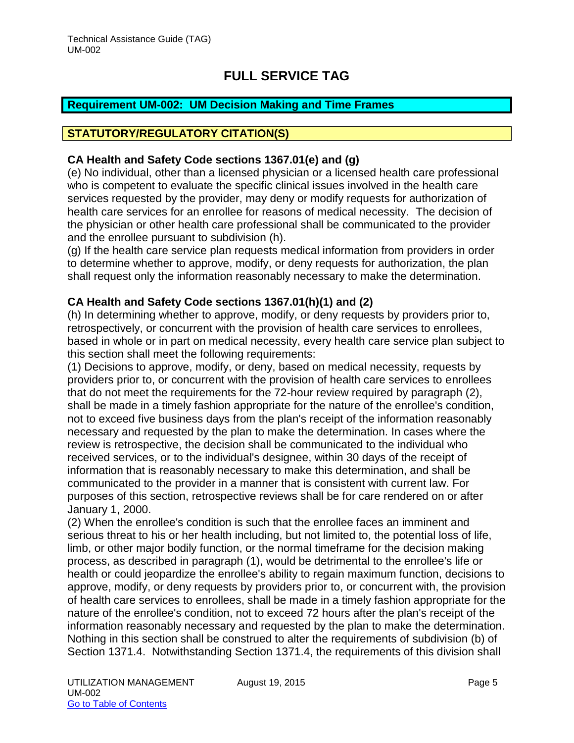# FULL SERVICE TAG

## Requirement UM-002: UM Decision Making and Time Frames

### STATUTORY/REGULATORY CITATION(S)

**CA Health and Safety Code sections 1367.01(e) and (g)**

(e) No individual, other than a licensed physician or a licensed health care professional who is competent to evaluate the specific clinical issues involved in the health care services requested by the provider, may deny or modify requests for authorization of health care services for an enrollee for reasons of medical necessity. The decision of the physician or other health care professional shall be communicated to the provider and the enrollee pursuant to subdivision (h).

(g) If the health care service plan requests medical information from providers in order to determine whether to approve, modify, or deny requests for authorization, the plan shall request only the information reasonably necessary to make the determination.

**CA Health and Safety Code sections 1367.01(h)(1) and (2)**

(h) In determining whether to approve, modify, or deny requests by providers prior to, retrospectively, or concurrent with the provision of health care services to enrollees, based in whole or in part on medical necessity, every health care service plan subject to this section shall meet the following requirements:

(1) Decisions to approve, modify, or deny, based on medical necessity, requests by providers prior to, or concurrent with the provision of health care services to enrollees that do not meet the requirements for the 72-hour review required by paragraph (2), shall be made in a timely fashion appropriate for the nature of the enrollee's condition, not to exceed five business days from the plan's receipt of the information reasonably necessary and requested by the plan to make the determination. In cases where the review is retrospective, the decision shall be communicated to the individual who received services, or to the individual's designee, within 30 days of the receipt of information that is reasonably necessary to make this determination, and shall be communicated to the provider in a manner that is consistent with current law. For purposes of this section, retrospective reviews shall be for care rendered on or after January 1, 2000.

(2) When the enrollee's condition is such that the enrollee faces an imminent and serious threat to his or her health including, but not limited to, the potential loss of life, limb, or other major bodily function, or the normal timeframe for the decision making process, as described in paragraph (1), would be detrimental to the enrollee's life or health or could jeopardize the enrollee's ability to regain maximum function, decisions to approve, modify, or deny requests by providers prior to, or concurrent with, the provision of health care services to enrollees, shall be made in a timely fashion appropriate for the nature of the enrollee's condition, not to exceed 72 hours after the plan's receipt of the information reasonably necessary and requested by the plan to make the determination. Nothing in this section shall be construed to alter the requirements of subdivision (b) of Section 1371.4. Notwithstanding Section 1371.4, the requirements of this division shall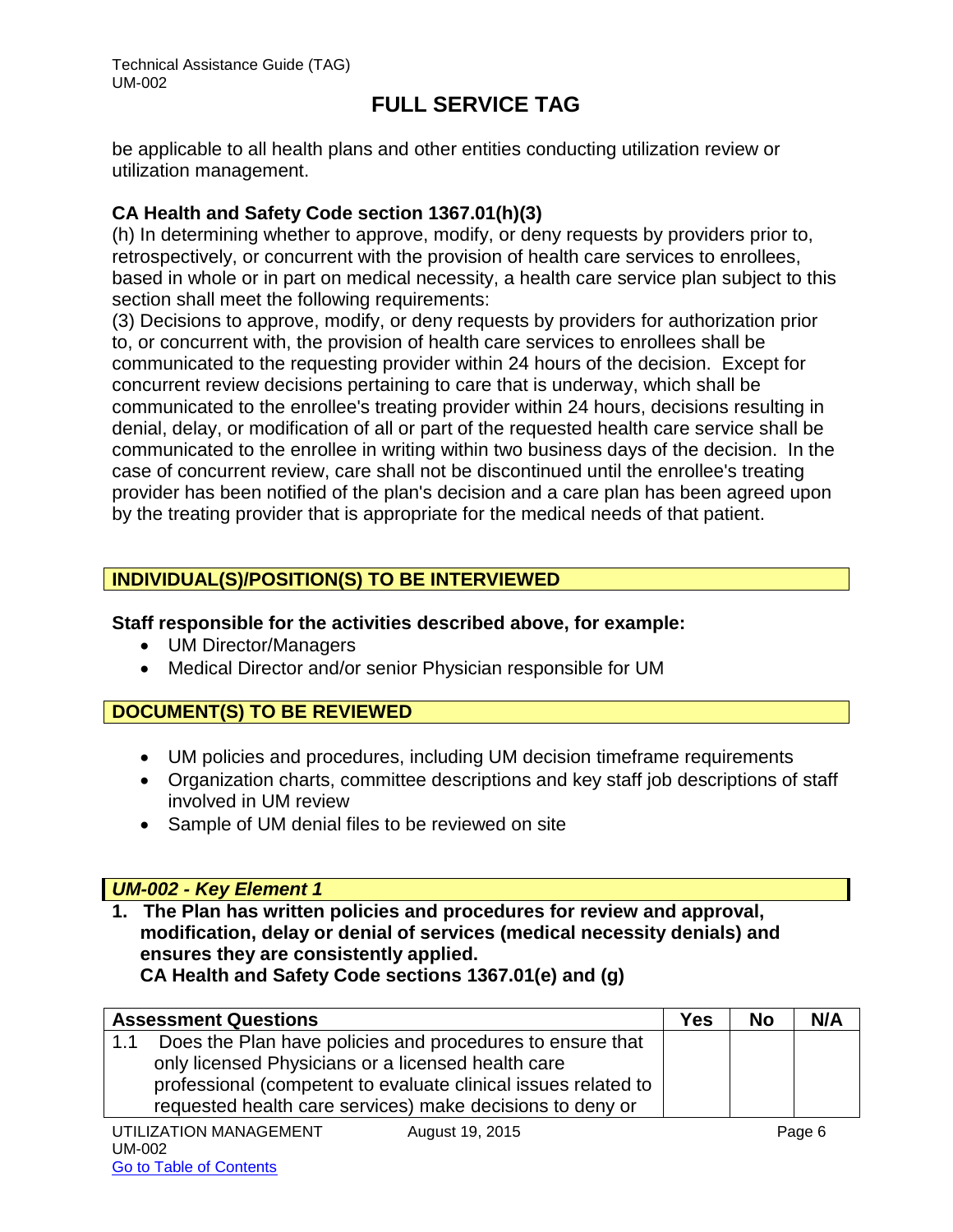be applicable to all health plans and other entities conducting utilization review or utilization management.

**CA Health and Safety Code section 1367.01(h)(3)**

(h) In determining whether to approve, modify, or deny requests by providers prior to, retrospectively, or concurrent with the provision of health care services to enrollees, based in whole or in part on medical necessity, a health care service plan subject to this section shall meet the following requirements:

(3) Decisions to approve, modify, or deny requests by providers for authorization prior to, or concurrent with, the provision of health care services to enrollees shall be communicated to the requesting provider within 24 hours of the decision. Except for concurrent review decisions pertaining to care that is underway, which shall be communicated to the enrollee's treating provider within 24 hours, decisions resulting in denial, delay, or modification of all or part of the requested health care service shall be communicated to the enrollee in writing within two business days of the decision. In the case of concurrent review, care shall not be discontinued until the enrollee's treating provider has been notified of the plan's decision and a care plan has been agreed upon by the treating provider that is appropriate for the medical needs of that patient.

## INDIVIDUAL(S)/POSITION(S) TO BE INTERVIEWED

**Staff responsible for the activities described above, for example:**

- UM Director/Managers
- Medical Director and/or senior Physician responsible for UM

## DOCUMENT(S) TO BE REVIEWED

- UM policies and procedures, including UM decision timeframe requirements
- Organization charts, committee descriptions and key staff job descriptions of staff involved in UM review
- Sample of UM denial files to be reviewed on site

## *UM-002 - Key Element 1*

**1. The Plan has written policies and procedures for review and approval, modification, delay or denial of services (medical necessity denials) and ensures they are consistently applied.**
**CA Health and Safety Code sections 1367.01(e) and (g)**

| Assessment Questions | Yes | No | N/A |
|---|---|---|---|
| 1.1 Does the Plan have policies and procedures to ensure that only licensed Physicians or a licensed health care professional (competent to evaluate clinical issues related to requested health care services) make decisions to deny or | | | |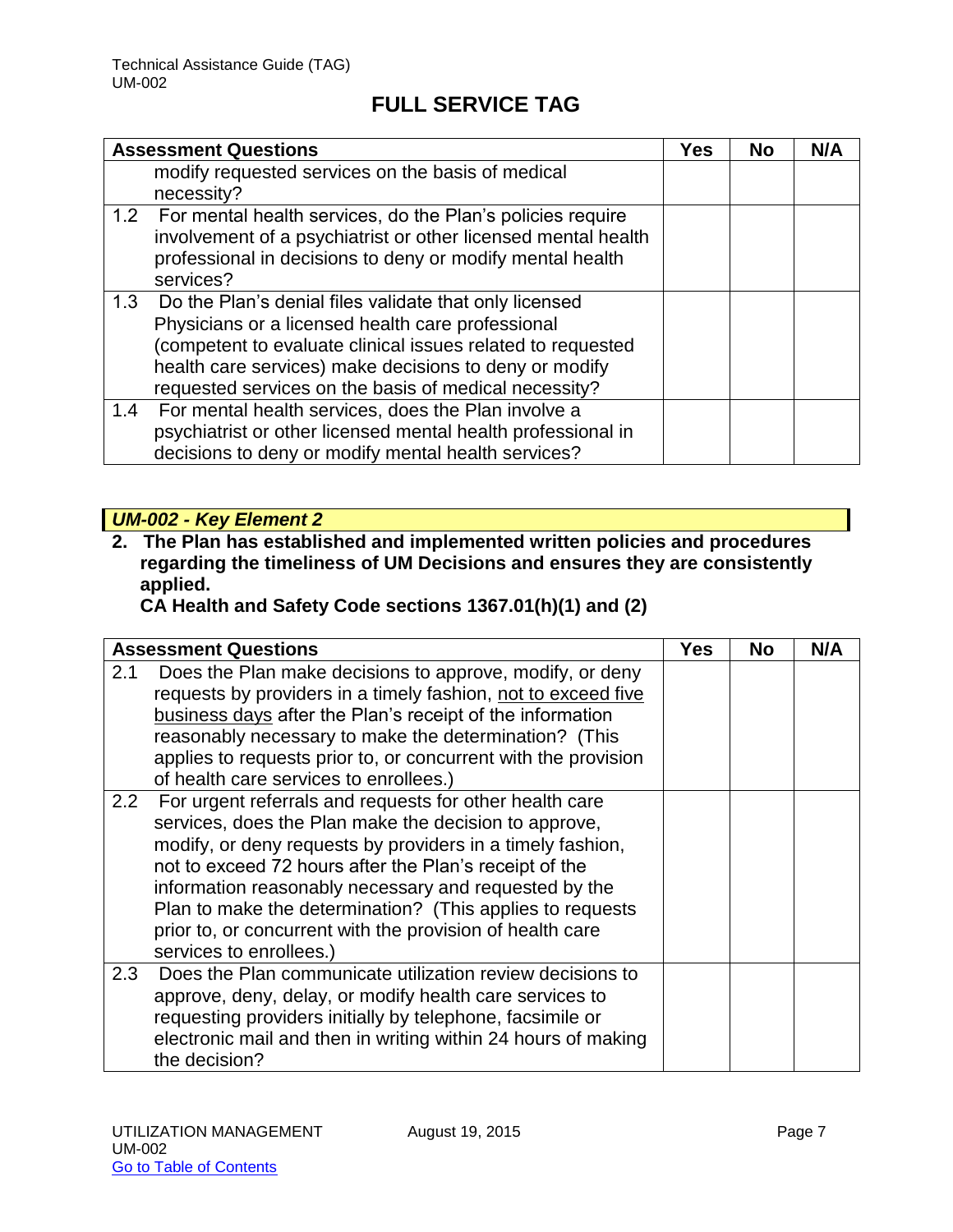# FULL SERVICE TAG

| Assessment Questions | Yes | No | N/A |
|---|---|---|---|
| modify requested services on the basis of medical necessity? | | | |
| 1.2 For mental health services, do the Plan's policies require involvement of a psychiatrist or other licensed mental health professional in decisions to deny or modify mental health services? | | | |
| 1.3 Do the Plan's denial files validate that only licensed Physicians or a licensed health care professional (competent to evaluate clinical issues related to requested health care services) make decisions to deny or modify requested services on the basis of medical necessity? | | | |
| 1.4 For mental health services, does the Plan involve a psychiatrist or other licensed mental health professional in decisions to deny or modify mental health services? | | | |

### *UM-002 - Key Element 2*

**2. The Plan has established and implemented written policies and procedures regarding the timeliness of UM Decisions and ensures they are consistently applied.**
**CA Health and Safety Code sections 1367.01(h)(1) and (2)**

| Assessment Questions | Yes | No | N/A |
|---|---|---|---|
| 2.1 Does the Plan make decisions to approve, modify, or deny requests by providers in a timely fashion, not to exceed five business days after the Plan's receipt of the information reasonably necessary to make the determination? (This applies to requests prior to, or concurrent with the provision of health care services to enrollees.) | | | |
| 2.2 For urgent referrals and requests for other health care services, does the Plan make the decision to approve, modify, or deny requests by providers in a timely fashion, not to exceed 72 hours after the Plan's receipt of the information reasonably necessary and requested by the Plan to make the determination? (This applies to requests prior to, or concurrent with the provision of health care services to enrollees.) | | | |
| 2.3 Does the Plan communicate utilization review decisions to approve, deny, delay, or modify health care services to requesting providers initially by telephone, facsimile or electronic mail and then in writing within 24 hours of making the decision? | | | |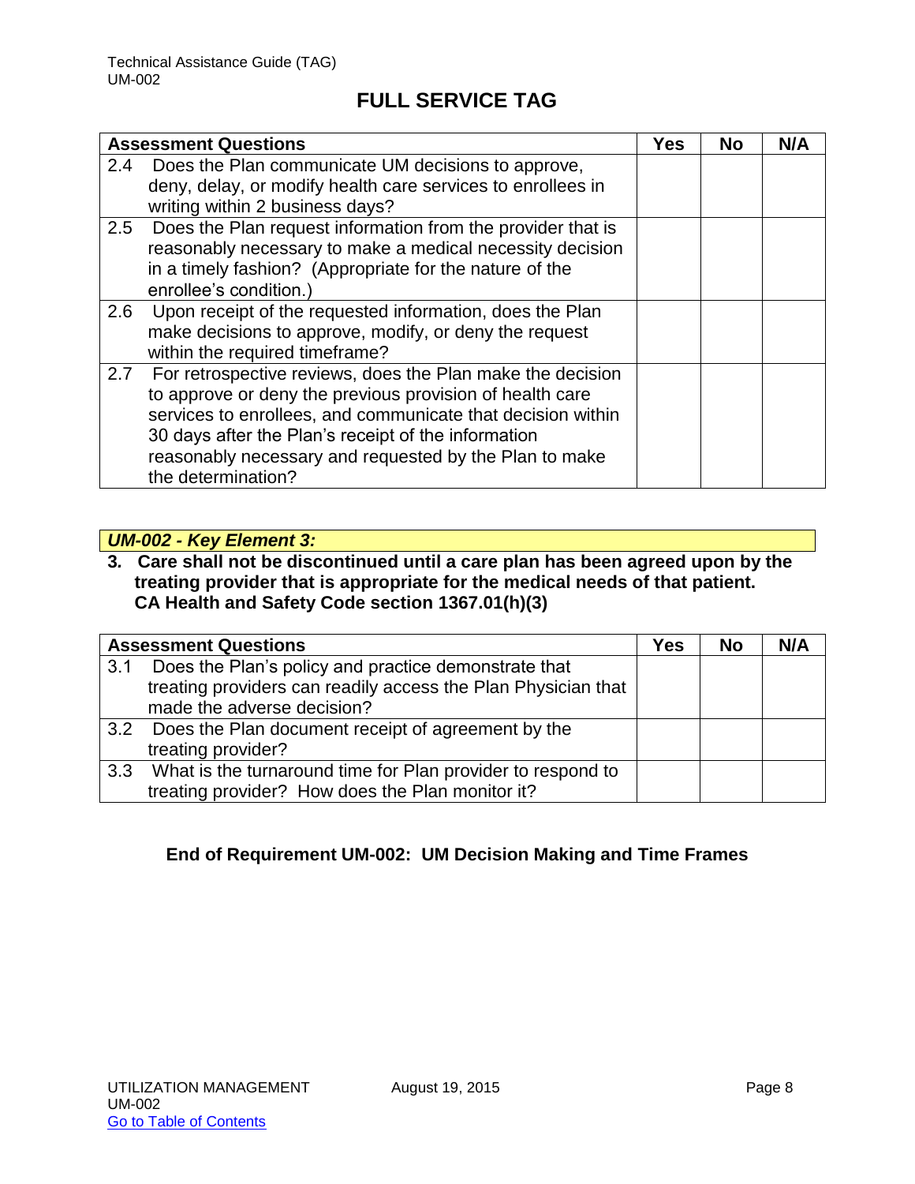# FULL SERVICE TAG

| Assessment Questions | Yes | No | N/A |
|---|---|---|---|
| 2.4 Does the Plan communicate UM decisions to approve, deny, delay, or modify health care services to enrollees in writing within 2 business days? | | | |
| 2.5 Does the Plan request information from the provider that is reasonably necessary to make a medical necessity decision in a timely fashion? (Appropriate for the nature of the enrollee's condition.) | | | |
| 2.6 Upon receipt of the requested information, does the Plan make decisions to approve, modify, or deny the request within the required timeframe? | | | |
| 2.7 For retrospective reviews, does the Plan make the decision to approve or deny the previous provision of health care services to enrollees, and communicate that decision within 30 days after the Plan's receipt of the information reasonably necessary and requested by the Plan to make the determination? | | | |

***UM-002 - Key Element 3:***

**3. Care shall not be discontinued until a care plan has been agreed upon by the treating provider that is appropriate for the medical needs of that patient. CA Health and Safety Code section 1367.01(h)(3)**

| Assessment Questions | Yes | No | N/A |
|---|---|---|---|
| 3.1 Does the Plan's policy and practice demonstrate that treating providers can readily access the Plan Physician that made the adverse decision? | | | |
| 3.2 Does the Plan document receipt of agreement by the treating provider? | | | |
| 3.3 What is the turnaround time for Plan provider to respond to treating provider? How does the Plan monitor it? | | | |

**End of Requirement UM-002: UM Decision Making and Time Frames**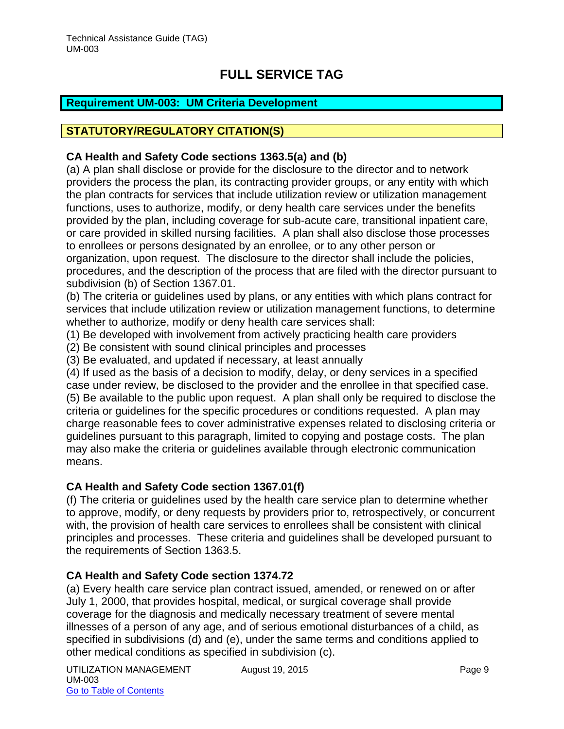# FULL SERVICE TAG

## Requirement UM-003: UM Criteria Development

## STATUTORY/REGULATORY CITATION(S)

### CA Health and Safety Code sections 1363.5(a) and (b)

(a) A plan shall disclose or provide for the disclosure to the director and to network providers the process the plan, its contracting provider groups, or any entity with which the plan contracts for services that include utilization review or utilization management functions, uses to authorize, modify, or deny health care services under the benefits provided by the plan, including coverage for sub-acute care, transitional inpatient care, or care provided in skilled nursing facilities. A plan shall also disclose those processes to enrollees or persons designated by an enrollee, or to any other person or organization, upon request. The disclosure to the director shall include the policies, procedures, and the description of the process that are filed with the director pursuant to subdivision (b) of Section 1367.01.

(b) The criteria or guidelines used by plans, or any entities with which plans contract for services that include utilization review or utilization management functions, to determine whether to authorize, modify or deny health care services shall:

(1) Be developed with involvement from actively practicing health care providers

(2) Be consistent with sound clinical principles and processes

(3) Be evaluated, and updated if necessary, at least annually

(4) If used as the basis of a decision to modify, delay, or deny services in a specified case under review, be disclosed to the provider and the enrollee in that specified case.

(5) Be available to the public upon request. A plan shall only be required to disclose the criteria or guidelines for the specific procedures or conditions requested. A plan may charge reasonable fees to cover administrative expenses related to disclosing criteria or guidelines pursuant to this paragraph, limited to copying and postage costs. The plan may also make the criteria or guidelines available through electronic communication means.

### CA Health and Safety Code section 1367.01(f)

(f) The criteria or guidelines used by the health care service plan to determine whether to approve, modify, or deny requests by providers prior to, retrospectively, or concurrent with, the provision of health care services to enrollees shall be consistent with clinical principles and processes. These criteria and guidelines shall be developed pursuant to the requirements of Section 1363.5.

### CA Health and Safety Code section 1374.72

(a) Every health care service plan contract issued, amended, or renewed on or after July 1, 2000, that provides hospital, medical, or surgical coverage shall provide coverage for the diagnosis and medically necessary treatment of severe mental illnesses of a person of any age, and of serious emotional disturbances of a child, as specified in subdivisions (d) and (e), under the same terms and conditions applied to other medical conditions as specified in subdivision (c).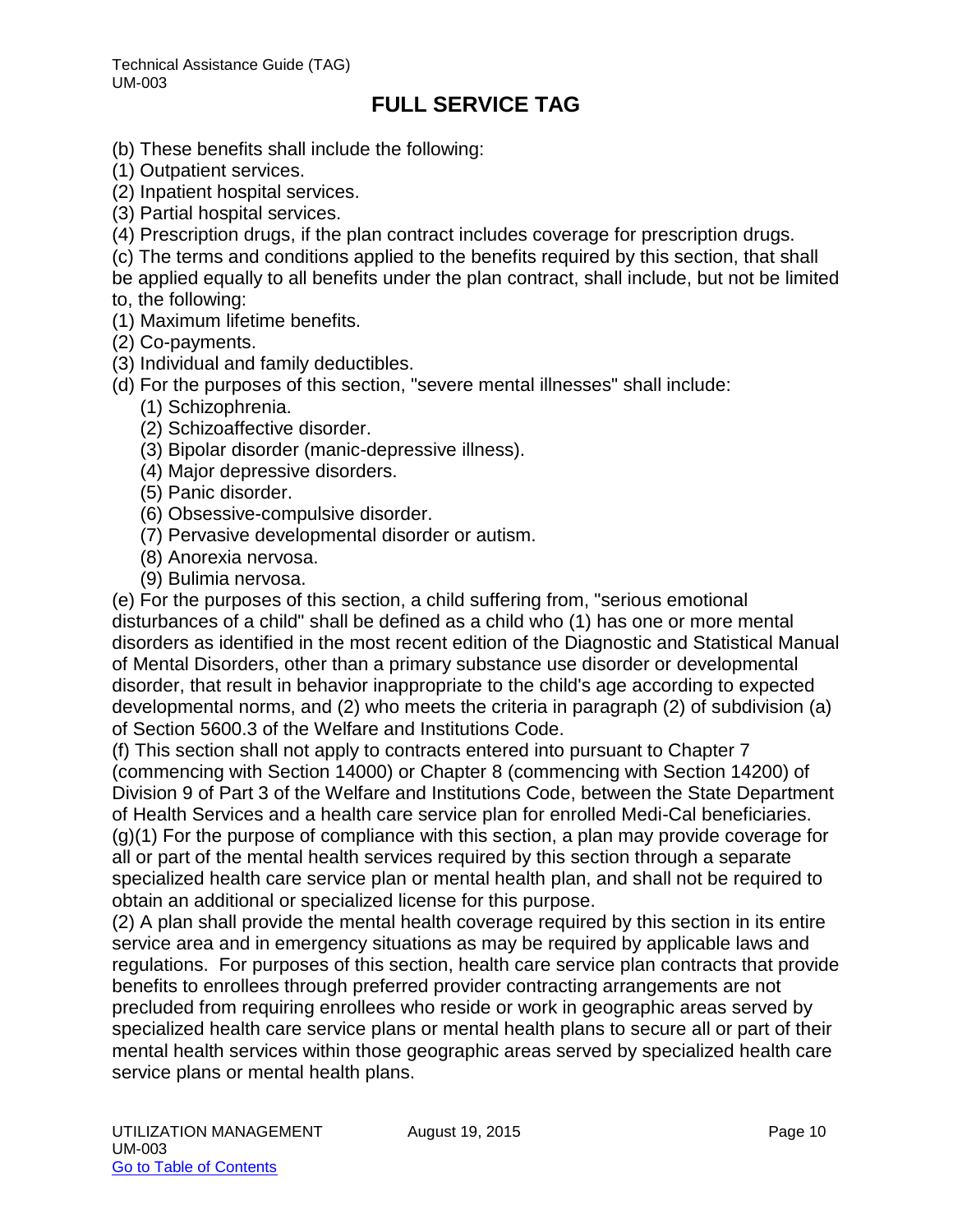(b) These benefits shall include the following:
(1) Outpatient services.
(2) Inpatient hospital services.
(3) Partial hospital services.
(4) Prescription drugs, if the plan contract includes coverage for prescription drugs.
(c) The terms and conditions applied to the benefits required by this section, that shall be applied equally to all benefits under the plan contract, shall include, but not be limited to, the following:
(1) Maximum lifetime benefits.
(2) Co-payments.
(3) Individual and family deductibles.
(d) For the purposes of this section, "severe mental illnesses" shall include:

(1) Schizophrenia.
(2) Schizoaffective disorder.
(3) Bipolar disorder (manic-depressive illness).
(4) Major depressive disorders.
(5) Panic disorder.
(6) Obsessive-compulsive disorder.
(7) Pervasive developmental disorder or autism.
(8) Anorexia nervosa.
(9) Bulimia nervosa.

(e) For the purposes of this section, a child suffering from, "serious emotional disturbances of a child" shall be defined as a child who (1) has one or more mental disorders as identified in the most recent edition of the Diagnostic and Statistical Manual of Mental Disorders, other than a primary substance use disorder or developmental disorder, that result in behavior inappropriate to the child's age according to expected developmental norms, and (2) who meets the criteria in paragraph (2) of subdivision (a) of Section 5600.3 of the Welfare and Institutions Code.
(f) This section shall not apply to contracts entered into pursuant to Chapter 7 (commencing with Section 14000) or Chapter 8 (commencing with Section 14200) of Division 9 of Part 3 of the Welfare and Institutions Code, between the State Department of Health Services and a health care service plan for enrolled Medi-Cal beneficiaries.
(g)(1) For the purpose of compliance with this section, a plan may provide coverage for all or part of the mental health services required by this section through a separate specialized health care service plan or mental health plan, and shall not be required to obtain an additional or specialized license for this purpose.
(2) A plan shall provide the mental health coverage required by this section in its entire service area and in emergency situations as may be required by applicable laws and regulations. For purposes of this section, health care service plan contracts that provide benefits to enrollees through preferred provider contracting arrangements are not precluded from requiring enrollees who reside or work in geographic areas served by specialized health care service plans or mental health plans to secure all or part of their mental health services within those geographic areas served by specialized health care service plans or mental health plans.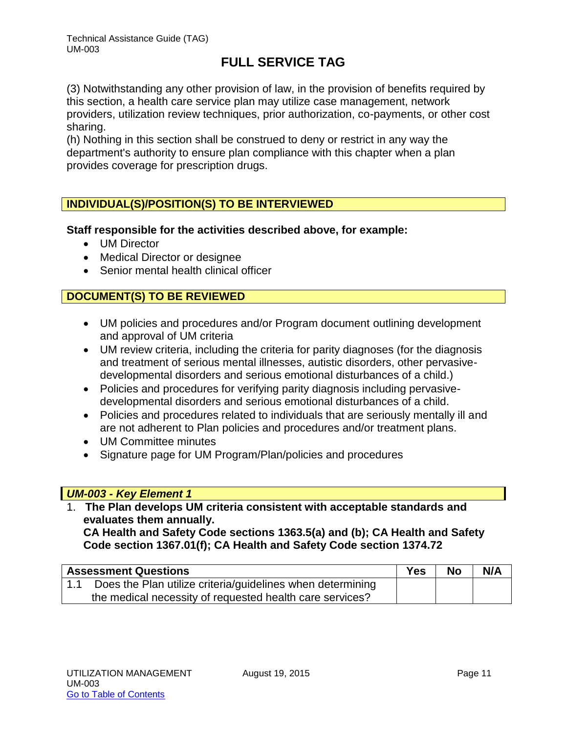# FULL SERVICE TAG

(3) Notwithstanding any other provision of law, in the provision of benefits required by this section, a health care service plan may utilize case management, network providers, utilization review techniques, prior authorization, co-payments, or other cost sharing.

(h) Nothing in this section shall be construed to deny or restrict in any way the department's authority to ensure plan compliance with this chapter when a plan provides coverage for prescription drugs.

## INDIVIDUAL(S)/POSITION(S) TO BE INTERVIEWED

**Staff responsible for the activities described above, for example:**

- UM Director
- Medical Director or designee
- Senior mental health clinical officer

## DOCUMENT(S) TO BE REVIEWED

- UM policies and procedures and/or Program document outlining development and approval of UM criteria
- UM review criteria, including the criteria for parity diagnoses (for the diagnosis and treatment of serious mental illnesses, autistic disorders, other pervasive-developmental disorders and serious emotional disturbances of a child.)
- Policies and procedures for verifying parity diagnosis including pervasive-developmental disorders and serious emotional disturbances of a child.
- Policies and procedures related to individuals that are seriously mentally ill and are not adherent to Plan policies and procedures and/or treatment plans.
- UM Committee minutes
- Signature page for UM Program/Plan/policies and procedures

## *UM-003 - Key Element 1*

1. **The Plan develops UM criteria consistent with acceptable standards and evaluates them annually.**
   **CA Health and Safety Code sections 1363.5(a) and (b); CA Health and Safety Code section 1367.01(f); CA Health and Safety Code section 1374.72**

| Assessment Questions | Yes | No | N/A |
|---|---|---|---|
| 1.1 Does the Plan utilize criteria/guidelines when determining the medical necessity of requested health care services? | | | |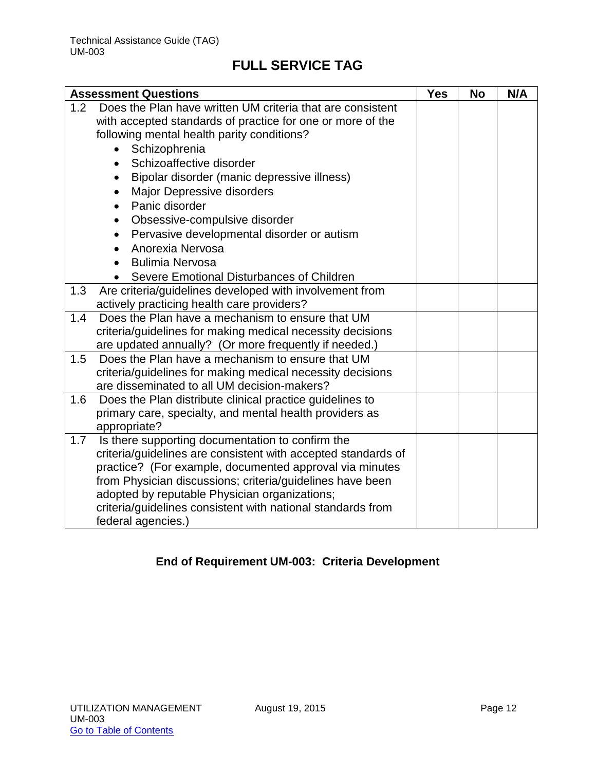## FULL SERVICE TAG

| Assessment Questions | Yes | No | N/A |
|---|---|---|---|
| 1.2 Does the Plan have written UM criteria that are consistent with accepted standards of practice for one or more of the following mental health parity conditions?<br>• Schizophrenia<br>• Schizoaffective disorder<br>• Bipolar disorder (manic depressive illness)<br>• Major Depressive disorders<br>• Panic disorder<br>• Obsessive-compulsive disorder<br>• Pervasive developmental disorder or autism<br>• Anorexia Nervosa<br>• Bulimia Nervosa<br>• Severe Emotional Disturbances of Children | | | |
| 1.3 Are criteria/guidelines developed with involvement from actively practicing health care providers? | | | |
| 1.4 Does the Plan have a mechanism to ensure that UM criteria/guidelines for making medical necessity decisions are updated annually? (Or more frequently if needed.) | | | |
| 1.5 Does the Plan have a mechanism to ensure that UM criteria/guidelines for making medical necessity decisions are disseminated to all UM decision-makers? | | | |
| 1.6 Does the Plan distribute clinical practice guidelines to primary care, specialty, and mental health providers as appropriate? | | | |
| 1.7 Is there supporting documentation to confirm the criteria/guidelines are consistent with accepted standards of practice? (For example, documented approval via minutes from Physician discussions; criteria/guidelines have been adopted by reputable Physician organizations; criteria/guidelines consistent with national standards from federal agencies.) | | | |

**End of Requirement UM-003: Criteria Development**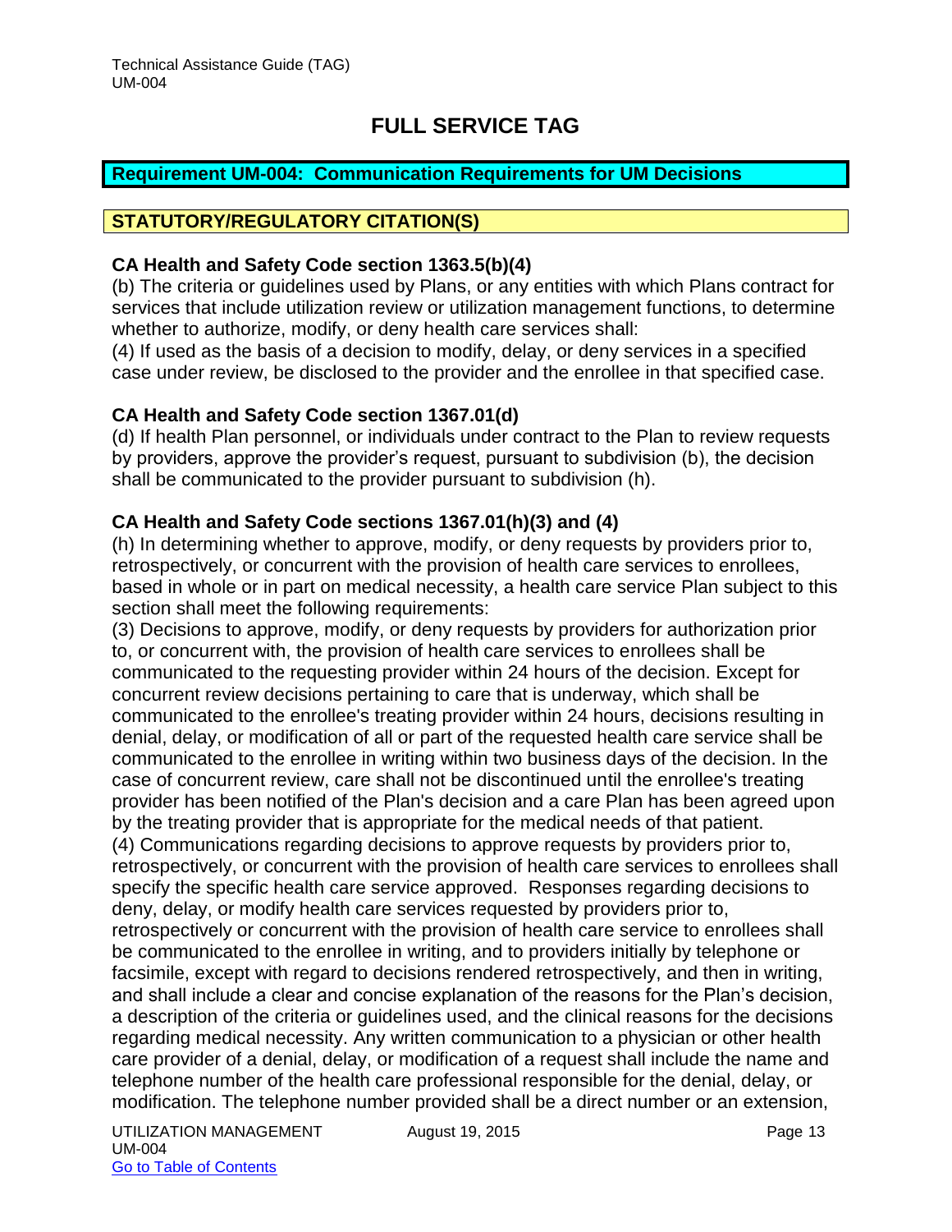# FULL SERVICE TAG

## Requirement UM-004: Communication Requirements for UM Decisions

### STATUTORY/REGULATORY CITATION(S)

**CA Health and Safety Code section 1363.5(b)(4)**

(b) The criteria or guidelines used by Plans, or any entities with which Plans contract for services that include utilization review or utilization management functions, to determine whether to authorize, modify, or deny health care services shall:

(4) If used as the basis of a decision to modify, delay, or deny services in a specified case under review, be disclosed to the provider and the enrollee in that specified case.

**CA Health and Safety Code section 1367.01(d)**

(d) If health Plan personnel, or individuals under contract to the Plan to review requests by providers, approve the provider's request, pursuant to subdivision (b), the decision shall be communicated to the provider pursuant to subdivision (h).

**CA Health and Safety Code sections 1367.01(h)(3) and (4)**

(h) In determining whether to approve, modify, or deny requests by providers prior to, retrospectively, or concurrent with the provision of health care services to enrollees, based in whole or in part on medical necessity, a health care service Plan subject to this section shall meet the following requirements:

(3) Decisions to approve, modify, or deny requests by providers for authorization prior to, or concurrent with, the provision of health care services to enrollees shall be communicated to the requesting provider within 24 hours of the decision. Except for concurrent review decisions pertaining to care that is underway, which shall be communicated to the enrollee's treating provider within 24 hours, decisions resulting in denial, delay, or modification of all or part of the requested health care service shall be communicated to the enrollee in writing within two business days of the decision. In the case of concurrent review, care shall not be discontinued until the enrollee's treating provider has been notified of the Plan's decision and a care Plan has been agreed upon by the treating provider that is appropriate for the medical needs of that patient.

(4) Communications regarding decisions to approve requests by providers prior to, retrospectively, or concurrent with the provision of health care services to enrollees shall specify the specific health care service approved. Responses regarding decisions to deny, delay, or modify health care services requested by providers prior to, retrospectively or concurrent with the provision of health care service to enrollees shall be communicated to the enrollee in writing, and to providers initially by telephone or facsimile, except with regard to decisions rendered retrospectively, and then in writing, and shall include a clear and concise explanation of the reasons for the Plan's decision, a description of the criteria or guidelines used, and the clinical reasons for the decisions regarding medical necessity. Any written communication to a physician or other health care provider of a denial, delay, or modification of a request shall include the name and telephone number of the health care professional responsible for the denial, delay, or modification. The telephone number provided shall be a direct number or an extension,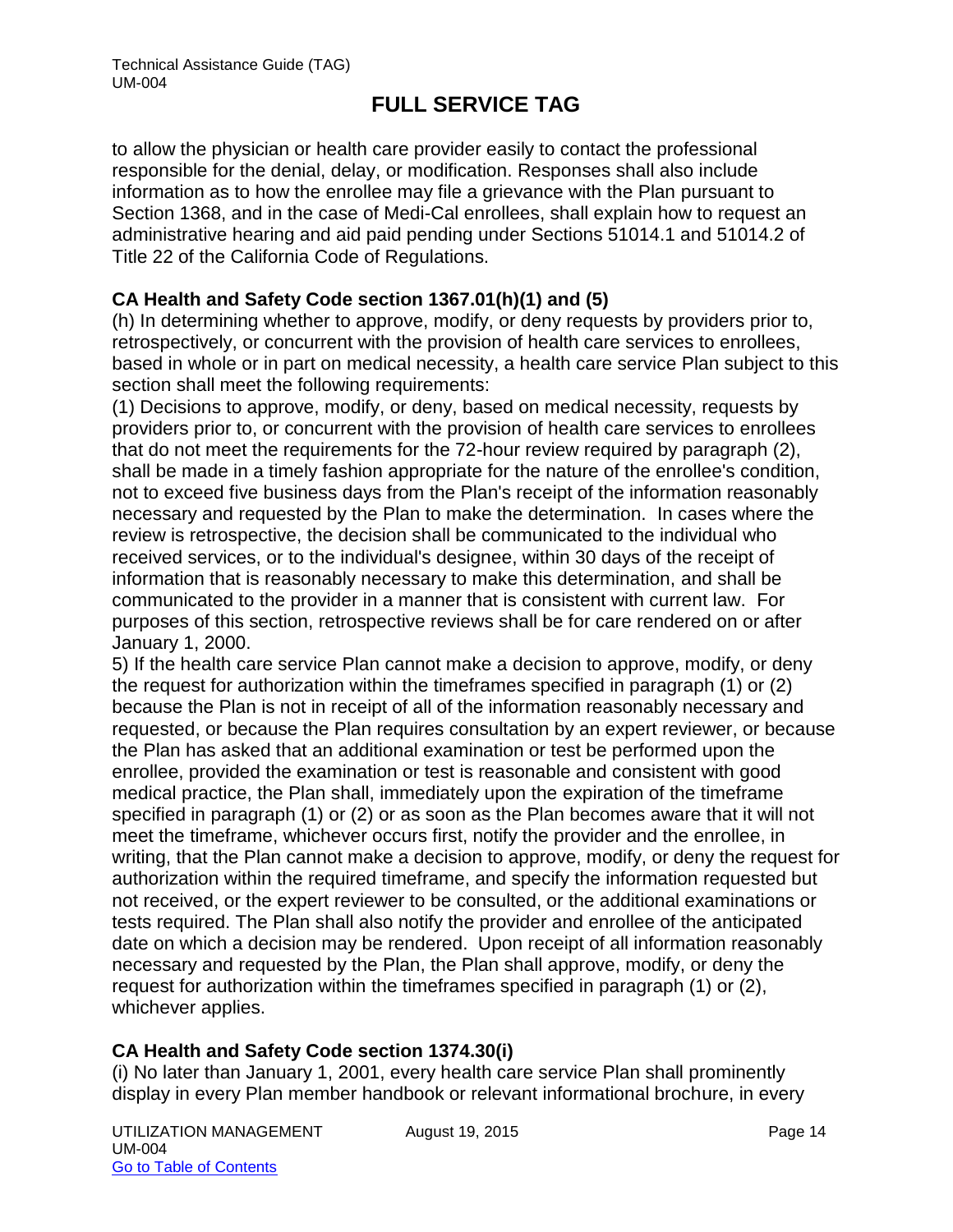to allow the physician or health care provider easily to contact the professional responsible for the denial, delay, or modification. Responses shall also include information as to how the enrollee may file a grievance with the Plan pursuant to Section 1368, and in the case of Medi-Cal enrollees, shall explain how to request an administrative hearing and aid paid pending under Sections 51014.1 and 51014.2 of Title 22 of the California Code of Regulations.

**CA Health and Safety Code section 1367.01(h)(1) and (5)**

(h) In determining whether to approve, modify, or deny requests by providers prior to, retrospectively, or concurrent with the provision of health care services to enrollees, based in whole or in part on medical necessity, a health care service Plan subject to this section shall meet the following requirements:

(1) Decisions to approve, modify, or deny, based on medical necessity, requests by providers prior to, or concurrent with the provision of health care services to enrollees that do not meet the requirements for the 72-hour review required by paragraph (2), shall be made in a timely fashion appropriate for the nature of the enrollee's condition, not to exceed five business days from the Plan's receipt of the information reasonably necessary and requested by the Plan to make the determination. In cases where the review is retrospective, the decision shall be communicated to the individual who received services, or to the individual's designee, within 30 days of the receipt of information that is reasonably necessary to make this determination, and shall be communicated to the provider in a manner that is consistent with current law. For purposes of this section, retrospective reviews shall be for care rendered on or after January 1, 2000.

5) If the health care service Plan cannot make a decision to approve, modify, or deny the request for authorization within the timeframes specified in paragraph (1) or (2) because the Plan is not in receipt of all of the information reasonably necessary and requested, or because the Plan requires consultation by an expert reviewer, or because the Plan has asked that an additional examination or test be performed upon the enrollee, provided the examination or test is reasonable and consistent with good medical practice, the Plan shall, immediately upon the expiration of the timeframe specified in paragraph (1) or (2) or as soon as the Plan becomes aware that it will not meet the timeframe, whichever occurs first, notify the provider and the enrollee, in writing, that the Plan cannot make a decision to approve, modify, or deny the request for authorization within the required timeframe, and specify the information requested but not received, or the expert reviewer to be consulted, or the additional examinations or tests required. The Plan shall also notify the provider and enrollee of the anticipated date on which a decision may be rendered. Upon receipt of all information reasonably necessary and requested by the Plan, the Plan shall approve, modify, or deny the request for authorization within the timeframes specified in paragraph (1) or (2), whichever applies.

**CA Health and Safety Code section 1374.30(i)**

(i) No later than January 1, 2001, every health care service Plan shall prominently display in every Plan member handbook or relevant informational brochure, in every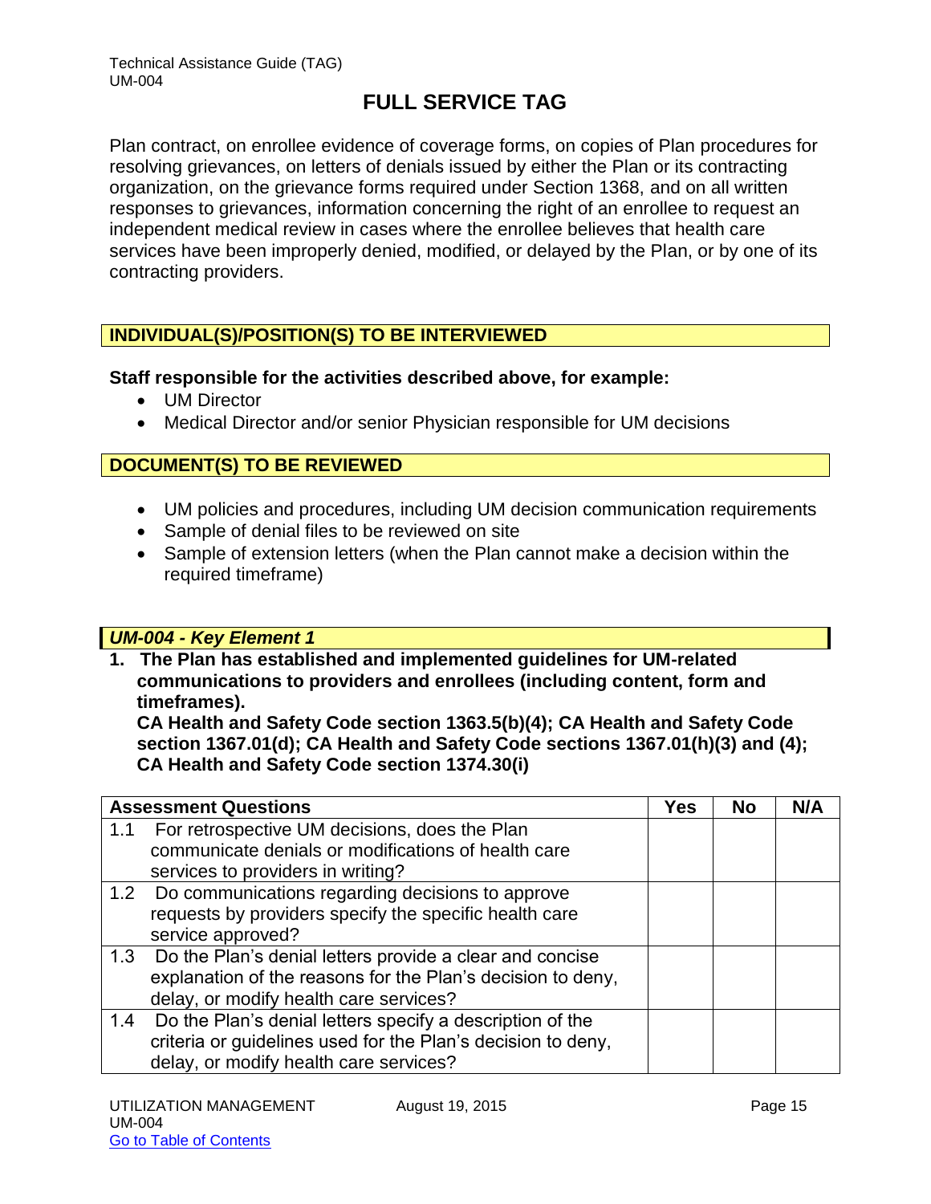## FULL SERVICE TAG

Plan contract, on enrollee evidence of coverage forms, on copies of Plan procedures for resolving grievances, on letters of denials issued by either the Plan or its contracting organization, on the grievance forms required under Section 1368, and on all written responses to grievances, information concerning the right of an enrollee to request an independent medical review in cases where the enrollee believes that health care services have been improperly denied, modified, or delayed by the Plan, or by one of its contracting providers.

### INDIVIDUAL(S)/POSITION(S) TO BE INTERVIEWED

**Staff responsible for the activities described above, for example:**

- UM Director
- Medical Director and/or senior Physician responsible for UM decisions

### DOCUMENT(S) TO BE REVIEWED

- UM policies and procedures, including UM decision communication requirements
- Sample of denial files to be reviewed on site
- Sample of extension letters (when the Plan cannot make a decision within the required timeframe)

### *UM-004 - Key Element 1*

**1. The Plan has established and implemented guidelines for UM-related communications to providers and enrollees (including content, form and timeframes).**
**CA Health and Safety Code section 1363.5(b)(4); CA Health and Safety Code section 1367.01(d); CA Health and Safety Code sections 1367.01(h)(3) and (4); CA Health and Safety Code section 1374.30(i)**

| Assessment Questions | Yes | No | N/A |
|---|---|---|---|
| 1.1 For retrospective UM decisions, does the Plan communicate denials or modifications of health care services to providers in writing? | | | |
| 1.2 Do communications regarding decisions to approve requests by providers specify the specific health care service approved? | | | |
| 1.3 Do the Plan's denial letters provide a clear and concise explanation of the reasons for the Plan's decision to deny, delay, or modify health care services? | | | |
| 1.4 Do the Plan's denial letters specify a description of the criteria or guidelines used for the Plan's decision to deny, delay, or modify health care services? | | | |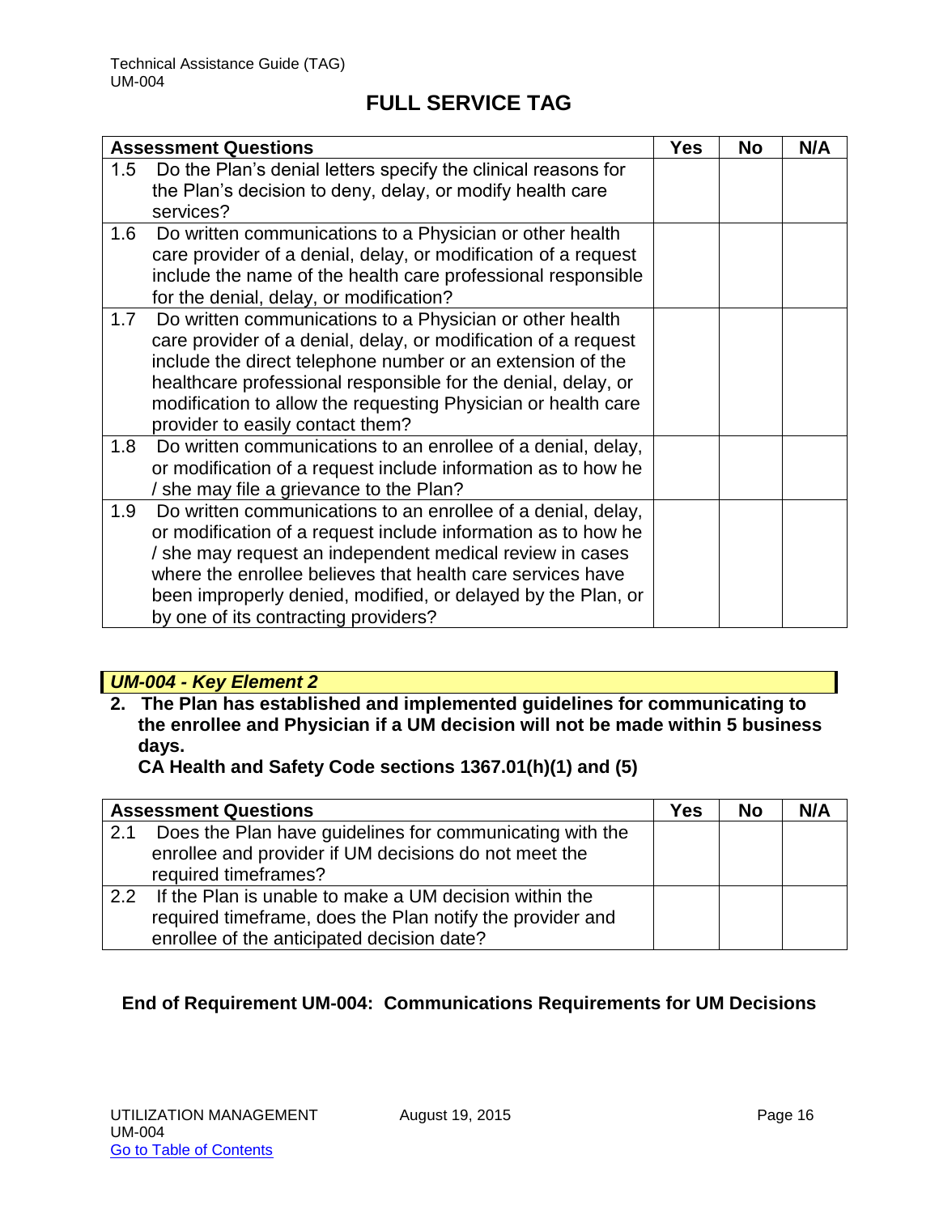# FULL SERVICE TAG

| Assessment Questions | Yes | No | N/A |
|---|---|---|---|
| 1.5 Do the Plan's denial letters specify the clinical reasons for the Plan's decision to deny, delay, or modify health care services? | | | |
| 1.6 Do written communications to a Physician or other health care provider of a denial, delay, or modification of a request include the name of the health care professional responsible for the denial, delay, or modification? | | | |
| 1.7 Do written communications to a Physician or other health care provider of a denial, delay, or modification of a request include the direct telephone number or an extension of the healthcare professional responsible for the denial, delay, or modification to allow the requesting Physician or health care provider to easily contact them? | | | |
| 1.8 Do written communications to an enrollee of a denial, delay, or modification of a request include information as to how he / she may file a grievance to the Plan? | | | |
| 1.9 Do written communications to an enrollee of a denial, delay, or modification of a request include information as to how he / she may request an independent medical review in cases where the enrollee believes that health care services have been improperly denied, modified, or delayed by the Plan, or by one of its contracting providers? | | | |

### *UM-004 - Key Element 2*

**2. The Plan has established and implemented guidelines for communicating to the enrollee and Physician if a UM decision will not be made within 5 business days.**
**CA Health and Safety Code sections 1367.01(h)(1) and (5)**

| Assessment Questions | Yes | No | N/A |
|---|---|---|---|
| 2.1 Does the Plan have guidelines for communicating with the enrollee and provider if UM decisions do not meet the required timeframes? | | | |
| 2.2 If the Plan is unable to make a UM decision within the required timeframe, does the Plan notify the provider and enrollee of the anticipated decision date? | | | |

**End of Requirement UM-004: Communications Requirements for UM Decisions**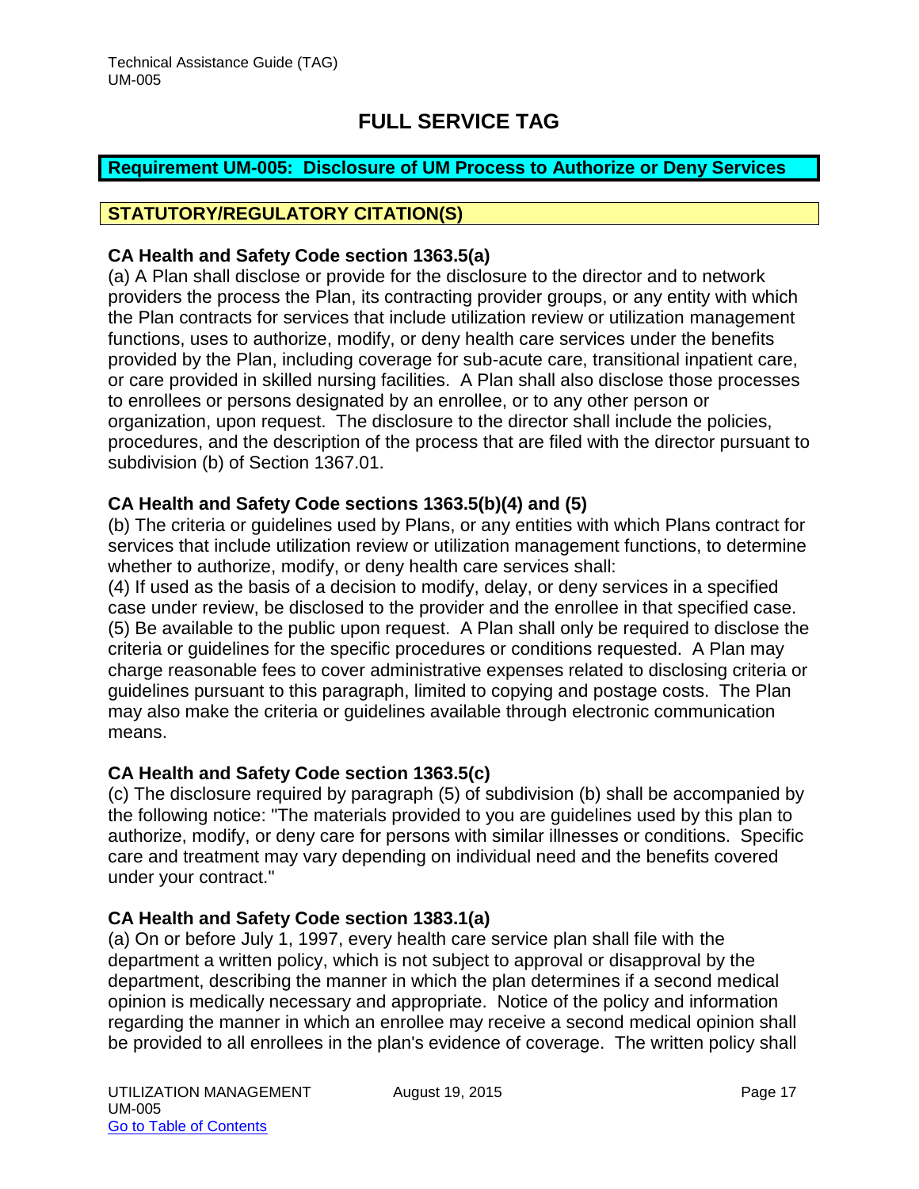# FULL SERVICE TAG

## Requirement UM-005: Disclosure of UM Process to Authorize or Deny Services

## STATUTORY/REGULATORY CITATION(S)

**CA Health and Safety Code section 1363.5(a)**

(a) A Plan shall disclose or provide for the disclosure to the director and to network providers the process the Plan, its contracting provider groups, or any entity with which the Plan contracts for services that include utilization review or utilization management functions, uses to authorize, modify, or deny health care services under the benefits provided by the Plan, including coverage for sub-acute care, transitional inpatient care, or care provided in skilled nursing facilities. A Plan shall also disclose those processes to enrollees or persons designated by an enrollee, or to any other person or organization, upon request. The disclosure to the director shall include the policies, procedures, and the description of the process that are filed with the director pursuant to subdivision (b) of Section 1367.01.

**CA Health and Safety Code sections 1363.5(b)(4) and (5)**

(b) The criteria or guidelines used by Plans, or any entities with which Plans contract for services that include utilization review or utilization management functions, to determine whether to authorize, modify, or deny health care services shall:

(4) If used as the basis of a decision to modify, delay, or deny services in a specified case under review, be disclosed to the provider and the enrollee in that specified case.

(5) Be available to the public upon request. A Plan shall only be required to disclose the criteria or guidelines for the specific procedures or conditions requested. A Plan may charge reasonable fees to cover administrative expenses related to disclosing criteria or guidelines pursuant to this paragraph, limited to copying and postage costs. The Plan may also make the criteria or guidelines available through electronic communication means.

**CA Health and Safety Code section 1363.5(c)**

(c) The disclosure required by paragraph (5) of subdivision (b) shall be accompanied by the following notice: "The materials provided to you are guidelines used by this plan to authorize, modify, or deny care for persons with similar illnesses or conditions. Specific care and treatment may vary depending on individual need and the benefits covered under your contract."

**CA Health and Safety Code section 1383.1(a)**

(a) On or before July 1, 1997, every health care service plan shall file with the department a written policy, which is not subject to approval or disapproval by the department, describing the manner in which the plan determines if a second medical opinion is medically necessary and appropriate. Notice of the policy and information regarding the manner in which an enrollee may receive a second medical opinion shall be provided to all enrollees in the plan's evidence of coverage. The written policy shall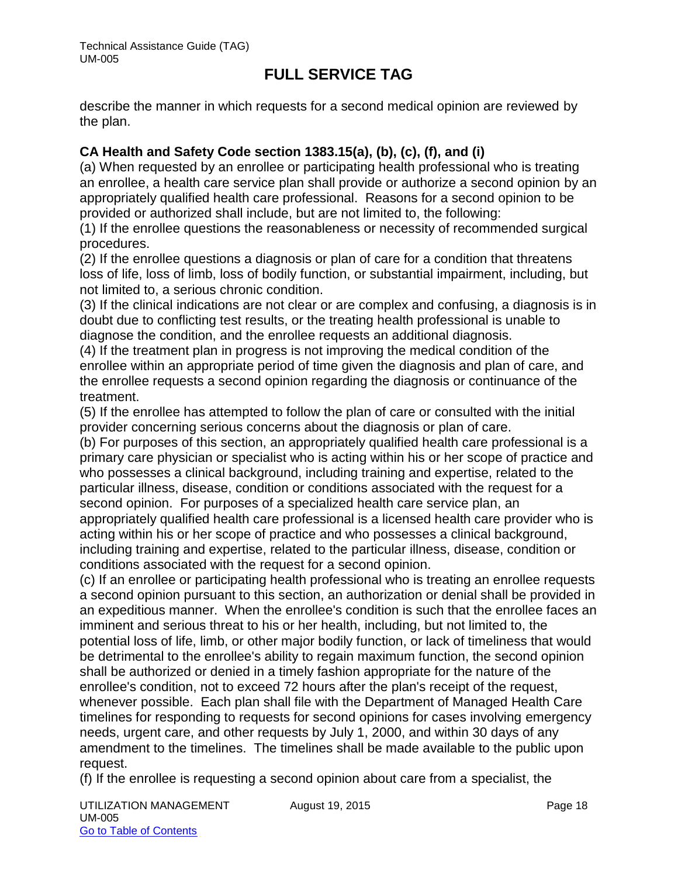describe the manner in which requests for a second medical opinion are reviewed by the plan.

**CA Health and Safety Code section 1383.15(a), (b), (c), (f), and (i)**

(a) When requested by an enrollee or participating health professional who is treating an enrollee, a health care service plan shall provide or authorize a second opinion by an appropriately qualified health care professional. Reasons for a second opinion to be provided or authorized shall include, but are not limited to, the following:

(1) If the enrollee questions the reasonableness or necessity of recommended surgical procedures.

(2) If the enrollee questions a diagnosis or plan of care for a condition that threatens loss of life, loss of limb, loss of bodily function, or substantial impairment, including, but not limited to, a serious chronic condition.

(3) If the clinical indications are not clear or are complex and confusing, a diagnosis is in doubt due to conflicting test results, or the treating health professional is unable to diagnose the condition, and the enrollee requests an additional diagnosis.

(4) If the treatment plan in progress is not improving the medical condition of the enrollee within an appropriate period of time given the diagnosis and plan of care, and the enrollee requests a second opinion regarding the diagnosis or continuance of the treatment.

(5) If the enrollee has attempted to follow the plan of care or consulted with the initial provider concerning serious concerns about the diagnosis or plan of care.

(b) For purposes of this section, an appropriately qualified health care professional is a primary care physician or specialist who is acting within his or her scope of practice and who possesses a clinical background, including training and expertise, related to the particular illness, disease, condition or conditions associated with the request for a second opinion. For purposes of a specialized health care service plan, an appropriately qualified health care professional is a licensed health care provider who is acting within his or her scope of practice and who possesses a clinical background, including training and expertise, related to the particular illness, disease, condition or conditions associated with the request for a second opinion.

(c) If an enrollee or participating health professional who is treating an enrollee requests a second opinion pursuant to this section, an authorization or denial shall be provided in an expeditious manner. When the enrollee's condition is such that the enrollee faces an imminent and serious threat to his or her health, including, but not limited to, the potential loss of life, limb, or other major bodily function, or lack of timeliness that would be detrimental to the enrollee's ability to regain maximum function, the second opinion shall be authorized or denied in a timely fashion appropriate for the nature of the enrollee's condition, not to exceed 72 hours after the plan's receipt of the request, whenever possible. Each plan shall file with the Department of Managed Health Care timelines for responding to requests for second opinions for cases involving emergency needs, urgent care, and other requests by July 1, 2000, and within 30 days of any amendment to the timelines. The timelines shall be made available to the public upon request.

(f) If the enrollee is requesting a second opinion about care from a specialist, the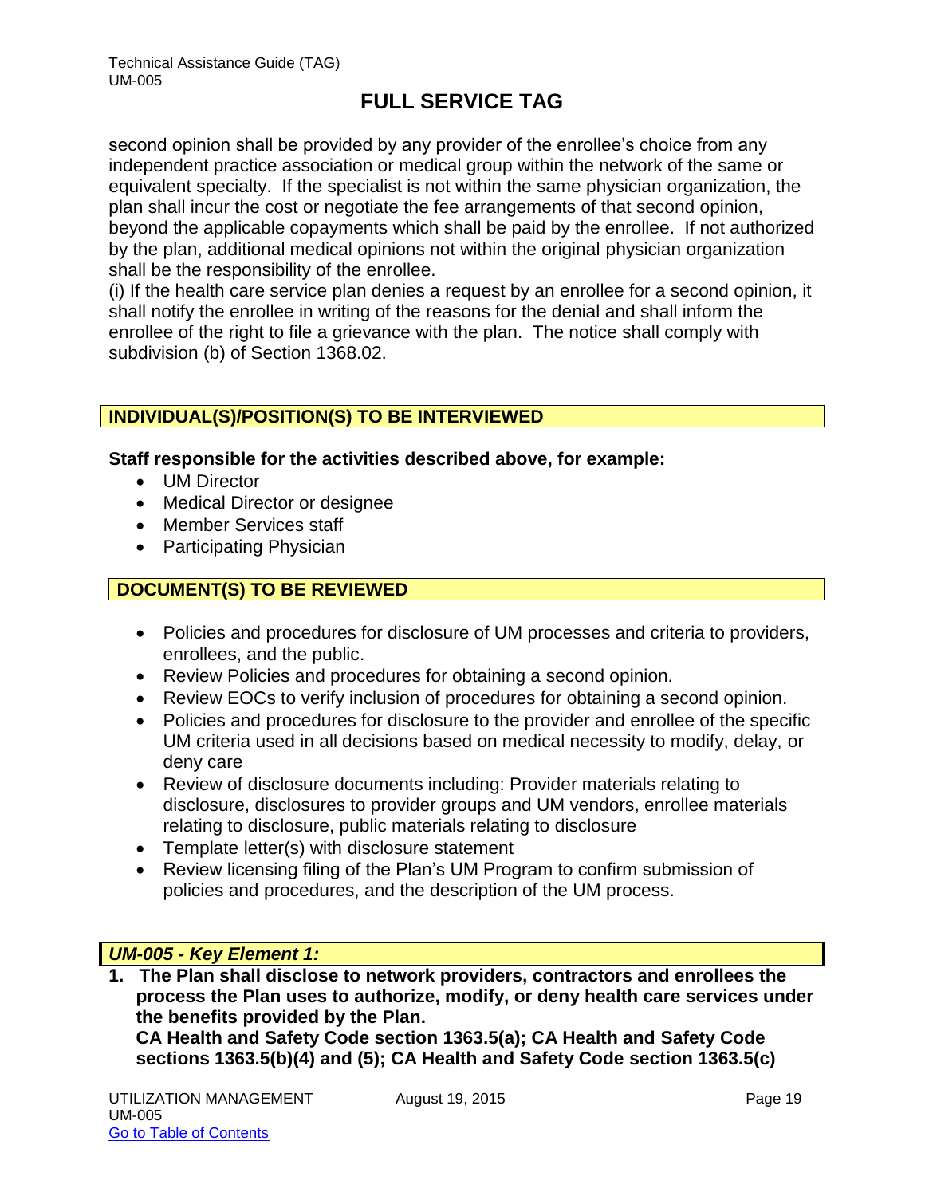second opinion shall be provided by any provider of the enrollee's choice from any independent practice association or medical group within the network of the same or equivalent specialty. If the specialist is not within the same physician organization, the plan shall incur the cost or negotiate the fee arrangements of that second opinion, beyond the applicable copayments which shall be paid by the enrollee. If not authorized by the plan, additional medical opinions not within the original physician organization shall be the responsibility of the enrollee.

(i) If the health care service plan denies a request by an enrollee for a second opinion, it shall notify the enrollee in writing of the reasons for the denial and shall inform the enrollee of the right to file a grievance with the plan. The notice shall comply with subdivision (b) of Section 1368.02.

## INDIVIDUAL(S)/POSITION(S) TO BE INTERVIEWED

**Staff responsible for the activities described above, for example:**

- UM Director
- Medical Director or designee
- Member Services staff
- Participating Physician

## DOCUMENT(S) TO BE REVIEWED

- Policies and procedures for disclosure of UM processes and criteria to providers, enrollees, and the public.
- Review Policies and procedures for obtaining a second opinion.
- Review EOCs to verify inclusion of procedures for obtaining a second opinion.
- Policies and procedures for disclosure to the provider and enrollee of the specific UM criteria used in all decisions based on medical necessity to modify, delay, or deny care
- Review of disclosure documents including: Provider materials relating to disclosure, disclosures to provider groups and UM vendors, enrollee materials relating to disclosure, public materials relating to disclosure
- Template letter(s) with disclosure statement
- Review licensing filing of the Plan's UM Program to confirm submission of policies and procedures, and the description of the UM process.

## *UM-005 - Key Element 1:*

1. **The Plan shall disclose to network providers, contractors and enrollees the process the Plan uses to authorize, modify, or deny health care services under the benefits provided by the Plan.**
   **CA Health and Safety Code section 1363.5(a); CA Health and Safety Code sections 1363.5(b)(4) and (5); CA Health and Safety Code section 1363.5(c)**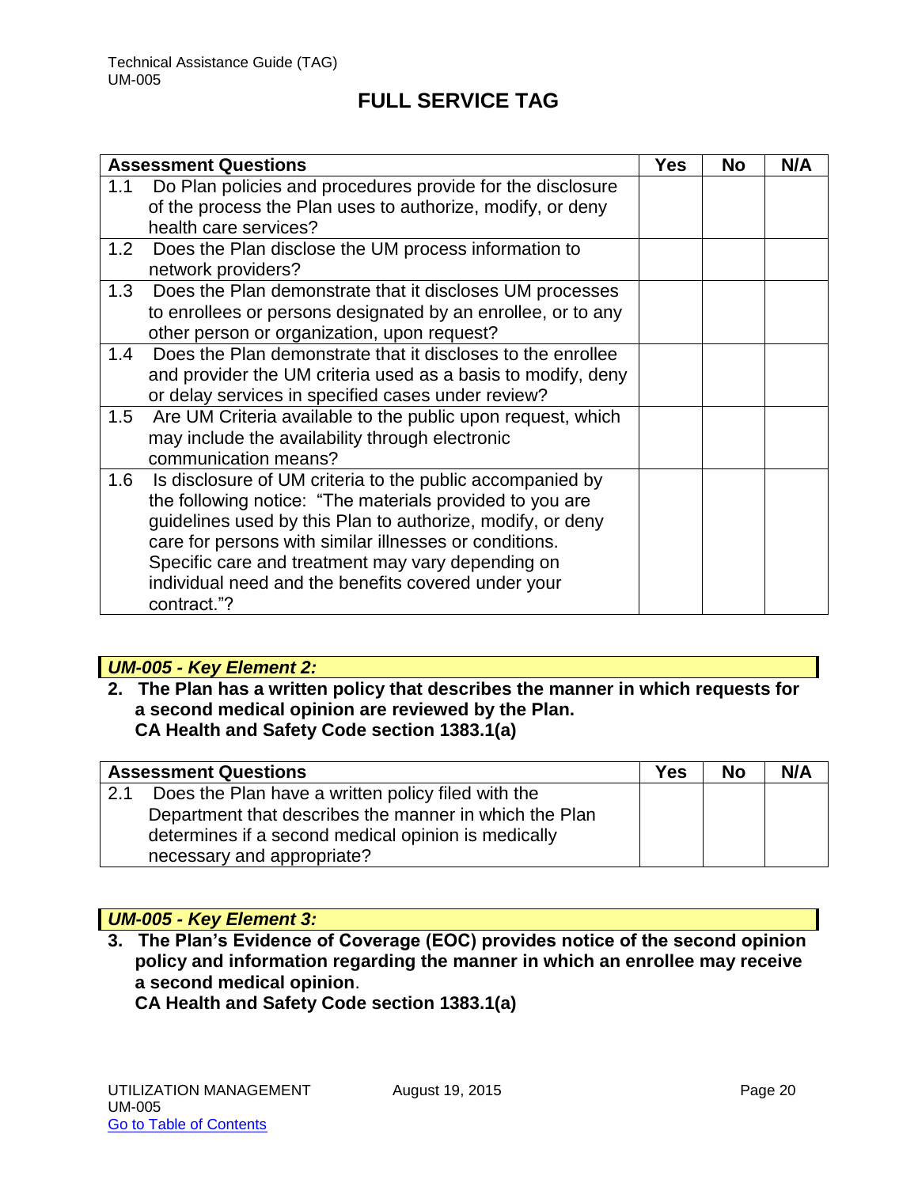# FULL SERVICE TAG

| Assessment Questions | Yes | No | N/A |
|---|---|---|---|
| 1.1 Do Plan policies and procedures provide for the disclosure of the process the Plan uses to authorize, modify, or deny health care services? | | | |
| 1.2 Does the Plan disclose the UM process information to network providers? | | | |
| 1.3 Does the Plan demonstrate that it discloses UM processes to enrollees or persons designated by an enrollee, or to any other person or organization, upon request? | | | |
| 1.4 Does the Plan demonstrate that it discloses to the enrollee and provider the UM criteria used as a basis to modify, deny or delay services in specified cases under review? | | | |
| 1.5 Are UM Criteria available to the public upon request, which may include the availability through electronic communication means? | | | |
| 1.6 Is disclosure of UM criteria to the public accompanied by the following notice: "The materials provided to you are guidelines used by this Plan to authorize, modify, or deny care for persons with similar illnesses or conditions. Specific care and treatment may vary depending on individual need and the benefits covered under your contract."? | | | |

***UM-005 - Key Element 2:***

**2. The Plan has a written policy that describes the manner in which requests for a second medical opinion are reviewed by the Plan.**
**CA Health and Safety Code section 1383.1(a)**

| Assessment Questions | Yes | No | N/A |
|---|---|---|---|
| 2.1 Does the Plan have a written policy filed with the Department that describes the manner in which the Plan determines if a second medical opinion is medically necessary and appropriate? | | | |

***UM-005 - Key Element 3:***

**3. The Plan's Evidence of Coverage (EOC) provides notice of the second opinion policy and information regarding the manner in which an enrollee may receive a second medical opinion.**
**CA Health and Safety Code section 1383.1(a)**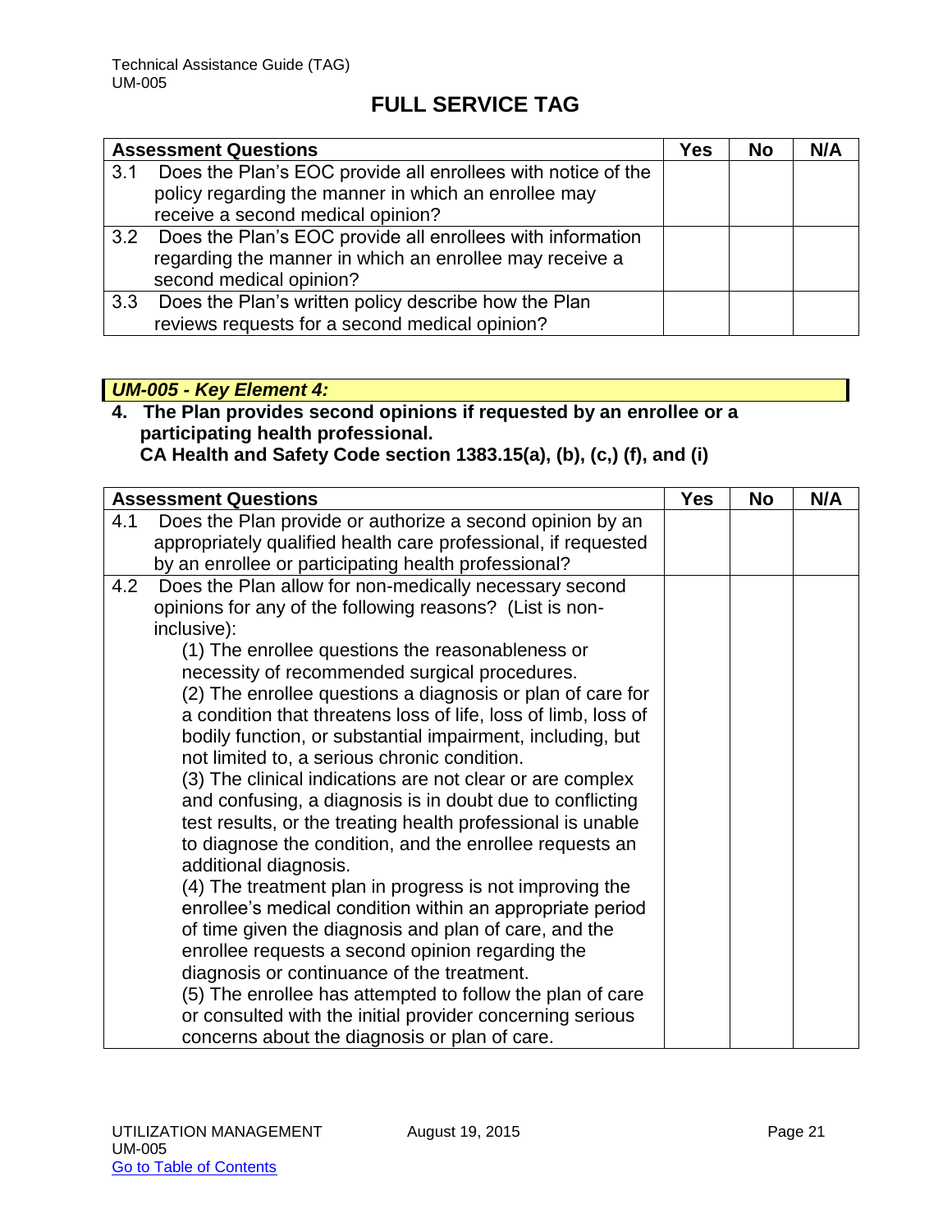# FULL SERVICE TAG

| Assessment Questions | Yes | No | N/A |
|---|---|---|---|
| 3.1 Does the Plan's EOC provide all enrollees with notice of the policy regarding the manner in which an enrollee may receive a second medical opinion? | | | |
| 3.2 Does the Plan's EOC provide all enrollees with information regarding the manner in which an enrollee may receive a second medical opinion? | | | |
| 3.3 Does the Plan's written policy describe how the Plan reviews requests for a second medical opinion? | | | |

## *UM-005 - Key Element 4:*

**4. The Plan provides second opinions if requested by an enrollee or a participating health professional.**
**CA Health and Safety Code section 1383.15(a), (b), (c,) (f), and (i)**

| Assessment Questions | Yes | No | N/A |
|---|---|---|---|
| 4.1 Does the Plan provide or authorize a second opinion by an appropriately qualified health care professional, if requested by an enrollee or participating health professional? | | | |
| 4.2 Does the Plan allow for non-medically necessary second opinions for any of the following reasons? (List is non-inclusive): (1) The enrollee questions the reasonableness or necessity of recommended surgical procedures. (2) The enrollee questions a diagnosis or plan of care for a condition that threatens loss of life, loss of limb, loss of bodily function, or substantial impairment, including, but not limited to, a serious chronic condition. (3) The clinical indications are not clear or are complex and confusing, a diagnosis is in doubt due to conflicting test results, or the treating health professional is unable to diagnose the condition, and the enrollee requests an additional diagnosis. (4) The treatment plan in progress is not improving the enrollee's medical condition within an appropriate period of time given the diagnosis and plan of care, and the enrollee requests a second opinion regarding the diagnosis or continuance of the treatment. (5) The enrollee has attempted to follow the plan of care or consulted with the initial provider concerning serious concerns about the diagnosis or plan of care. | | | |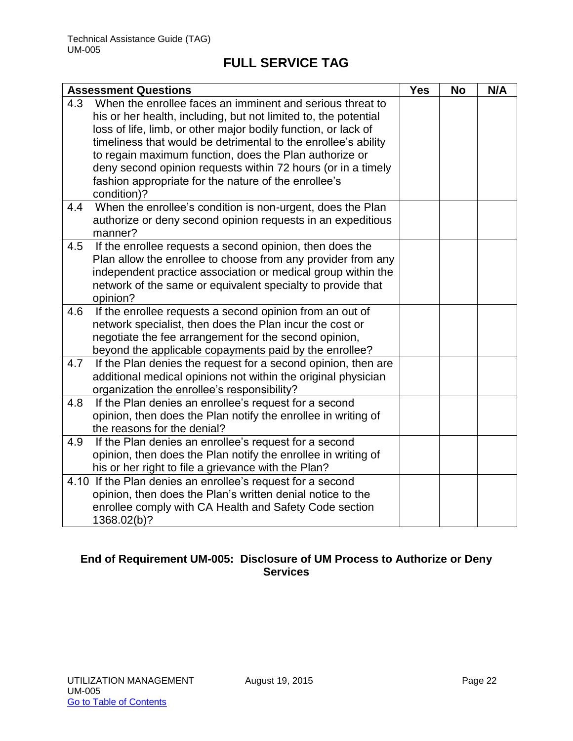## FULL SERVICE TAG

| Assessment Questions | Yes | No | N/A |
|---|---|---|---|
| 4.3 When the enrollee faces an imminent and serious threat to his or her health, including, but not limited to, the potential loss of life, limb, or other major bodily function, or lack of timeliness that would be detrimental to the enrollee's ability to regain maximum function, does the Plan authorize or deny second opinion requests within 72 hours (or in a timely fashion appropriate for the nature of the enrollee's condition)? | | | |
| 4.4 When the enrollee's condition is non-urgent, does the Plan authorize or deny second opinion requests in an expeditious manner? | | | |
| 4.5 If the enrollee requests a second opinion, then does the Plan allow the enrollee to choose from any provider from any independent practice association or medical group within the network of the same or equivalent specialty to provide that opinion? | | | |
| 4.6 If the enrollee requests a second opinion from an out of network specialist, then does the Plan incur the cost or negotiate the fee arrangement for the second opinion, beyond the applicable copayments paid by the enrollee? | | | |
| 4.7 If the Plan denies the request for a second opinion, then are additional medical opinions not within the original physician organization the enrollee's responsibility? | | | |
| 4.8 If the Plan denies an enrollee's request for a second opinion, then does the Plan notify the enrollee in writing of the reasons for the denial? | | | |
| 4.9 If the Plan denies an enrollee's request for a second opinion, then does the Plan notify the enrollee in writing of his or her right to file a grievance with the Plan? | | | |
| 4.10 If the Plan denies an enrollee's request for a second opinion, then does the Plan's written denial notice to the enrollee comply with CA Health and Safety Code section 1368.02(b)? | | | |

**End of Requirement UM-005: Disclosure of UM Process to Authorize or Deny Services**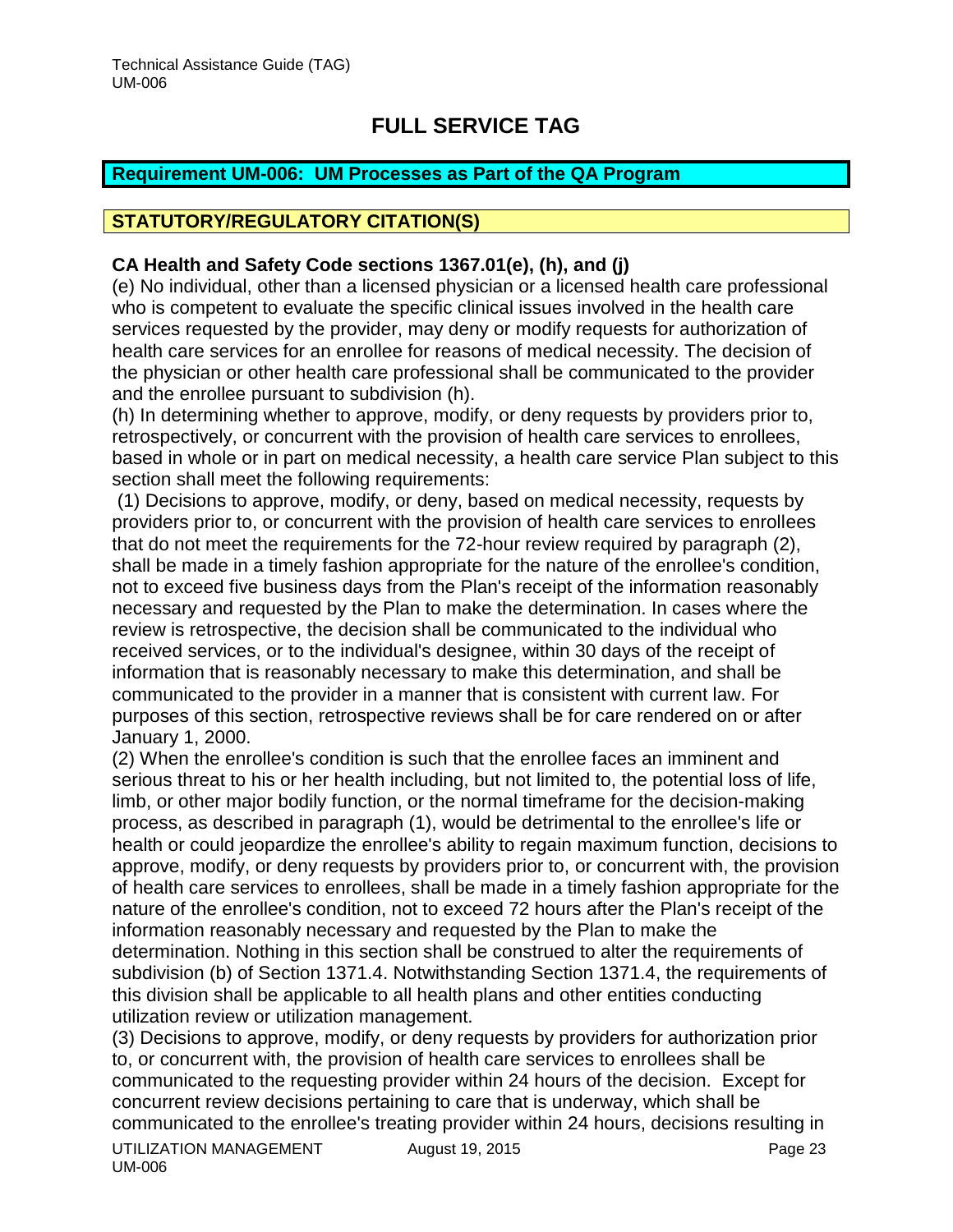# FULL SERVICE TAG

## Requirement UM-006: UM Processes as Part of the QA Program

### STATUTORY/REGULATORY CITATION(S)

**CA Health and Safety Code sections 1367.01(e), (h), and (j)**

(e) No individual, other than a licensed physician or a licensed health care professional who is competent to evaluate the specific clinical issues involved in the health care services requested by the provider, may deny or modify requests for authorization of health care services for an enrollee for reasons of medical necessity. The decision of the physician or other health care professional shall be communicated to the provider and the enrollee pursuant to subdivision (h).

(h) In determining whether to approve, modify, or deny requests by providers prior to, retrospectively, or concurrent with the provision of health care services to enrollees, based in whole or in part on medical necessity, a health care service Plan subject to this section shall meet the following requirements:

(1) Decisions to approve, modify, or deny, based on medical necessity, requests by providers prior to, or concurrent with the provision of health care services to enrollees that do not meet the requirements for the 72-hour review required by paragraph (2), shall be made in a timely fashion appropriate for the nature of the enrollee's condition, not to exceed five business days from the Plan's receipt of the information reasonably necessary and requested by the Plan to make the determination. In cases where the review is retrospective, the decision shall be communicated to the individual who received services, or to the individual's designee, within 30 days of the receipt of information that is reasonably necessary to make this determination, and shall be communicated to the provider in a manner that is consistent with current law. For purposes of this section, retrospective reviews shall be for care rendered on or after January 1, 2000.

(2) When the enrollee's condition is such that the enrollee faces an imminent and serious threat to his or her health including, but not limited to, the potential loss of life, limb, or other major bodily function, or the normal timeframe for the decision-making process, as described in paragraph (1), would be detrimental to the enrollee's life or health or could jeopardize the enrollee's ability to regain maximum function, decisions to approve, modify, or deny requests by providers prior to, or concurrent with, the provision of health care services to enrollees, shall be made in a timely fashion appropriate for the nature of the enrollee's condition, not to exceed 72 hours after the Plan's receipt of the information reasonably necessary and requested by the Plan to make the determination. Nothing in this section shall be construed to alter the requirements of subdivision (b) of Section 1371.4. Notwithstanding Section 1371.4, the requirements of this division shall be applicable to all health plans and other entities conducting utilization review or utilization management.

(3) Decisions to approve, modify, or deny requests by providers for authorization prior to, or concurrent with, the provision of health care services to enrollees shall be communicated to the requesting provider within 24 hours of the decision. Except for concurrent review decisions pertaining to care that is underway, which shall be communicated to the enrollee's treating provider within 24 hours, decisions resulting in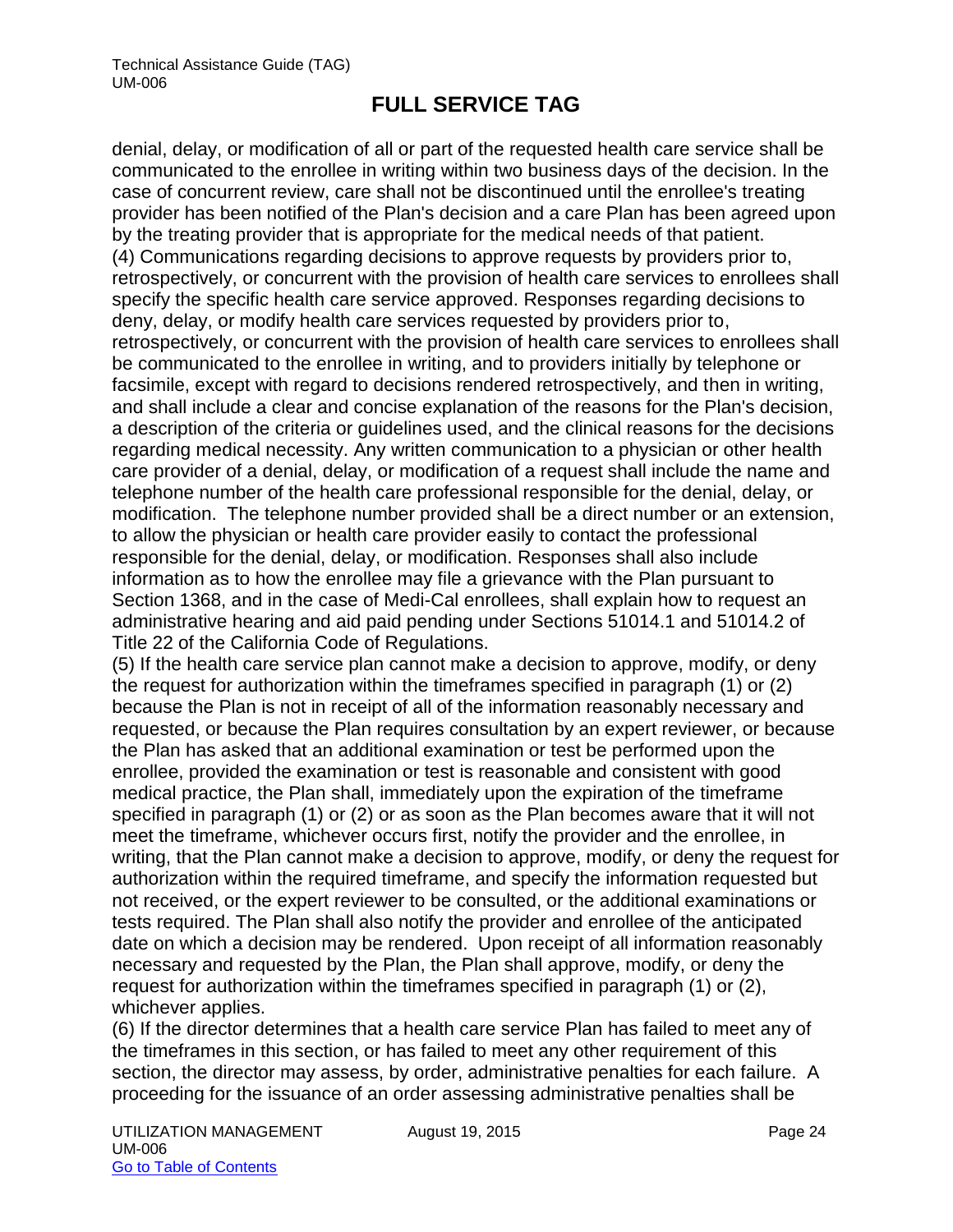denial, delay, or modification of all or part of the requested health care service shall be communicated to the enrollee in writing within two business days of the decision. In the case of concurrent review, care shall not be discontinued until the enrollee's treating provider has been notified of the Plan's decision and a care Plan has been agreed upon by the treating provider that is appropriate for the medical needs of that patient.

(4) Communications regarding decisions to approve requests by providers prior to, retrospectively, or concurrent with the provision of health care services to enrollees shall specify the specific health care service approved. Responses regarding decisions to deny, delay, or modify health care services requested by providers prior to, retrospectively, or concurrent with the provision of health care services to enrollees shall be communicated to the enrollee in writing, and to providers initially by telephone or facsimile, except with regard to decisions rendered retrospectively, and then in writing, and shall include a clear and concise explanation of the reasons for the Plan's decision, a description of the criteria or guidelines used, and the clinical reasons for the decisions regarding medical necessity. Any written communication to a physician or other health care provider of a denial, delay, or modification of a request shall include the name and telephone number of the health care professional responsible for the denial, delay, or modification. The telephone number provided shall be a direct number or an extension, to allow the physician or health care provider easily to contact the professional responsible for the denial, delay, or modification. Responses shall also include information as to how the enrollee may file a grievance with the Plan pursuant to Section 1368, and in the case of Medi-Cal enrollees, shall explain how to request an administrative hearing and aid paid pending under Sections 51014.1 and 51014.2 of Title 22 of the California Code of Regulations.

(5) If the health care service plan cannot make a decision to approve, modify, or deny the request for authorization within the timeframes specified in paragraph (1) or (2) because the Plan is not in receipt of all of the information reasonably necessary and requested, or because the Plan requires consultation by an expert reviewer, or because the Plan has asked that an additional examination or test be performed upon the enrollee, provided the examination or test is reasonable and consistent with good medical practice, the Plan shall, immediately upon the expiration of the timeframe specified in paragraph (1) or (2) or as soon as the Plan becomes aware that it will not meet the timeframe, whichever occurs first, notify the provider and the enrollee, in writing, that the Plan cannot make a decision to approve, modify, or deny the request for authorization within the required timeframe, and specify the information requested but not received, or the expert reviewer to be consulted, or the additional examinations or tests required. The Plan shall also notify the provider and enrollee of the anticipated date on which a decision may be rendered. Upon receipt of all information reasonably necessary and requested by the Plan, the Plan shall approve, modify, or deny the request for authorization within the timeframes specified in paragraph (1) or (2), whichever applies.

(6) If the director determines that a health care service Plan has failed to meet any of the timeframes in this section, or has failed to meet any other requirement of this section, the director may assess, by order, administrative penalties for each failure. A proceeding for the issuance of an order assessing administrative penalties shall be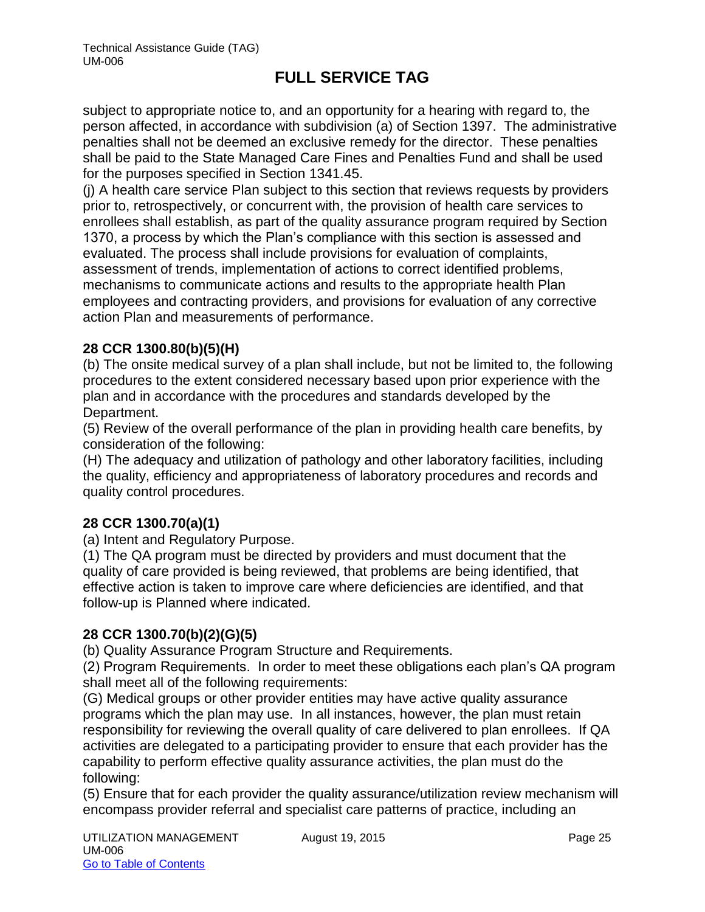subject to appropriate notice to, and an opportunity for a hearing with regard to, the person affected, in accordance with subdivision (a) of Section 1397. The administrative penalties shall not be deemed an exclusive remedy for the director. These penalties shall be paid to the State Managed Care Fines and Penalties Fund and shall be used for the purposes specified in Section 1341.45.
(j) A health care service Plan subject to this section that reviews requests by providers prior to, retrospectively, or concurrent with, the provision of health care services to enrollees shall establish, as part of the quality assurance program required by Section 1370, a process by which the Plan's compliance with this section is assessed and evaluated. The process shall include provisions for evaluation of complaints, assessment of trends, implementation of actions to correct identified problems, mechanisms to communicate actions and results to the appropriate health Plan employees and contracting providers, and provisions for evaluation of any corrective action Plan and measurements of performance.

**28 CCR 1300.80(b)(5)(H)**
(b) The onsite medical survey of a plan shall include, but not be limited to, the following procedures to the extent considered necessary based upon prior experience with the plan and in accordance with the procedures and standards developed by the Department.
(5) Review of the overall performance of the plan in providing health care benefits, by consideration of the following:
(H) The adequacy and utilization of pathology and other laboratory facilities, including the quality, efficiency and appropriateness of laboratory procedures and records and quality control procedures.

**28 CCR 1300.70(a)(1)**
(a) Intent and Regulatory Purpose.
(1) The QA program must be directed by providers and must document that the quality of care provided is being reviewed, that problems are being identified, that effective action is taken to improve care where deficiencies are identified, and that follow-up is Planned where indicated.

**28 CCR 1300.70(b)(2)(G)(5)**
(b) Quality Assurance Program Structure and Requirements.
(2) Program Requirements. In order to meet these obligations each plan's QA program shall meet all of the following requirements:
(G) Medical groups or other provider entities may have active quality assurance programs which the plan may use. In all instances, however, the plan must retain responsibility for reviewing the overall quality of care delivered to plan enrollees. If QA activities are delegated to a participating provider to ensure that each provider has the capability to perform effective quality assurance activities, the plan must do the following:
(5) Ensure that for each provider the quality assurance/utilization review mechanism will encompass provider referral and specialist care patterns of practice, including an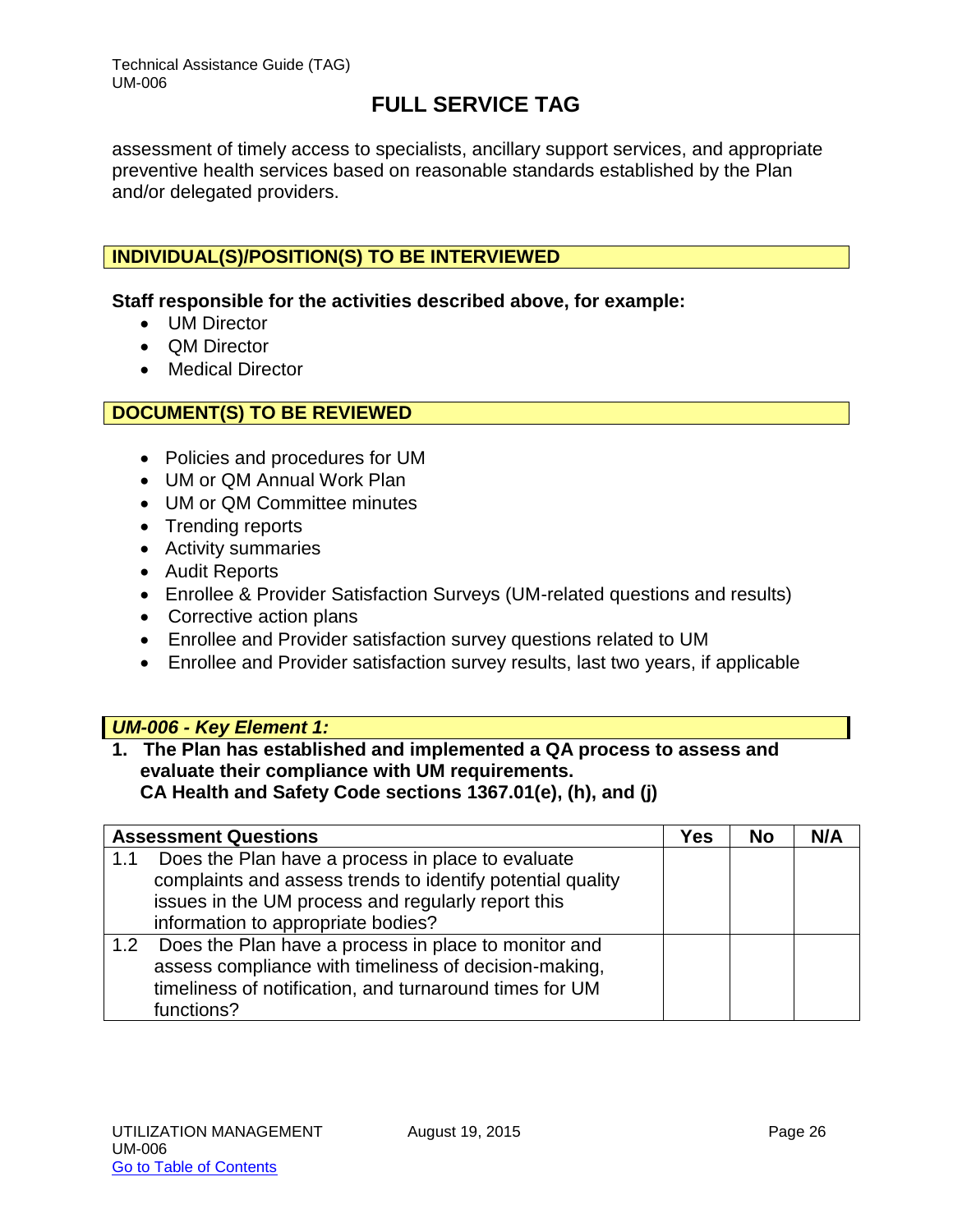# FULL SERVICE TAG

assessment of timely access to specialists, ancillary support services, and appropriate preventive health services based on reasonable standards established by the Plan and/or delegated providers.

## INDIVIDUAL(S)/POSITION(S) TO BE INTERVIEWED

**Staff responsible for the activities described above, for example:**

- UM Director
- QM Director
- Medical Director

## DOCUMENT(S) TO BE REVIEWED

- Policies and procedures for UM
- UM or QM Annual Work Plan
- UM or QM Committee minutes
- Trending reports
- Activity summaries
- Audit Reports
- Enrollee & Provider Satisfaction Surveys (UM-related questions and results)
- Corrective action plans
- Enrollee and Provider satisfaction survey questions related to UM
- Enrollee and Provider satisfaction survey results, last two years, if applicable

## *UM-006 - Key Element 1:*

**1. The Plan has established and implemented a QA process to assess and evaluate their compliance with UM requirements.
CA Health and Safety Code sections 1367.01(e), (h), and (j)**

| Assessment Questions | Yes | No | N/A |
|---|---|---|---|
| 1.1 Does the Plan have a process in place to evaluate complaints and assess trends to identify potential quality issues in the UM process and regularly report this information to appropriate bodies? | | | |
| 1.2 Does the Plan have a process in place to monitor and assess compliance with timeliness of decision-making, timeliness of notification, and turnaround times for UM functions? | | | |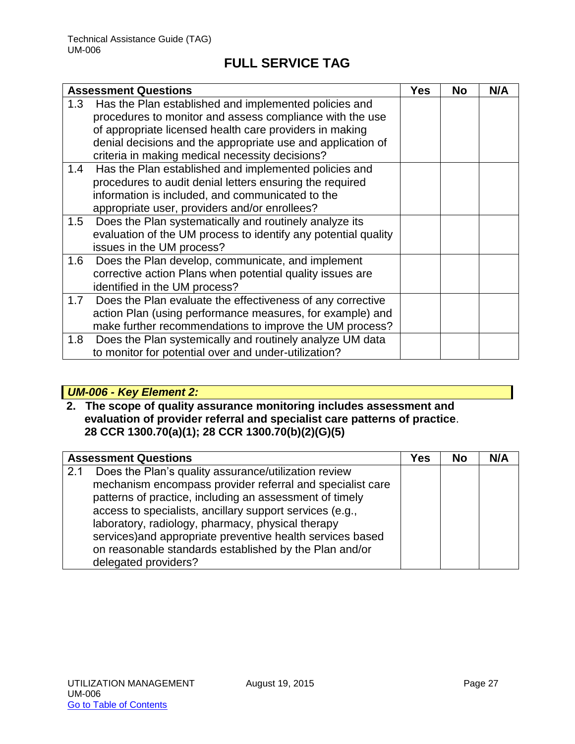## FULL SERVICE TAG

| Assessment Questions | Yes | No | N/A |
|---|---|---|---|
| 1.3 Has the Plan established and implemented policies and procedures to monitor and assess compliance with the use of appropriate licensed health care providers in making denial decisions and the appropriate use and application of criteria in making medical necessity decisions? | | | |
| 1.4 Has the Plan established and implemented policies and procedures to audit denial letters ensuring the required information is included, and communicated to the appropriate user, providers and/or enrollees? | | | |
| 1.5 Does the Plan systematically and routinely analyze its evaluation of the UM process to identify any potential quality issues in the UM process? | | | |
| 1.6 Does the Plan develop, communicate, and implement corrective action Plans when potential quality issues are identified in the UM process? | | | |
| 1.7 Does the Plan evaluate the effectiveness of any corrective action Plan (using performance measures, for example) and make further recommendations to improve the UM process? | | | |
| 1.8 Does the Plan systemically and routinely analyze UM data to monitor for potential over and under-utilization? | | | |

### *UM-006 - Key Element 2:*

**2. The scope of quality assurance monitoring includes assessment and evaluation of provider referral and specialist care patterns of practice. 28 CCR 1300.70(a)(1); 28 CCR 1300.70(b)(2)(G)(5)**

| Assessment Questions | Yes | No | N/A |
|---|---|---|---|
| 2.1 Does the Plan's quality assurance/utilization review mechanism encompass provider referral and specialist care patterns of practice, including an assessment of timely access to specialists, ancillary support services (e.g., laboratory, radiology, pharmacy, physical therapy services)and appropriate preventive health services based on reasonable standards established by the Plan and/or delegated providers? | | | |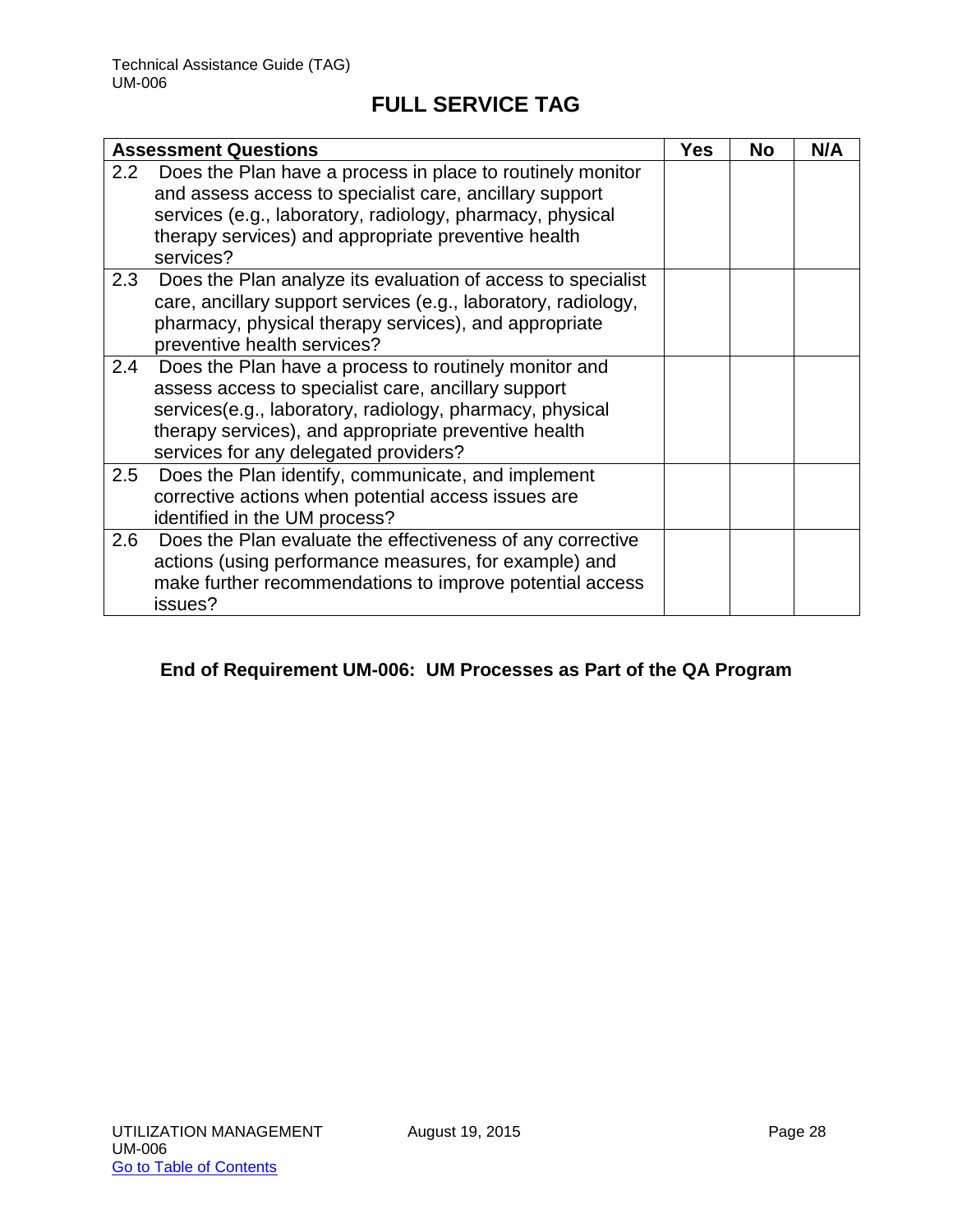# FULL SERVICE TAG

| Assessment Questions | Yes | No | N/A |
|---|---|---|---|
| 2.2 Does the Plan have a process in place to routinely monitor and assess access to specialist care, ancillary support services (e.g., laboratory, radiology, pharmacy, physical therapy services) and appropriate preventive health services? | | | |
| 2.3 Does the Plan analyze its evaluation of access to specialist care, ancillary support services (e.g., laboratory, radiology, pharmacy, physical therapy services), and appropriate preventive health services? | | | |
| 2.4 Does the Plan have a process to routinely monitor and assess access to specialist care, ancillary support services(e.g., laboratory, radiology, pharmacy, physical therapy services), and appropriate preventive health services for any delegated providers? | | | |
| 2.5 Does the Plan identify, communicate, and implement corrective actions when potential access issues are identified in the UM process? | | | |
| 2.6 Does the Plan evaluate the effectiveness of any corrective actions (using performance measures, for example) and make further recommendations to improve potential access issues? | | | |

**End of Requirement UM-006: UM Processes as Part of the QA Program**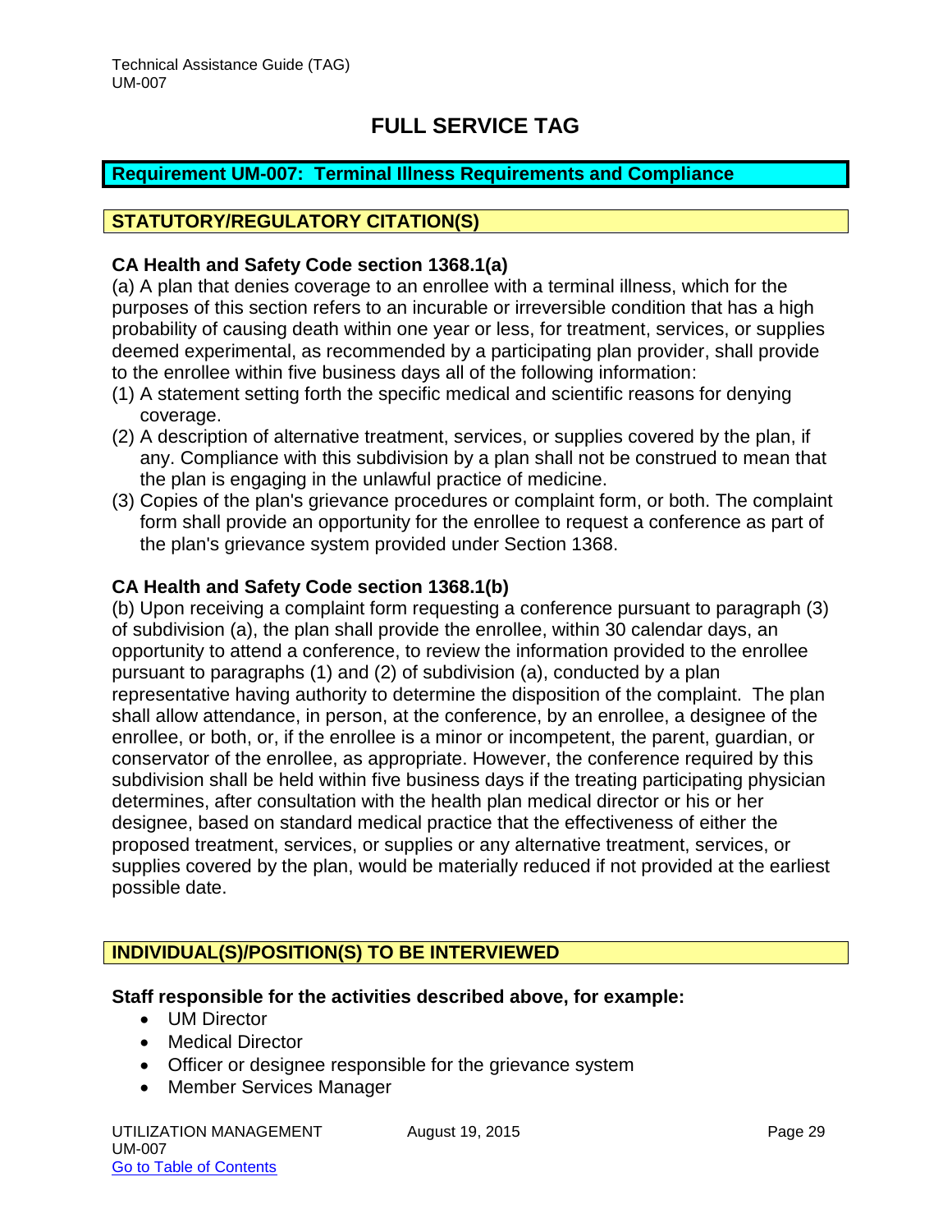# FULL SERVICE TAG

## Requirement UM-007: Terminal Illness Requirements and Compliance

### STATUTORY/REGULATORY CITATION(S)

**CA Health and Safety Code section 1368.1(a)**

(a) A plan that denies coverage to an enrollee with a terminal illness, which for the purposes of this section refers to an incurable or irreversible condition that has a high probability of causing death within one year or less, for treatment, services, or supplies deemed experimental, as recommended by a participating plan provider, shall provide to the enrollee within five business days all of the following information:

(1) A statement setting forth the specific medical and scientific reasons for denying coverage.

(2) A description of alternative treatment, services, or supplies covered by the plan, if any. Compliance with this subdivision by a plan shall not be construed to mean that the plan is engaging in the unlawful practice of medicine.

(3) Copies of the plan's grievance procedures or complaint form, or both. The complaint form shall provide an opportunity for the enrollee to request a conference as part of the plan's grievance system provided under Section 1368.

**CA Health and Safety Code section 1368.1(b)**

(b) Upon receiving a complaint form requesting a conference pursuant to paragraph (3) of subdivision (a), the plan shall provide the enrollee, within 30 calendar days, an opportunity to attend a conference, to review the information provided to the enrollee pursuant to paragraphs (1) and (2) of subdivision (a), conducted by a plan representative having authority to determine the disposition of the complaint. The plan shall allow attendance, in person, at the conference, by an enrollee, a designee of the enrollee, or both, or, if the enrollee is a minor or incompetent, the parent, guardian, or conservator of the enrollee, as appropriate. However, the conference required by this subdivision shall be held within five business days if the treating participating physician determines, after consultation with the health plan medical director or his or her designee, based on standard medical practice that the effectiveness of either the proposed treatment, services, or supplies or any alternative treatment, services, or supplies covered by the plan, would be materially reduced if not provided at the earliest possible date.

### INDIVIDUAL(S)/POSITION(S) TO BE INTERVIEWED

**Staff responsible for the activities described above, for example:**

- UM Director
- Medical Director
- Officer or designee responsible for the grievance system
- Member Services Manager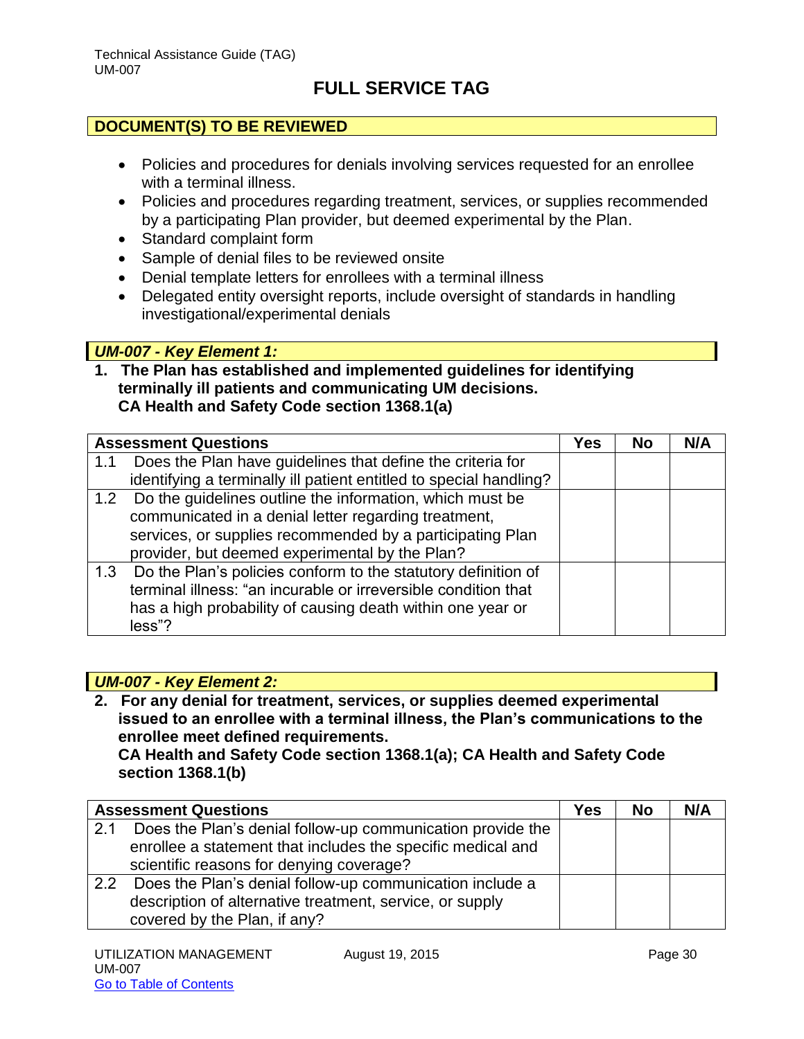## FULL SERVICE TAG

### DOCUMENT(S) TO BE REVIEWED

- Policies and procedures for denials involving services requested for an enrollee with a terminal illness.
- Policies and procedures regarding treatment, services, or supplies recommended by a participating Plan provider, but deemed experimental by the Plan.
- Standard complaint form
- Sample of denial files to be reviewed onsite
- Denial template letters for enrollees with a terminal illness
- Delegated entity oversight reports, include oversight of standards in handling investigational/experimental denials

### *UM-007 - Key Element 1:*

**1. The Plan has established and implemented guidelines for identifying terminally ill patients and communicating UM decisions.**
**CA Health and Safety Code section 1368.1(a)**

| Assessment Questions | Yes | No | N/A |
|---|---|---|---|
| 1.1 Does the Plan have guidelines that define the criteria for identifying a terminally ill patient entitled to special handling? | | | |
| 1.2 Do the guidelines outline the information, which must be communicated in a denial letter regarding treatment, services, or supplies recommended by a participating Plan provider, but deemed experimental by the Plan? | | | |
| 1.3 Do the Plan's policies conform to the statutory definition of terminal illness: "an incurable or irreversible condition that has a high probability of causing death within one year or less"? | | | |

### *UM-007 - Key Element 2:*

**2. For any denial for treatment, services, or supplies deemed experimental issued to an enrollee with a terminal illness, the Plan's communications to the enrollee meet defined requirements.**
**CA Health and Safety Code section 1368.1(a); CA Health and Safety Code section 1368.1(b)**

| Assessment Questions | Yes | No | N/A |
|---|---|---|---|
| 2.1 Does the Plan's denial follow-up communication provide the enrollee a statement that includes the specific medical and scientific reasons for denying coverage? | | | |
| 2.2 Does the Plan's denial follow-up communication include a description of alternative treatment, service, or supply covered by the Plan, if any? | | | |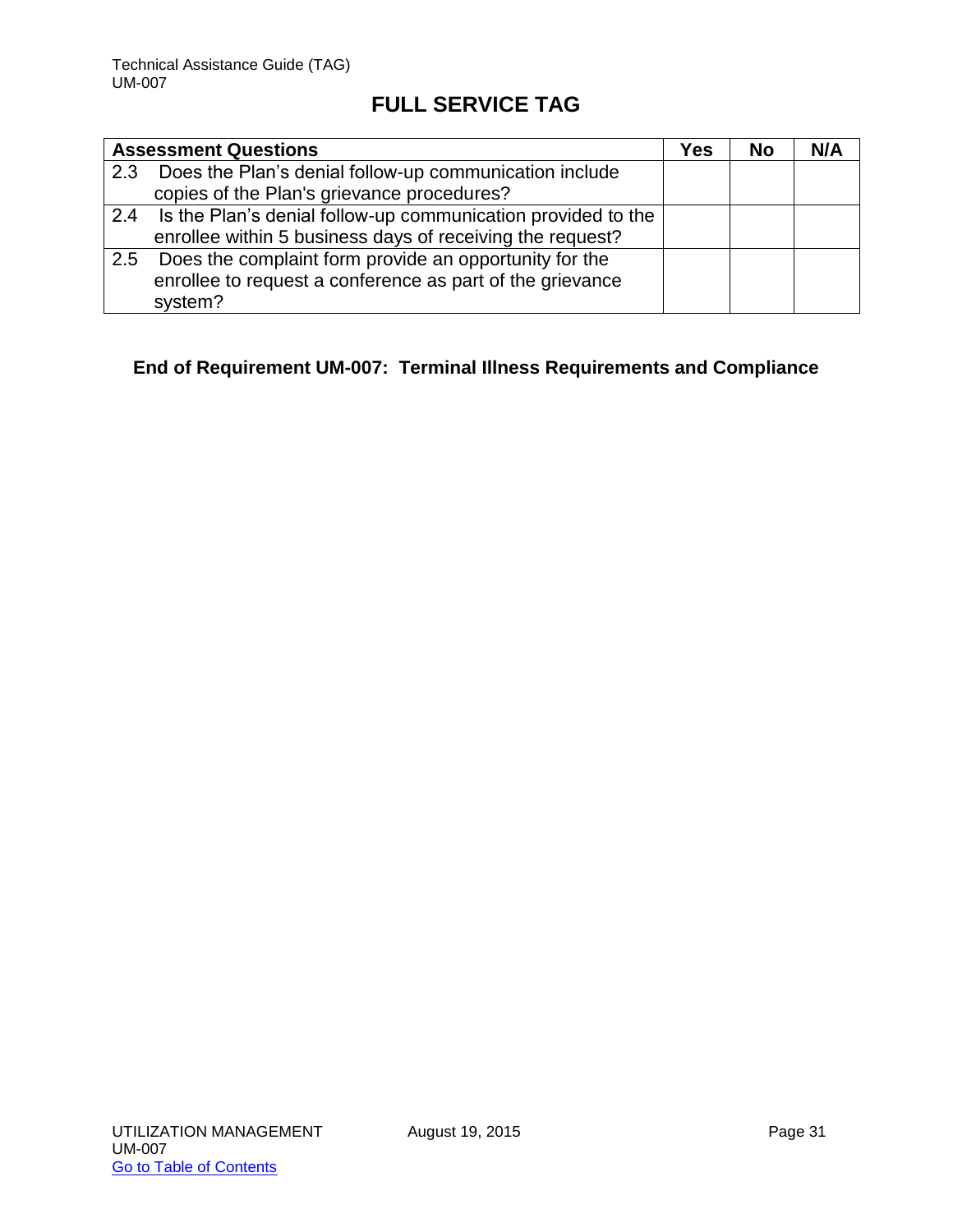## FULL SERVICE TAG

| Assessment Questions | Yes | No | N/A |
|---|---|---|---|
| 2.3 Does the Plan's denial follow-up communication include copies of the Plan's grievance procedures? | | | |
| 2.4 Is the Plan's denial follow-up communication provided to the enrollee within 5 business days of receiving the request? | | | |
| 2.5 Does the complaint form provide an opportunity for the enrollee to request a conference as part of the grievance system? | | | |

**End of Requirement UM-007: Terminal Illness Requirements and Compliance**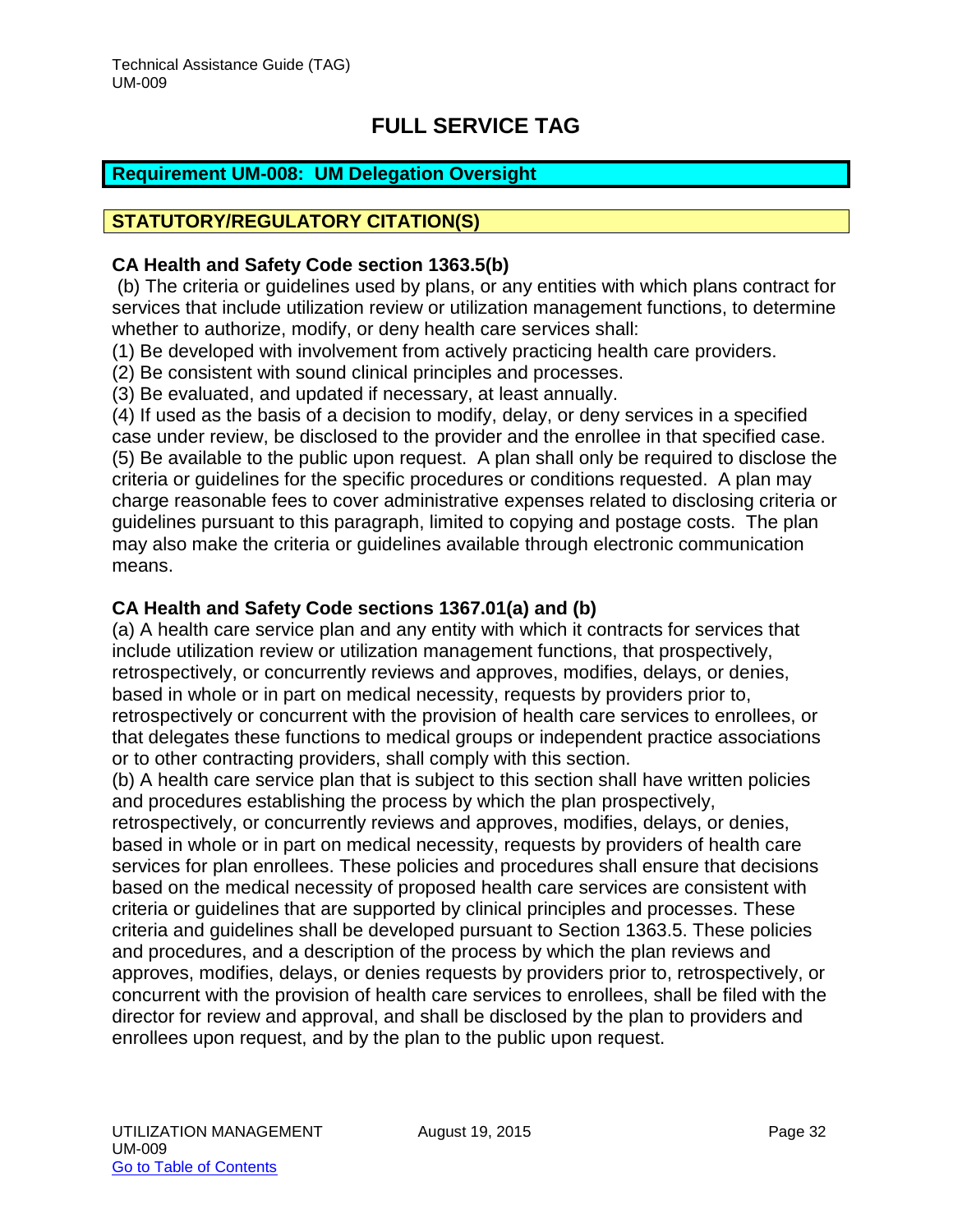# FULL SERVICE TAG

## Requirement UM-008: UM Delegation Oversight

### STATUTORY/REGULATORY CITATION(S)

**CA Health and Safety Code section 1363.5(b)**

(b) The criteria or guidelines used by plans, or any entities with which plans contract for services that include utilization review or utilization management functions, to determine whether to authorize, modify, or deny health care services shall:

(1) Be developed with involvement from actively practicing health care providers.
(2) Be consistent with sound clinical principles and processes.
(3) Be evaluated, and updated if necessary, at least annually.
(4) If used as the basis of a decision to modify, delay, or deny services in a specified case under review, be disclosed to the provider and the enrollee in that specified case.
(5) Be available to the public upon request. A plan shall only be required to disclose the criteria or guidelines for the specific procedures or conditions requested. A plan may charge reasonable fees to cover administrative expenses related to disclosing criteria or guidelines pursuant to this paragraph, limited to copying and postage costs. The plan may also make the criteria or guidelines available through electronic communication means.

**CA Health and Safety Code sections 1367.01(a) and (b)**

(a) A health care service plan and any entity with which it contracts for services that include utilization review or utilization management functions, that prospectively, retrospectively, or concurrently reviews and approves, modifies, delays, or denies, based in whole or in part on medical necessity, requests by providers prior to, retrospectively or concurrent with the provision of health care services to enrollees, or that delegates these functions to medical groups or independent practice associations or to other contracting providers, shall comply with this section.

(b) A health care service plan that is subject to this section shall have written policies and procedures establishing the process by which the plan prospectively, retrospectively, or concurrently reviews and approves, modifies, delays, or denies, based in whole or in part on medical necessity, requests by providers of health care services for plan enrollees. These policies and procedures shall ensure that decisions based on the medical necessity of proposed health care services are consistent with criteria or guidelines that are supported by clinical principles and processes. These criteria and guidelines shall be developed pursuant to Section 1363.5. These policies and procedures, and a description of the process by which the plan reviews and approves, modifies, delays, or denies requests by providers prior to, retrospectively, or concurrent with the provision of health care services to enrollees, shall be filed with the director for review and approval, and shall be disclosed by the plan to providers and enrollees upon request, and by the plan to the public upon request.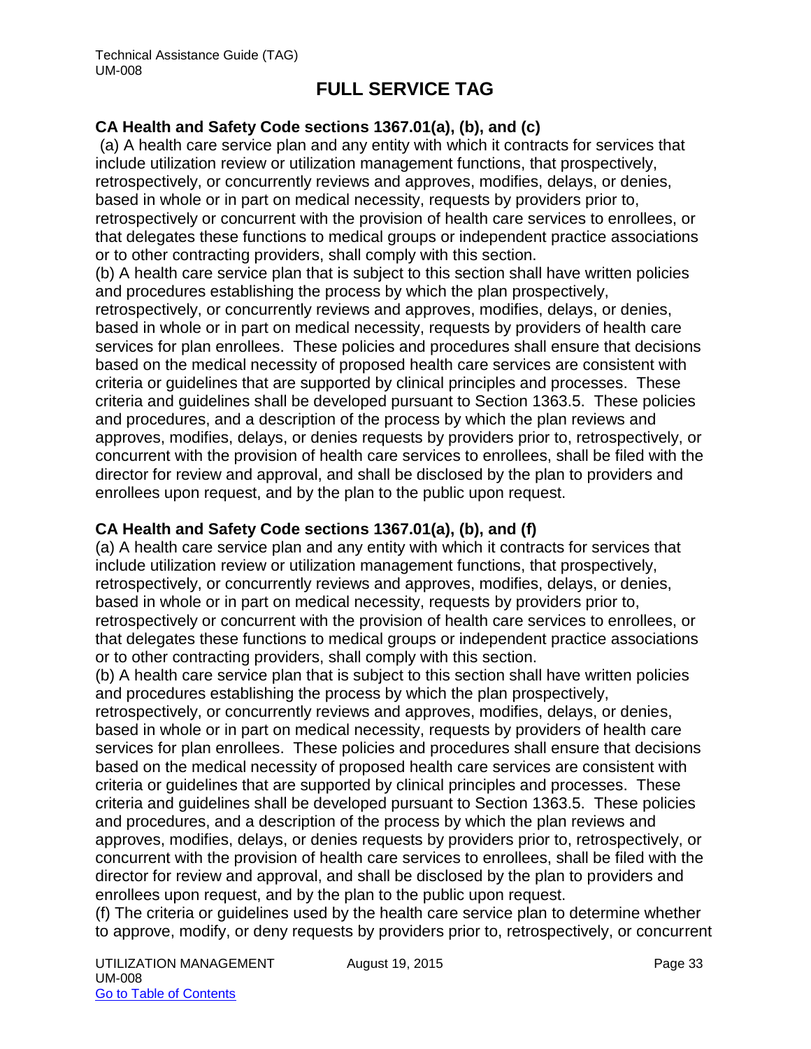# FULL SERVICE TAG

**CA Health and Safety Code sections 1367.01(a), (b), and (c)**

(a) A health care service plan and any entity with which it contracts for services that include utilization review or utilization management functions, that prospectively, retrospectively, or concurrently reviews and approves, modifies, delays, or denies, based in whole or in part on medical necessity, requests by providers prior to, retrospectively or concurrent with the provision of health care services to enrollees, or that delegates these functions to medical groups or independent practice associations or to other contracting providers, shall comply with this section.

(b) A health care service plan that is subject to this section shall have written policies and procedures establishing the process by which the plan prospectively, retrospectively, or concurrently reviews and approves, modifies, delays, or denies, based in whole or in part on medical necessity, requests by providers of health care services for plan enrollees. These policies and procedures shall ensure that decisions based on the medical necessity of proposed health care services are consistent with criteria or guidelines that are supported by clinical principles and processes. These criteria and guidelines shall be developed pursuant to Section 1363.5. These policies and procedures, and a description of the process by which the plan reviews and approves, modifies, delays, or denies requests by providers prior to, retrospectively, or concurrent with the provision of health care services to enrollees, shall be filed with the director for review and approval, and shall be disclosed by the plan to providers and enrollees upon request, and by the plan to the public upon request.

**CA Health and Safety Code sections 1367.01(a), (b), and (f)**

(a) A health care service plan and any entity with which it contracts for services that include utilization review or utilization management functions, that prospectively, retrospectively, or concurrently reviews and approves, modifies, delays, or denies, based in whole or in part on medical necessity, requests by providers prior to, retrospectively or concurrent with the provision of health care services to enrollees, or that delegates these functions to medical groups or independent practice associations or to other contracting providers, shall comply with this section.

(b) A health care service plan that is subject to this section shall have written policies and procedures establishing the process by which the plan prospectively, retrospectively, or concurrently reviews and approves, modifies, delays, or denies, based in whole or in part on medical necessity, requests by providers of health care services for plan enrollees. These policies and procedures shall ensure that decisions based on the medical necessity of proposed health care services are consistent with criteria or guidelines that are supported by clinical principles and processes. These criteria and guidelines shall be developed pursuant to Section 1363.5. These policies and procedures, and a description of the process by which the plan reviews and approves, modifies, delays, or denies requests by providers prior to, retrospectively, or concurrent with the provision of health care services to enrollees, shall be filed with the director for review and approval, and shall be disclosed by the plan to providers and enrollees upon request, and by the plan to the public upon request.

(f) The criteria or guidelines used by the health care service plan to determine whether to approve, modify, or deny requests by providers prior to, retrospectively, or concurrent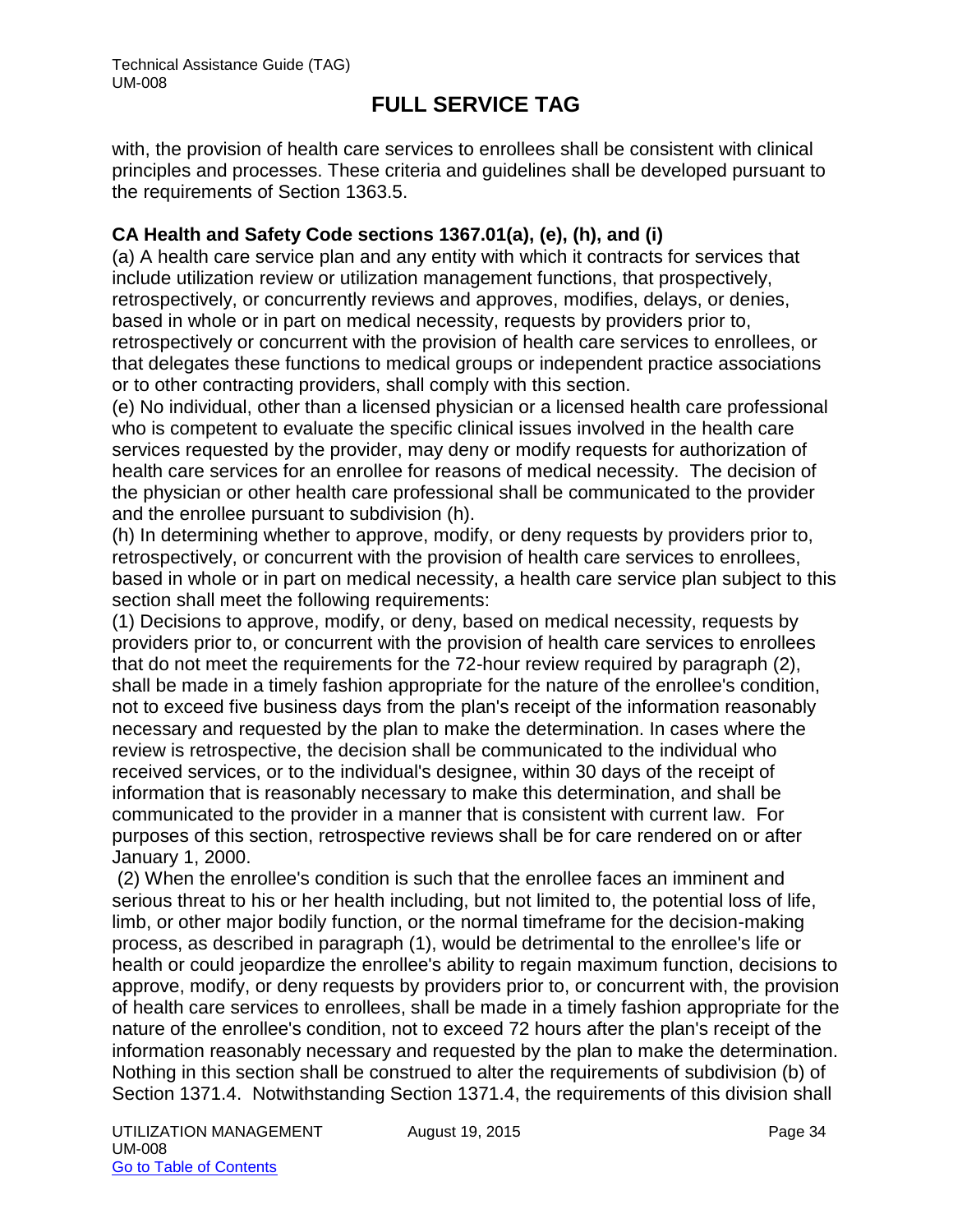with, the provision of health care services to enrollees shall be consistent with clinical principles and processes. These criteria and guidelines shall be developed pursuant to the requirements of Section 1363.5.

**CA Health and Safety Code sections 1367.01(a), (e), (h), and (i)**

(a) A health care service plan and any entity with which it contracts for services that include utilization review or utilization management functions, that prospectively, retrospectively, or concurrently reviews and approves, modifies, delays, or denies, based in whole or in part on medical necessity, requests by providers prior to, retrospectively or concurrent with the provision of health care services to enrollees, or that delegates these functions to medical groups or independent practice associations or to other contracting providers, shall comply with this section.

(e) No individual, other than a licensed physician or a licensed health care professional who is competent to evaluate the specific clinical issues involved in the health care services requested by the provider, may deny or modify requests for authorization of health care services for an enrollee for reasons of medical necessity. The decision of the physician or other health care professional shall be communicated to the provider and the enrollee pursuant to subdivision (h).

(h) In determining whether to approve, modify, or deny requests by providers prior to, retrospectively, or concurrent with the provision of health care services to enrollees, based in whole or in part on medical necessity, a health care service plan subject to this section shall meet the following requirements:

(1) Decisions to approve, modify, or deny, based on medical necessity, requests by providers prior to, or concurrent with the provision of health care services to enrollees that do not meet the requirements for the 72-hour review required by paragraph (2), shall be made in a timely fashion appropriate for the nature of the enrollee's condition, not to exceed five business days from the plan's receipt of the information reasonably necessary and requested by the plan to make the determination. In cases where the review is retrospective, the decision shall be communicated to the individual who received services, or to the individual's designee, within 30 days of the receipt of information that is reasonably necessary to make this determination, and shall be communicated to the provider in a manner that is consistent with current law. For purposes of this section, retrospective reviews shall be for care rendered on or after January 1, 2000.

(2) When the enrollee's condition is such that the enrollee faces an imminent and serious threat to his or her health including, but not limited to, the potential loss of life, limb, or other major bodily function, or the normal timeframe for the decision-making process, as described in paragraph (1), would be detrimental to the enrollee's life or health or could jeopardize the enrollee's ability to regain maximum function, decisions to approve, modify, or deny requests by providers prior to, or concurrent with, the provision of health care services to enrollees, shall be made in a timely fashion appropriate for the nature of the enrollee's condition, not to exceed 72 hours after the plan's receipt of the information reasonably necessary and requested by the plan to make the determination. Nothing in this section shall be construed to alter the requirements of subdivision (b) of Section 1371.4. Notwithstanding Section 1371.4, the requirements of this division shall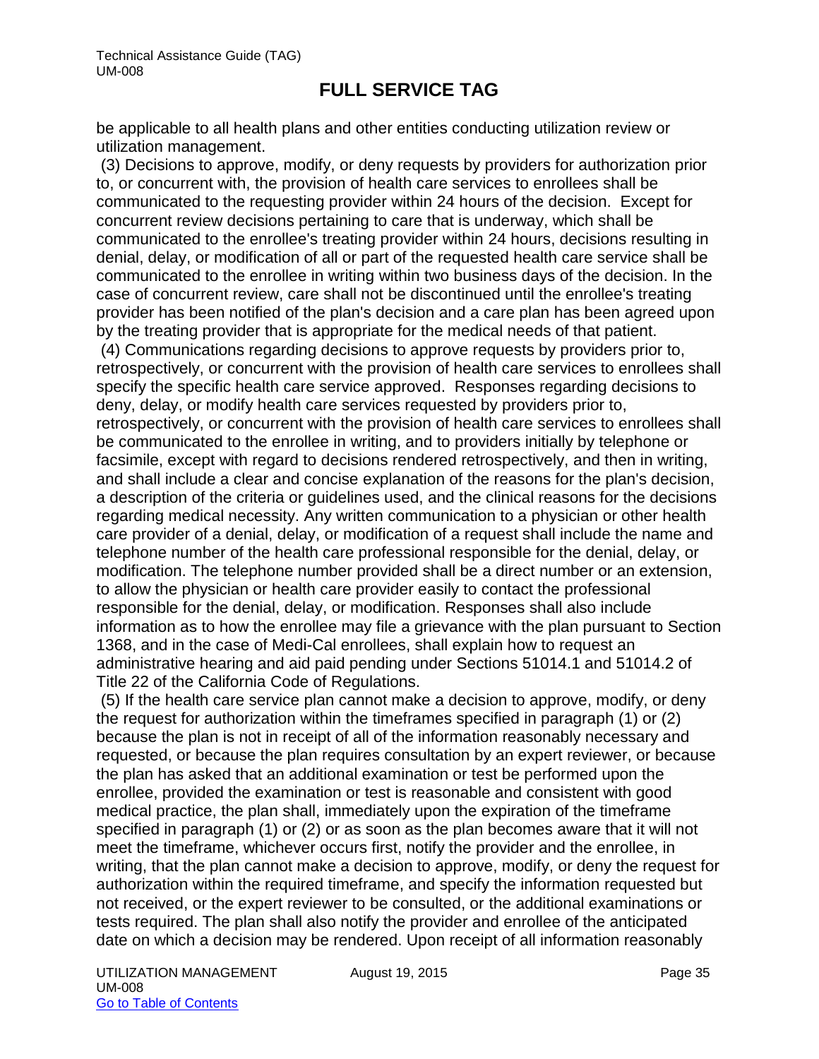be applicable to all health plans and other entities conducting utilization review or utilization management.

(3) Decisions to approve, modify, or deny requests by providers for authorization prior to, or concurrent with, the provision of health care services to enrollees shall be communicated to the requesting provider within 24 hours of the decision. Except for concurrent review decisions pertaining to care that is underway, which shall be communicated to the enrollee's treating provider within 24 hours, decisions resulting in denial, delay, or modification of all or part of the requested health care service shall be communicated to the enrollee in writing within two business days of the decision. In the case of concurrent review, care shall not be discontinued until the enrollee's treating provider has been notified of the plan's decision and a care plan has been agreed upon by the treating provider that is appropriate for the medical needs of that patient.

(4) Communications regarding decisions to approve requests by providers prior to, retrospectively, or concurrent with the provision of health care services to enrollees shall specify the specific health care service approved. Responses regarding decisions to deny, delay, or modify health care services requested by providers prior to, retrospectively, or concurrent with the provision of health care services to enrollees shall be communicated to the enrollee in writing, and to providers initially by telephone or facsimile, except with regard to decisions rendered retrospectively, and then in writing, and shall include a clear and concise explanation of the reasons for the plan's decision, a description of the criteria or guidelines used, and the clinical reasons for the decisions regarding medical necessity. Any written communication to a physician or other health care provider of a denial, delay, or modification of a request shall include the name and telephone number of the health care professional responsible for the denial, delay, or modification. The telephone number provided shall be a direct number or an extension, to allow the physician or health care provider easily to contact the professional responsible for the denial, delay, or modification. Responses shall also include information as to how the enrollee may file a grievance with the plan pursuant to Section 1368, and in the case of Medi-Cal enrollees, shall explain how to request an administrative hearing and aid paid pending under Sections 51014.1 and 51014.2 of Title 22 of the California Code of Regulations.

(5) If the health care service plan cannot make a decision to approve, modify, or deny the request for authorization within the timeframes specified in paragraph (1) or (2) because the plan is not in receipt of all of the information reasonably necessary and requested, or because the plan requires consultation by an expert reviewer, or because the plan has asked that an additional examination or test be performed upon the enrollee, provided the examination or test is reasonable and consistent with good medical practice, the plan shall, immediately upon the expiration of the timeframe specified in paragraph (1) or (2) or as soon as the plan becomes aware that it will not meet the timeframe, whichever occurs first, notify the provider and the enrollee, in writing, that the plan cannot make a decision to approve, modify, or deny the request for authorization within the required timeframe, and specify the information requested but not received, or the expert reviewer to be consulted, or the additional examinations or tests required. The plan shall also notify the provider and enrollee of the anticipated date on which a decision may be rendered. Upon receipt of all information reasonably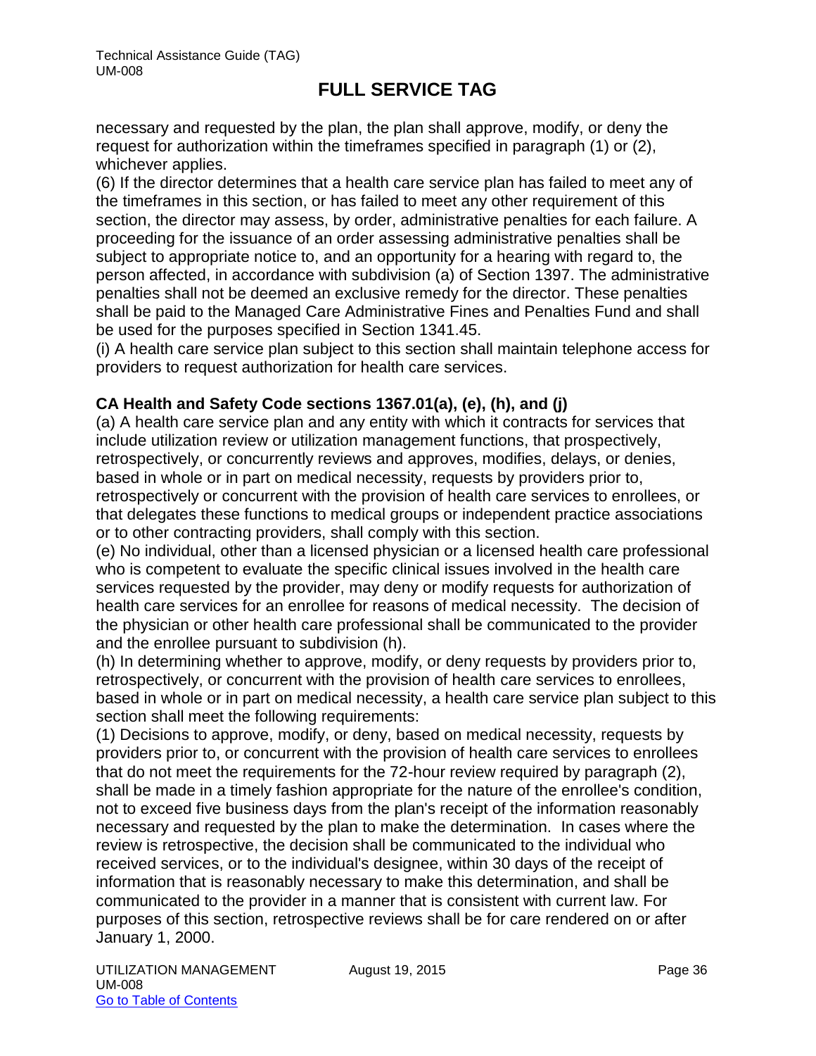necessary and requested by the plan, the plan shall approve, modify, or deny the request for authorization within the timeframes specified in paragraph (1) or (2), whichever applies.

(6) If the director determines that a health care service plan has failed to meet any of the timeframes in this section, or has failed to meet any other requirement of this section, the director may assess, by order, administrative penalties for each failure. A proceeding for the issuance of an order assessing administrative penalties shall be subject to appropriate notice to, and an opportunity for a hearing with regard to, the person affected, in accordance with subdivision (a) of Section 1397. The administrative penalties shall not be deemed an exclusive remedy for the director. These penalties shall be paid to the Managed Care Administrative Fines and Penalties Fund and shall be used for the purposes specified in Section 1341.45.

(i) A health care service plan subject to this section shall maintain telephone access for providers to request authorization for health care services.

**CA Health and Safety Code sections 1367.01(a), (e), (h), and (j)**

(a) A health care service plan and any entity with which it contracts for services that include utilization review or utilization management functions, that prospectively, retrospectively, or concurrently reviews and approves, modifies, delays, or denies, based in whole or in part on medical necessity, requests by providers prior to, retrospectively or concurrent with the provision of health care services to enrollees, or that delegates these functions to medical groups or independent practice associations or to other contracting providers, shall comply with this section.

(e) No individual, other than a licensed physician or a licensed health care professional who is competent to evaluate the specific clinical issues involved in the health care services requested by the provider, may deny or modify requests for authorization of health care services for an enrollee for reasons of medical necessity. The decision of the physician or other health care professional shall be communicated to the provider and the enrollee pursuant to subdivision (h).

(h) In determining whether to approve, modify, or deny requests by providers prior to, retrospectively, or concurrent with the provision of health care services to enrollees, based in whole or in part on medical necessity, a health care service plan subject to this section shall meet the following requirements:

(1) Decisions to approve, modify, or deny, based on medical necessity, requests by providers prior to, or concurrent with the provision of health care services to enrollees that do not meet the requirements for the 72-hour review required by paragraph (2), shall be made in a timely fashion appropriate for the nature of the enrollee's condition, not to exceed five business days from the plan's receipt of the information reasonably necessary and requested by the plan to make the determination. In cases where the review is retrospective, the decision shall be communicated to the individual who received services, or to the individual's designee, within 30 days of the receipt of information that is reasonably necessary to make this determination, and shall be communicated to the provider in a manner that is consistent with current law. For purposes of this section, retrospective reviews shall be for care rendered on or after January 1, 2000.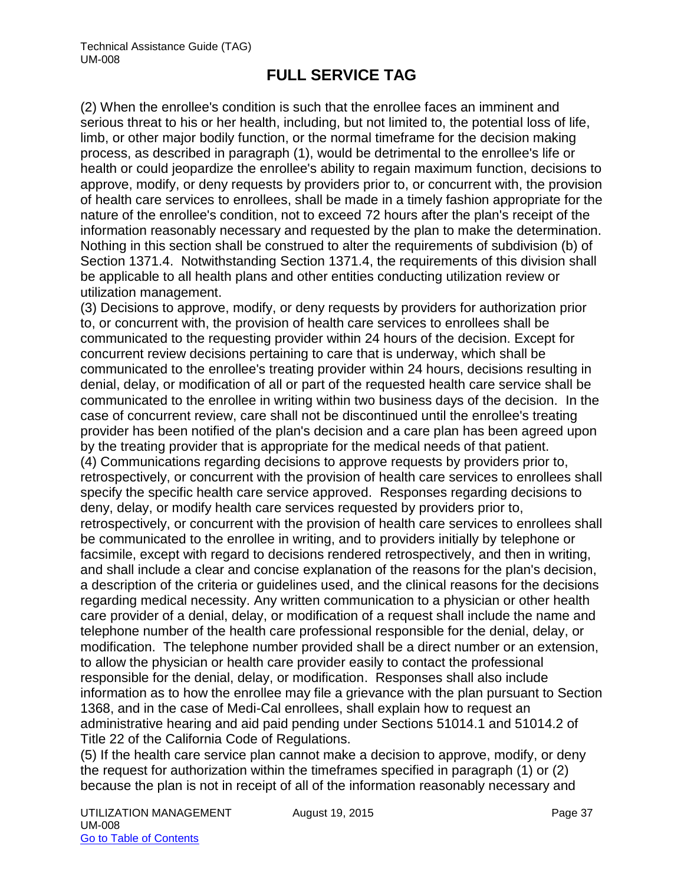# FULL SERVICE TAG

(2) When the enrollee's condition is such that the enrollee faces an imminent and serious threat to his or her health, including, but not limited to, the potential loss of life, limb, or other major bodily function, or the normal timeframe for the decision making process, as described in paragraph (1), would be detrimental to the enrollee's life or health or could jeopardize the enrollee's ability to regain maximum function, decisions to approve, modify, or deny requests by providers prior to, or concurrent with, the provision of health care services to enrollees, shall be made in a timely fashion appropriate for the nature of the enrollee's condition, not to exceed 72 hours after the plan's receipt of the information reasonably necessary and requested by the plan to make the determination. Nothing in this section shall be construed to alter the requirements of subdivision (b) of Section 1371.4. Notwithstanding Section 1371.4, the requirements of this division shall be applicable to all health plans and other entities conducting utilization review or utilization management.

(3) Decisions to approve, modify, or deny requests by providers for authorization prior to, or concurrent with, the provision of health care services to enrollees shall be communicated to the requesting provider within 24 hours of the decision. Except for concurrent review decisions pertaining to care that is underway, which shall be communicated to the enrollee's treating provider within 24 hours, decisions resulting in denial, delay, or modification of all or part of the requested health care service shall be communicated to the enrollee in writing within two business days of the decision. In the case of concurrent review, care shall not be discontinued until the enrollee's treating provider has been notified of the plan's decision and a care plan has been agreed upon by the treating provider that is appropriate for the medical needs of that patient.

(4) Communications regarding decisions to approve requests by providers prior to, retrospectively, or concurrent with the provision of health care services to enrollees shall specify the specific health care service approved. Responses regarding decisions to deny, delay, or modify health care services requested by providers prior to, retrospectively, or concurrent with the provision of health care services to enrollees shall be communicated to the enrollee in writing, and to providers initially by telephone or facsimile, except with regard to decisions rendered retrospectively, and then in writing, and shall include a clear and concise explanation of the reasons for the plan's decision, a description of the criteria or guidelines used, and the clinical reasons for the decisions regarding medical necessity. Any written communication to a physician or other health care provider of a denial, delay, or modification of a request shall include the name and telephone number of the health care professional responsible for the denial, delay, or modification. The telephone number provided shall be a direct number or an extension, to allow the physician or health care provider easily to contact the professional responsible for the denial, delay, or modification. Responses shall also include information as to how the enrollee may file a grievance with the plan pursuant to Section 1368, and in the case of Medi-Cal enrollees, shall explain how to request an administrative hearing and aid paid pending under Sections 51014.1 and 51014.2 of Title 22 of the California Code of Regulations.

(5) If the health care service plan cannot make a decision to approve, modify, or deny the request for authorization within the timeframes specified in paragraph (1) or (2) because the plan is not in receipt of all of the information reasonably necessary and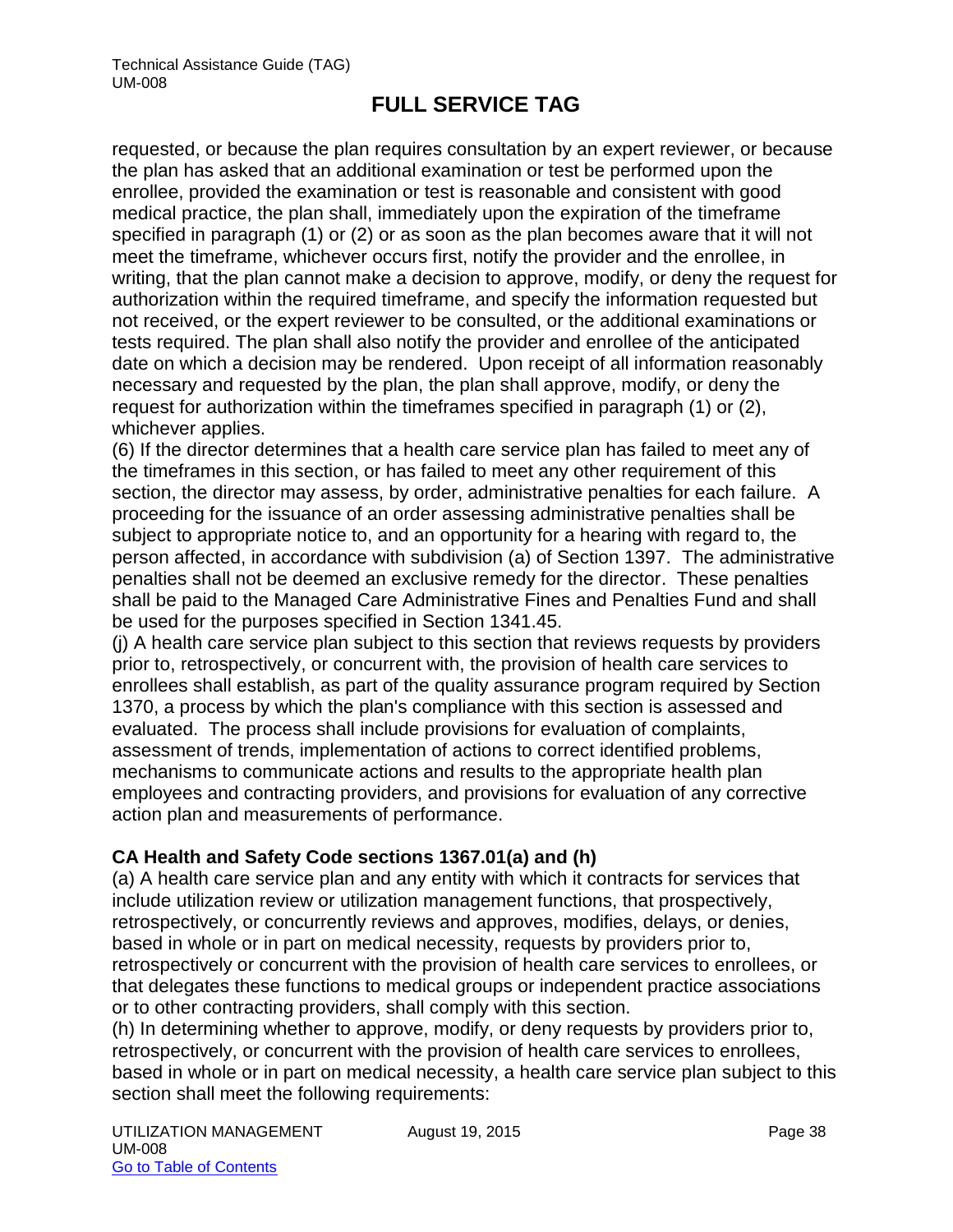requested, or because the plan requires consultation by an expert reviewer, or because the plan has asked that an additional examination or test be performed upon the enrollee, provided the examination or test is reasonable and consistent with good medical practice, the plan shall, immediately upon the expiration of the timeframe specified in paragraph (1) or (2) or as soon as the plan becomes aware that it will not meet the timeframe, whichever occurs first, notify the provider and the enrollee, in writing, that the plan cannot make a decision to approve, modify, or deny the request for authorization within the required timeframe, and specify the information requested but not received, or the expert reviewer to be consulted, or the additional examinations or tests required. The plan shall also notify the provider and enrollee of the anticipated date on which a decision may be rendered. Upon receipt of all information reasonably necessary and requested by the plan, the plan shall approve, modify, or deny the request for authorization within the timeframes specified in paragraph (1) or (2), whichever applies.

(6) If the director determines that a health care service plan has failed to meet any of the timeframes in this section, or has failed to meet any other requirement of this section, the director may assess, by order, administrative penalties for each failure. A proceeding for the issuance of an order assessing administrative penalties shall be subject to appropriate notice to, and an opportunity for a hearing with regard to, the person affected, in accordance with subdivision (a) of Section 1397. The administrative penalties shall not be deemed an exclusive remedy for the director. These penalties shall be paid to the Managed Care Administrative Fines and Penalties Fund and shall be used for the purposes specified in Section 1341.45.

(j) A health care service plan subject to this section that reviews requests by providers prior to, retrospectively, or concurrent with, the provision of health care services to enrollees shall establish, as part of the quality assurance program required by Section 1370, a process by which the plan's compliance with this section is assessed and evaluated. The process shall include provisions for evaluation of complaints, assessment of trends, implementation of actions to correct identified problems, mechanisms to communicate actions and results to the appropriate health plan employees and contracting providers, and provisions for evaluation of any corrective action plan and measurements of performance.

**CA Health and Safety Code sections 1367.01(a) and (h)**

(a) A health care service plan and any entity with which it contracts for services that include utilization review or utilization management functions, that prospectively, retrospectively, or concurrently reviews and approves, modifies, delays, or denies, based in whole or in part on medical necessity, requests by providers prior to, retrospectively or concurrent with the provision of health care services to enrollees, or that delegates these functions to medical groups or independent practice associations or to other contracting providers, shall comply with this section.

(h) In determining whether to approve, modify, or deny requests by providers prior to, retrospectively, or concurrent with the provision of health care services to enrollees, based in whole or in part on medical necessity, a health care service plan subject to this section shall meet the following requirements: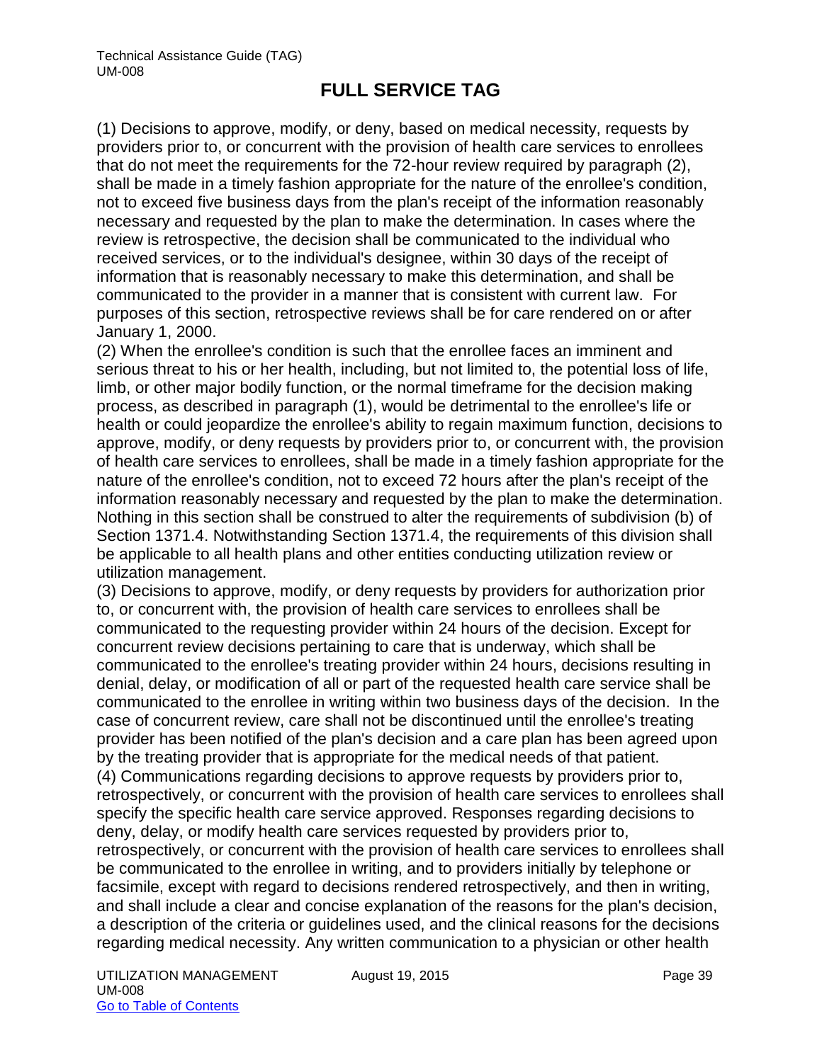(1) Decisions to approve, modify, or deny, based on medical necessity, requests by providers prior to, or concurrent with the provision of health care services to enrollees that do not meet the requirements for the 72-hour review required by paragraph (2), shall be made in a timely fashion appropriate for the nature of the enrollee's condition, not to exceed five business days from the plan's receipt of the information reasonably necessary and requested by the plan to make the determination. In cases where the review is retrospective, the decision shall be communicated to the individual who received services, or to the individual's designee, within 30 days of the receipt of information that is reasonably necessary to make this determination, and shall be communicated to the provider in a manner that is consistent with current law. For purposes of this section, retrospective reviews shall be for care rendered on or after January 1, 2000.

(2) When the enrollee's condition is such that the enrollee faces an imminent and serious threat to his or her health, including, but not limited to, the potential loss of life, limb, or other major bodily function, or the normal timeframe for the decision making process, as described in paragraph (1), would be detrimental to the enrollee's life or health or could jeopardize the enrollee's ability to regain maximum function, decisions to approve, modify, or deny requests by providers prior to, or concurrent with, the provision of health care services to enrollees, shall be made in a timely fashion appropriate for the nature of the enrollee's condition, not to exceed 72 hours after the plan's receipt of the information reasonably necessary and requested by the plan to make the determination. Nothing in this section shall be construed to alter the requirements of subdivision (b) of Section 1371.4. Notwithstanding Section 1371.4, the requirements of this division shall be applicable to all health plans and other entities conducting utilization review or utilization management.

(3) Decisions to approve, modify, or deny requests by providers for authorization prior to, or concurrent with, the provision of health care services to enrollees shall be communicated to the requesting provider within 24 hours of the decision. Except for concurrent review decisions pertaining to care that is underway, which shall be communicated to the enrollee's treating provider within 24 hours, decisions resulting in denial, delay, or modification of all or part of the requested health care service shall be communicated to the enrollee in writing within two business days of the decision. In the case of concurrent review, care shall not be discontinued until the enrollee's treating provider has been notified of the plan's decision and a care plan has been agreed upon by the treating provider that is appropriate for the medical needs of that patient.

(4) Communications regarding decisions to approve requests by providers prior to, retrospectively, or concurrent with the provision of health care services to enrollees shall specify the specific health care service approved. Responses regarding decisions to deny, delay, or modify health care services requested by providers prior to, retrospectively, or concurrent with the provision of health care services to enrollees shall be communicated to the enrollee in writing, and to providers initially by telephone or facsimile, except with regard to decisions rendered retrospectively, and then in writing, and shall include a clear and concise explanation of the reasons for the plan's decision, a description of the criteria or guidelines used, and the clinical reasons for the decisions regarding medical necessity. Any written communication to a physician or other health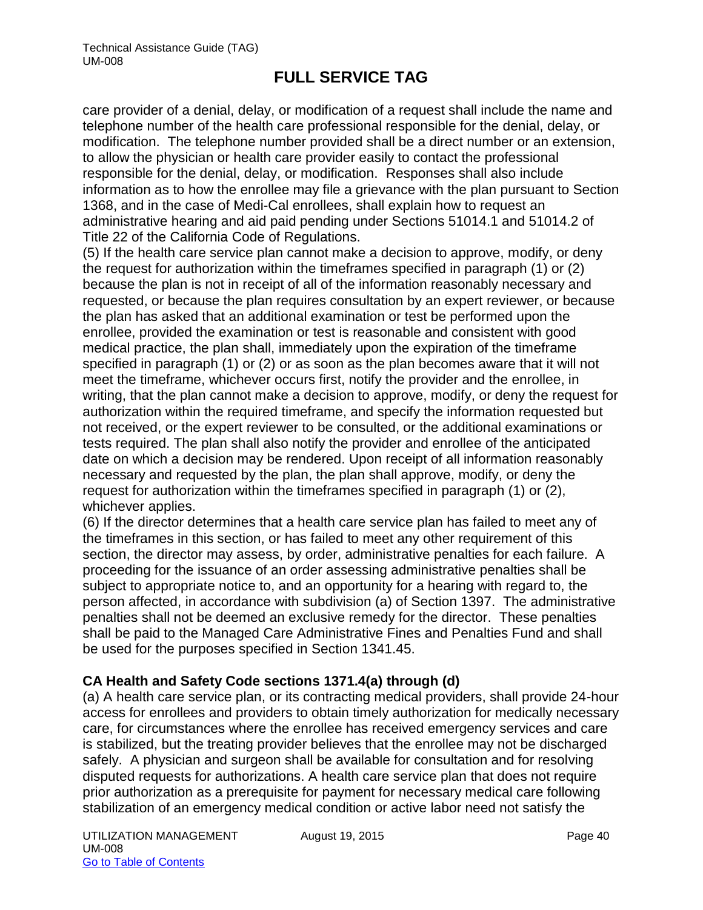care provider of a denial, delay, or modification of a request shall include the name and telephone number of the health care professional responsible for the denial, delay, or modification. The telephone number provided shall be a direct number or an extension, to allow the physician or health care provider easily to contact the professional responsible for the denial, delay, or modification. Responses shall also include information as to how the enrollee may file a grievance with the plan pursuant to Section 1368, and in the case of Medi-Cal enrollees, shall explain how to request an administrative hearing and aid paid pending under Sections 51014.1 and 51014.2 of Title 22 of the California Code of Regulations.

(5) If the health care service plan cannot make a decision to approve, modify, or deny the request for authorization within the timeframes specified in paragraph (1) or (2) because the plan is not in receipt of all of the information reasonably necessary and requested, or because the plan requires consultation by an expert reviewer, or because the plan has asked that an additional examination or test be performed upon the enrollee, provided the examination or test is reasonable and consistent with good medical practice, the plan shall, immediately upon the expiration of the timeframe specified in paragraph (1) or (2) or as soon as the plan becomes aware that it will not meet the timeframe, whichever occurs first, notify the provider and the enrollee, in writing, that the plan cannot make a decision to approve, modify, or deny the request for authorization within the required timeframe, and specify the information requested but not received, or the expert reviewer to be consulted, or the additional examinations or tests required. The plan shall also notify the provider and enrollee of the anticipated date on which a decision may be rendered. Upon receipt of all information reasonably necessary and requested by the plan, the plan shall approve, modify, or deny the request for authorization within the timeframes specified in paragraph (1) or (2), whichever applies.

(6) If the director determines that a health care service plan has failed to meet any of the timeframes in this section, or has failed to meet any other requirement of this section, the director may assess, by order, administrative penalties for each failure. A proceeding for the issuance of an order assessing administrative penalties shall be subject to appropriate notice to, and an opportunity for a hearing with regard to, the person affected, in accordance with subdivision (a) of Section 1397. The administrative penalties shall not be deemed an exclusive remedy for the director. These penalties shall be paid to the Managed Care Administrative Fines and Penalties Fund and shall be used for the purposes specified in Section 1341.45.

**CA Health and Safety Code sections 1371.4(a) through (d)**

(a) A health care service plan, or its contracting medical providers, shall provide 24-hour access for enrollees and providers to obtain timely authorization for medically necessary care, for circumstances where the enrollee has received emergency services and care is stabilized, but the treating provider believes that the enrollee may not be discharged safely. A physician and surgeon shall be available for consultation and for resolving disputed requests for authorizations. A health care service plan that does not require prior authorization as a prerequisite for payment for necessary medical care following stabilization of an emergency medical condition or active labor need not satisfy the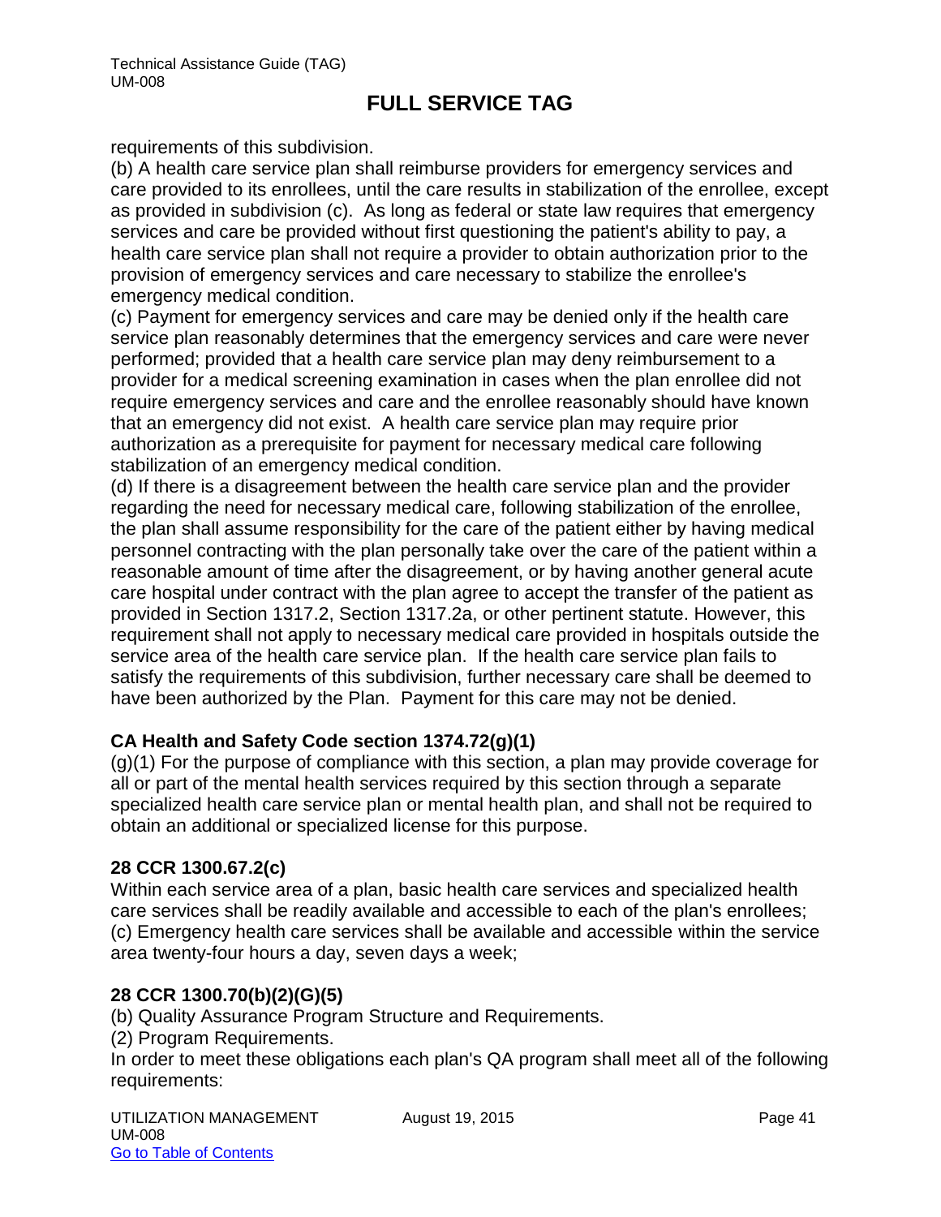requirements of this subdivision.
(b) A health care service plan shall reimburse providers for emergency services and care provided to its enrollees, until the care results in stabilization of the enrollee, except as provided in subdivision (c). As long as federal or state law requires that emergency services and care be provided without first questioning the patient's ability to pay, a health care service plan shall not require a provider to obtain authorization prior to the provision of emergency services and care necessary to stabilize the enrollee's emergency medical condition.
(c) Payment for emergency services and care may be denied only if the health care service plan reasonably determines that the emergency services and care were never performed; provided that a health care service plan may deny reimbursement to a provider for a medical screening examination in cases when the plan enrollee did not require emergency services and care and the enrollee reasonably should have known that an emergency did not exist. A health care service plan may require prior authorization as a prerequisite for payment for necessary medical care following stabilization of an emergency medical condition.
(d) If there is a disagreement between the health care service plan and the provider regarding the need for necessary medical care, following stabilization of the enrollee, the plan shall assume responsibility for the care of the patient either by having medical personnel contracting with the plan personally take over the care of the patient within a reasonable amount of time after the disagreement, or by having another general acute care hospital under contract with the plan agree to accept the transfer of the patient as provided in Section 1317.2, Section 1317.2a, or other pertinent statute. However, this requirement shall not apply to necessary medical care provided in hospitals outside the service area of the health care service plan. If the health care service plan fails to satisfy the requirements of this subdivision, further necessary care shall be deemed to have been authorized by the Plan. Payment for this care may not be denied.

**CA Health and Safety Code section 1374.72(g)(1)**
(g)(1) For the purpose of compliance with this section, a plan may provide coverage for all or part of the mental health services required by this section through a separate specialized health care service plan or mental health plan, and shall not be required to obtain an additional or specialized license for this purpose.

**28 CCR 1300.67.2(c)**
Within each service area of a plan, basic health care services and specialized health care services shall be readily available and accessible to each of the plan's enrollees;
(c) Emergency health care services shall be available and accessible within the service area twenty-four hours a day, seven days a week;

**28 CCR 1300.70(b)(2)(G)(5)**
(b) Quality Assurance Program Structure and Requirements.
(2) Program Requirements.
In order to meet these obligations each plan's QA program shall meet all of the following requirements: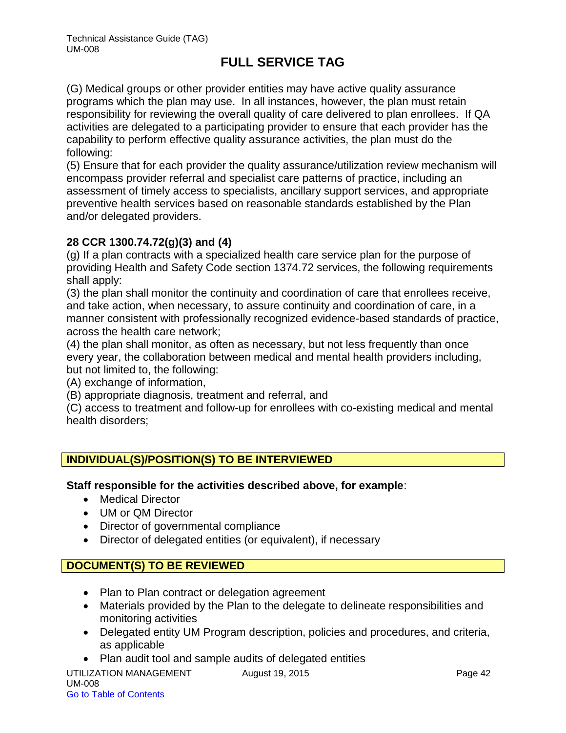# FULL SERVICE TAG

(G) Medical groups or other provider entities may have active quality assurance programs which the plan may use. In all instances, however, the plan must retain responsibility for reviewing the overall quality of care delivered to plan enrollees. If QA activities are delegated to a participating provider to ensure that each provider has the capability to perform effective quality assurance activities, the plan must do the following:

(5) Ensure that for each provider the quality assurance/utilization review mechanism will encompass provider referral and specialist care patterns of practice, including an assessment of timely access to specialists, ancillary support services, and appropriate preventive health services based on reasonable standards established by the Plan and/or delegated providers.

**28 CCR 1300.74.72(g)(3) and (4)**

(g) If a plan contracts with a specialized health care service plan for the purpose of providing Health and Safety Code section 1374.72 services, the following requirements shall apply:

(3) the plan shall monitor the continuity and coordination of care that enrollees receive, and take action, when necessary, to assure continuity and coordination of care, in a manner consistent with professionally recognized evidence-based standards of practice, across the health care network;

(4) the plan shall monitor, as often as necessary, but not less frequently than once every year, the collaboration between medical and mental health providers including, but not limited to, the following:

(A) exchange of information,

(B) appropriate diagnosis, treatment and referral, and

(C) access to treatment and follow-up for enrollees with co-existing medical and mental health disorders;

## INDIVIDUAL(S)/POSITION(S) TO BE INTERVIEWED

**Staff responsible for the activities described above, for example**:

- Medical Director
- UM or QM Director
- Director of governmental compliance
- Director of delegated entities (or equivalent), if necessary

## DOCUMENT(S) TO BE REVIEWED

- Plan to Plan contract or delegation agreement
- Materials provided by the Plan to the delegate to delineate responsibilities and monitoring activities
- Delegated entity UM Program description, policies and procedures, and criteria, as applicable
- Plan audit tool and sample audits of delegated entities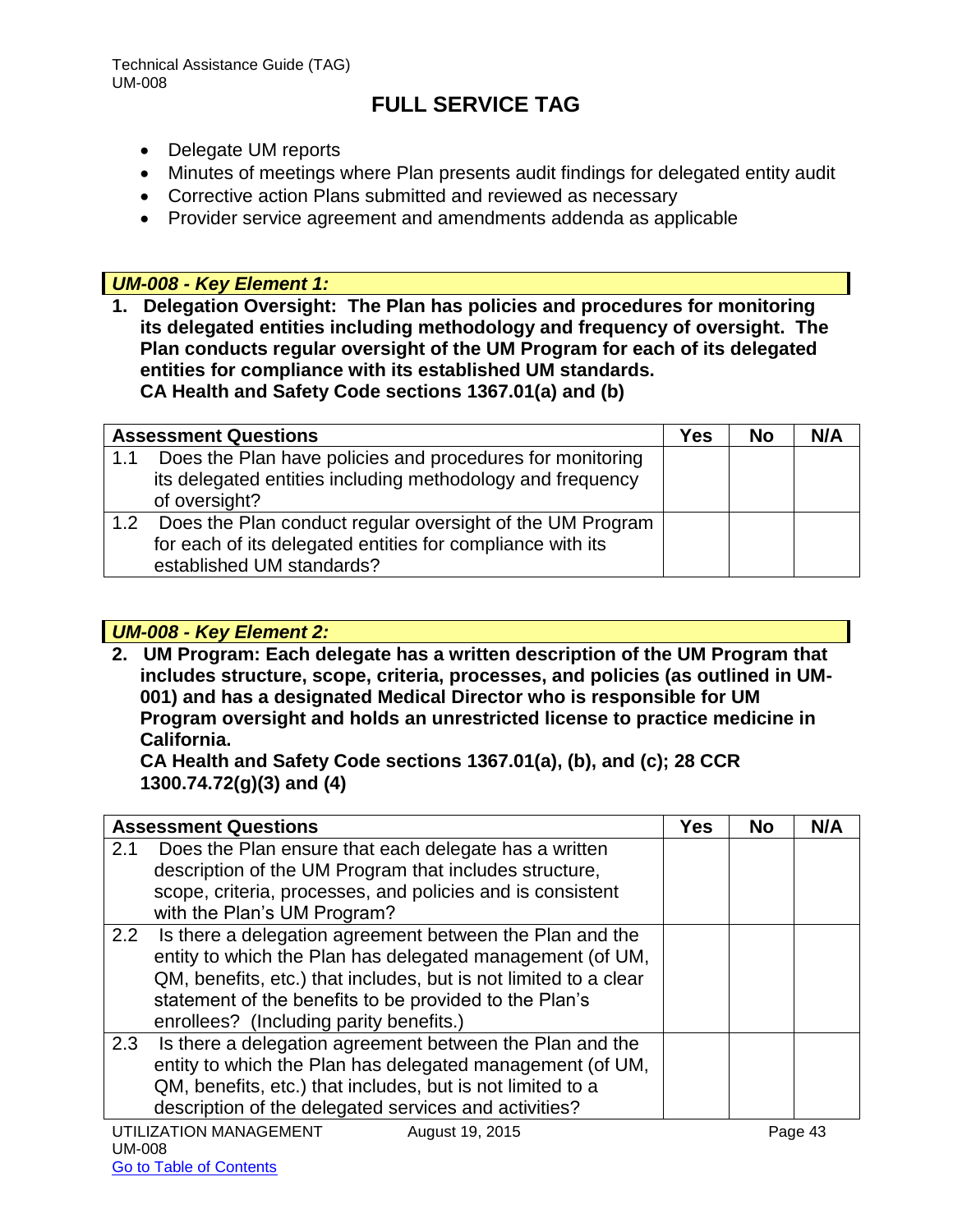- Delegate UM reports
- Minutes of meetings where Plan presents audit findings for delegated entity audit
- Corrective action Plans submitted and reviewed as necessary
- Provider service agreement and amendments addenda as applicable

### *UM-008 - Key Element 1:*

**1. Delegation Oversight: The Plan has policies and procedures for monitoring its delegated entities including methodology and frequency of oversight. The Plan conducts regular oversight of the UM Program for each of its delegated entities for compliance with its established UM standards.**
**CA Health and Safety Code sections 1367.01(a) and (b)**

| Assessment Questions | Yes | No | N/A |
|---|---|---|---|
| 1.1 Does the Plan have policies and procedures for monitoring its delegated entities including methodology and frequency of oversight? | | | |
| 1.2 Does the Plan conduct regular oversight of the UM Program for each of its delegated entities for compliance with its established UM standards? | | | |

### *UM-008 - Key Element 2:*

**2. UM Program: Each delegate has a written description of the UM Program that includes structure, scope, criteria, processes, and policies (as outlined in UM-001) and has a designated Medical Director who is responsible for UM Program oversight and holds an unrestricted license to practice medicine in California.**
**CA Health and Safety Code sections 1367.01(a), (b), and (c); 28 CCR 1300.74.72(g)(3) and (4)**

| Assessment Questions | Yes | No | N/A |
|---|---|---|---|
| 2.1 Does the Plan ensure that each delegate has a written description of the UM Program that includes structure, scope, criteria, processes, and policies and is consistent with the Plan's UM Program? | | | |
| 2.2 Is there a delegation agreement between the Plan and the entity to which the Plan has delegated management (of UM, QM, benefits, etc.) that includes, but is not limited to a clear statement of the benefits to be provided to the Plan's enrollees? (Including parity benefits.) | | | |
| 2.3 Is there a delegation agreement between the Plan and the entity to which the Plan has delegated management (of UM, QM, benefits, etc.) that includes, but is not limited to a description of the delegated services and activities? | | | |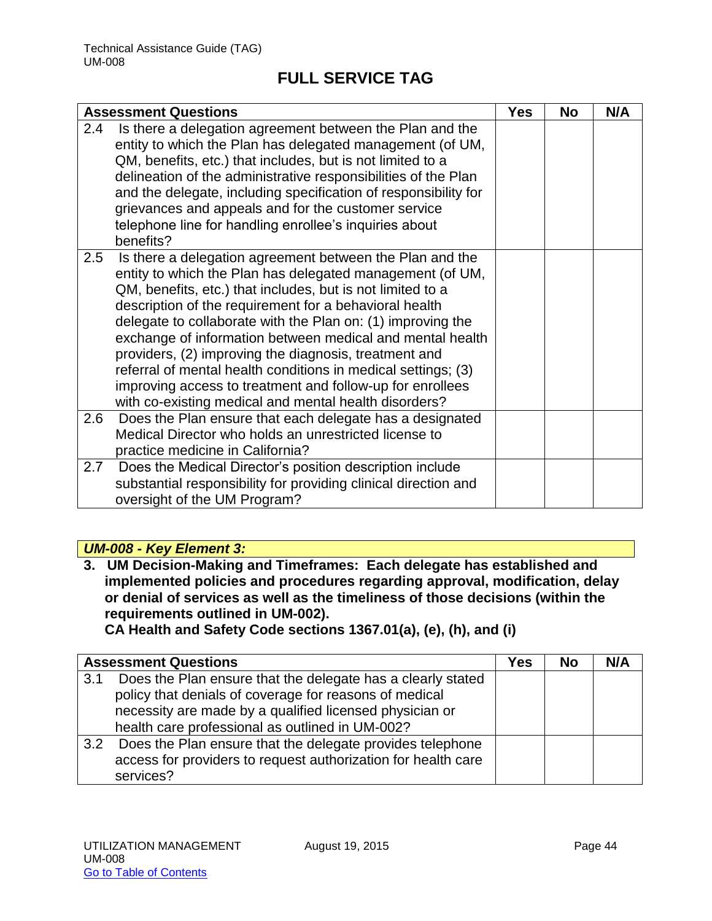## FULL SERVICE TAG

| Assessment Questions | Yes | No | N/A |
|---|---|---|---|
| 2.4 Is there a delegation agreement between the Plan and the entity to which the Plan has delegated management (of UM, QM, benefits, etc.) that includes, but is not limited to a delineation of the administrative responsibilities of the Plan and the delegate, including specification of responsibility for grievances and appeals and for the customer service telephone line for handling enrollee's inquiries about benefits? | | | |
| 2.5 Is there a delegation agreement between the Plan and the entity to which the Plan has delegated management (of UM, QM, benefits, etc.) that includes, but is not limited to a description of the requirement for a behavioral health delegate to collaborate with the Plan on: (1) improving the exchange of information between medical and mental health providers, (2) improving the diagnosis, treatment and referral of mental health conditions in medical settings; (3) improving access to treatment and follow-up for enrollees with co-existing medical and mental health disorders? | | | |
| 2.6 Does the Plan ensure that each delegate has a designated Medical Director who holds an unrestricted license to practice medicine in California? | | | |
| 2.7 Does the Medical Director's position description include substantial responsibility for providing clinical direction and oversight of the UM Program? | | | |

### *UM-008 - Key Element 3:*

**3. UM Decision-Making and Timeframes: Each delegate has established and implemented policies and procedures regarding approval, modification, delay or denial of services as well as the timeliness of those decisions (within the requirements outlined in UM-002).**
**CA Health and Safety Code sections 1367.01(a), (e), (h), and (i)**

| Assessment Questions | Yes | No | N/A |
|---|---|---|---|
| 3.1 Does the Plan ensure that the delegate has a clearly stated policy that denials of coverage for reasons of medical necessity are made by a qualified licensed physician or health care professional as outlined in UM-002? | | | |
| 3.2 Does the Plan ensure that the delegate provides telephone access for providers to request authorization for health care services? | | | |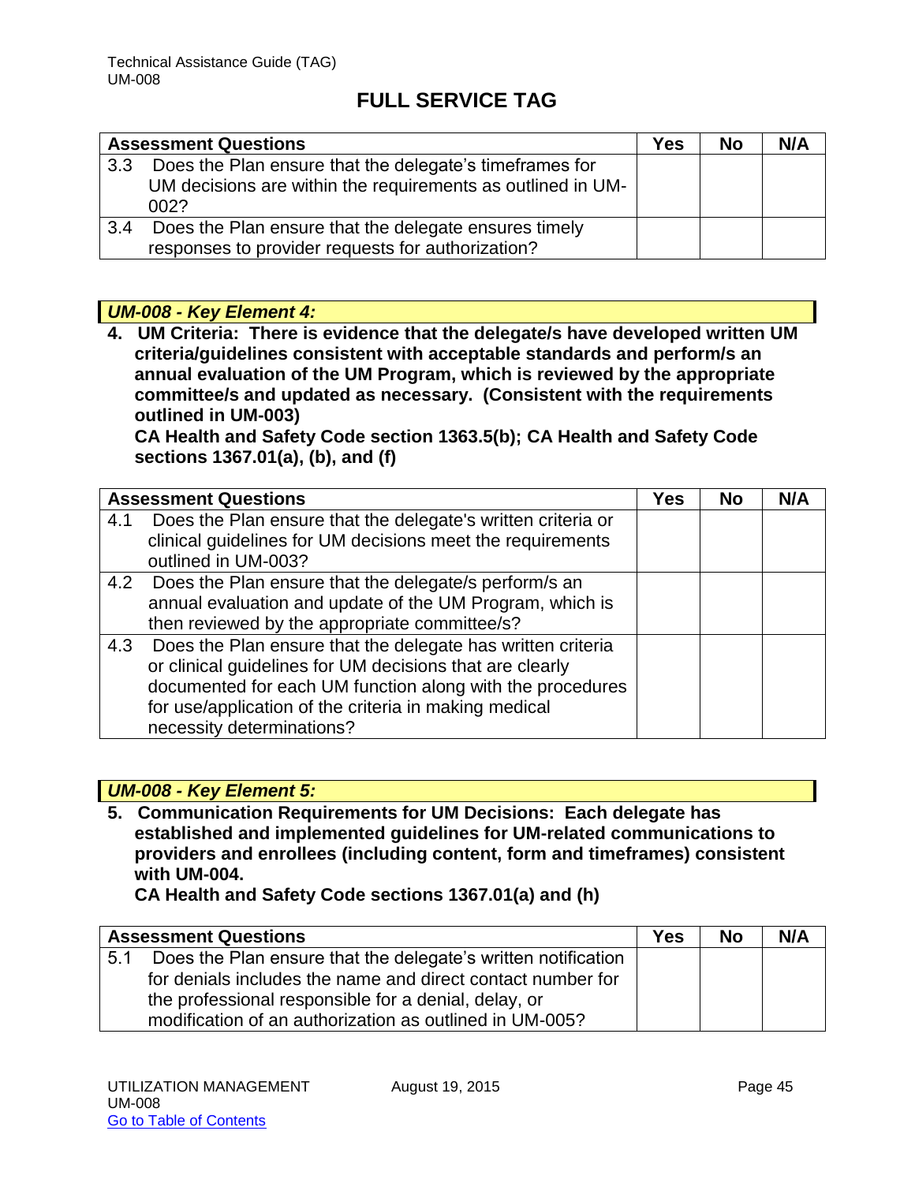## FULL SERVICE TAG

| Assessment Questions | Yes | No | N/A |
|---|---|---|---|
| 3.3 Does the Plan ensure that the delegate's timeframes for UM decisions are within the requirements as outlined in UM-002? | | | |
| 3.4 Does the Plan ensure that the delegate ensures timely responses to provider requests for authorization? | | | |

### *UM-008 - Key Element 4:*

**4. UM Criteria: There is evidence that the delegate/s have developed written UM criteria/guidelines consistent with acceptable standards and perform/s an annual evaluation of the UM Program, which is reviewed by the appropriate committee/s and updated as necessary. (Consistent with the requirements outlined in UM-003)**
**CA Health and Safety Code section 1363.5(b); CA Health and Safety Code sections 1367.01(a), (b), and (f)**

| Assessment Questions | Yes | No | N/A |
|---|---|---|---|
| 4.1 Does the Plan ensure that the delegate's written criteria or clinical guidelines for UM decisions meet the requirements outlined in UM-003? | | | |
| 4.2 Does the Plan ensure that the delegate/s perform/s an annual evaluation and update of the UM Program, which is then reviewed by the appropriate committee/s? | | | |
| 4.3 Does the Plan ensure that the delegate has written criteria or clinical guidelines for UM decisions that are clearly documented for each UM function along with the procedures for use/application of the criteria in making medical necessity determinations? | | | |

### *UM-008 - Key Element 5:*

**5. Communication Requirements for UM Decisions: Each delegate has established and implemented guidelines for UM-related communications to providers and enrollees (including content, form and timeframes) consistent with UM-004.**
**CA Health and Safety Code sections 1367.01(a) and (h)**

| Assessment Questions | Yes | No | N/A |
|---|---|---|---|
| 5.1 Does the Plan ensure that the delegate's written notification for denials includes the name and direct contact number for the professional responsible for a denial, delay, or modification of an authorization as outlined in UM-005? | | | |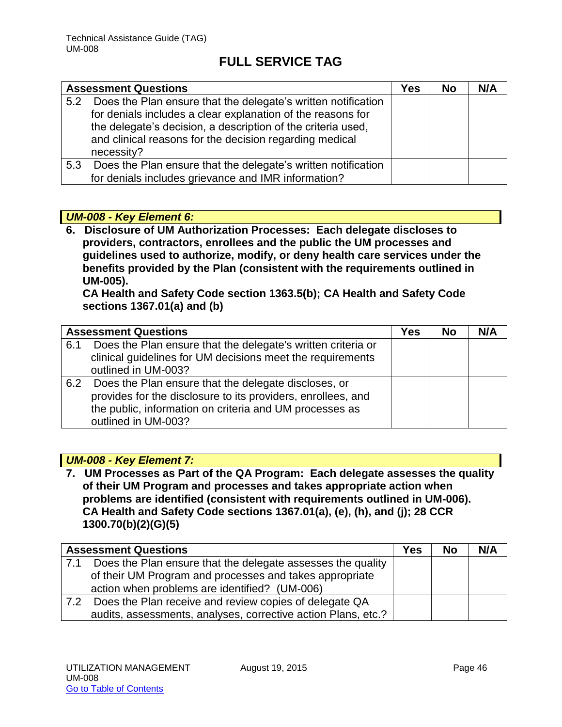| Assessment Questions | Yes | No | N/A |
|---|---|---|---|
| 5.2 Does the Plan ensure that the delegate's written notification for denials includes a clear explanation of the reasons for the delegate's decision, a description of the criteria used, and clinical reasons for the decision regarding medical necessity? | | | |
| 5.3 Does the Plan ensure that the delegate's written notification for denials includes grievance and IMR information? | | | |

### *UM-008 - Key Element 6:*

**6. Disclosure of UM Authorization Processes: Each delegate discloses to providers, contractors, enrollees and the public the UM processes and guidelines used to authorize, modify, or deny health care services under the benefits provided by the Plan (consistent with the requirements outlined in UM-005).**
**CA Health and Safety Code section 1363.5(b); CA Health and Safety Code sections 1367.01(a) and (b)**

| Assessment Questions | Yes | No | N/A |
|---|---|---|---|
| 6.1 Does the Plan ensure that the delegate's written criteria or clinical guidelines for UM decisions meet the requirements outlined in UM-003? | | | |
| 6.2 Does the Plan ensure that the delegate discloses, or provides for the disclosure to its providers, enrollees, and the public, information on criteria and UM processes as outlined in UM-003? | | | |

### *UM-008 - Key Element 7:*

**7. UM Processes as Part of the QA Program: Each delegate assesses the quality of their UM Program and processes and takes appropriate action when problems are identified (consistent with requirements outlined in UM-006).**
**CA Health and Safety Code sections 1367.01(a), (e), (h), and (j); 28 CCR 1300.70(b)(2)(G)(5)**

| Assessment Questions | Yes | No | N/A |
|---|---|---|---|
| 7.1 Does the Plan ensure that the delegate assesses the quality of their UM Program and processes and takes appropriate action when problems are identified? (UM-006) | | | |
| 7.2 Does the Plan receive and review copies of delegate QA audits, assessments, analyses, corrective action Plans, etc.? | | | |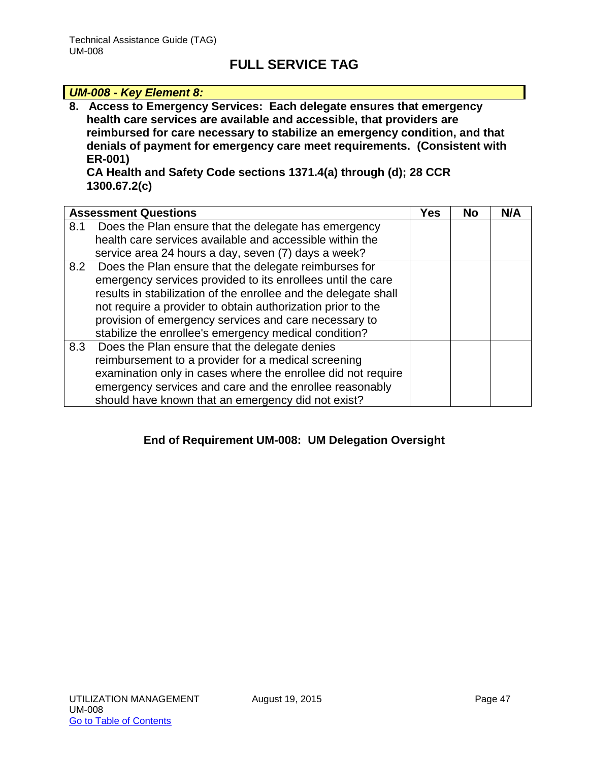# FULL SERVICE TAG

***UM-008 - Key Element 8:***

**8. Access to Emergency Services: Each delegate ensures that emergency health care services are available and accessible, that providers are reimbursed for care necessary to stabilize an emergency condition, and that denials of payment for emergency care meet requirements. (Consistent with ER-001)**
**CA Health and Safety Code sections 1371.4(a) through (d); 28 CCR 1300.67.2(c)**

| Assessment Questions | Yes | No | N/A |
|---|---|---|---|
| 8.1 Does the Plan ensure that the delegate has emergency health care services available and accessible within the service area 24 hours a day, seven (7) days a week? | | | |
| 8.2 Does the Plan ensure that the delegate reimburses for emergency services provided to its enrollees until the care results in stabilization of the enrollee and the delegate shall not require a provider to obtain authorization prior to the provision of emergency services and care necessary to stabilize the enrollee's emergency medical condition? | | | |
| 8.3 Does the Plan ensure that the delegate denies reimbursement to a provider for a medical screening examination only in cases where the enrollee did not require emergency services and care and the enrollee reasonably should have known that an emergency did not exist? | | | |

**End of Requirement UM-008: UM Delegation Oversight**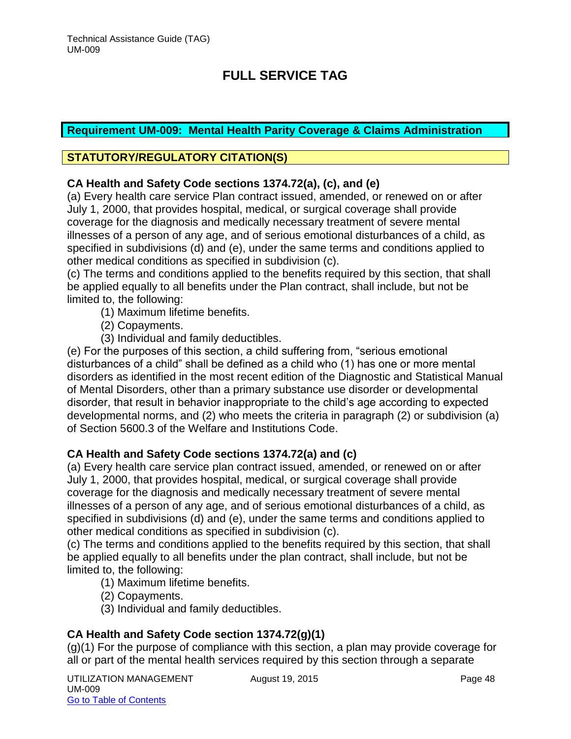# FULL SERVICE TAG

## Requirement UM-009: Mental Health Parity Coverage & Claims Administration

## STATUTORY/REGULATORY CITATION(S)

**CA Health and Safety Code sections 1374.72(a), (c), and (e)**

(a) Every health care service Plan contract issued, amended, or renewed on or after July 1, 2000, that provides hospital, medical, or surgical coverage shall provide coverage for the diagnosis and medically necessary treatment of severe mental illnesses of a person of any age, and of serious emotional disturbances of a child, as specified in subdivisions (d) and (e), under the same terms and conditions applied to other medical conditions as specified in subdivision (c).

(c) The terms and conditions applied to the benefits required by this section, that shall be applied equally to all benefits under the Plan contract, shall include, but not be limited to, the following:

(1) Maximum lifetime benefits.

(2) Copayments.

(3) Individual and family deductibles.

(e) For the purposes of this section, a child suffering from, "serious emotional disturbances of a child" shall be defined as a child who (1) has one or more mental disorders as identified in the most recent edition of the Diagnostic and Statistical Manual of Mental Disorders, other than a primary substance use disorder or developmental disorder, that result in behavior inappropriate to the child's age according to expected developmental norms, and (2) who meets the criteria in paragraph (2) or subdivision (a) of Section 5600.3 of the Welfare and Institutions Code.

**CA Health and Safety Code sections 1374.72(a) and (c)**

(a) Every health care service plan contract issued, amended, or renewed on or after July 1, 2000, that provides hospital, medical, or surgical coverage shall provide coverage for the diagnosis and medically necessary treatment of severe mental illnesses of a person of any age, and of serious emotional disturbances of a child, as specified in subdivisions (d) and (e), under the same terms and conditions applied to other medical conditions as specified in subdivision (c).

(c) The terms and conditions applied to the benefits required by this section, that shall be applied equally to all benefits under the plan contract, shall include, but not be limited to, the following:

(1) Maximum lifetime benefits.

(2) Copayments.

(3) Individual and family deductibles.

**CA Health and Safety Code section 1374.72(g)(1)**

(g)(1) For the purpose of compliance with this section, a plan may provide coverage for all or part of the mental health services required by this section through a separate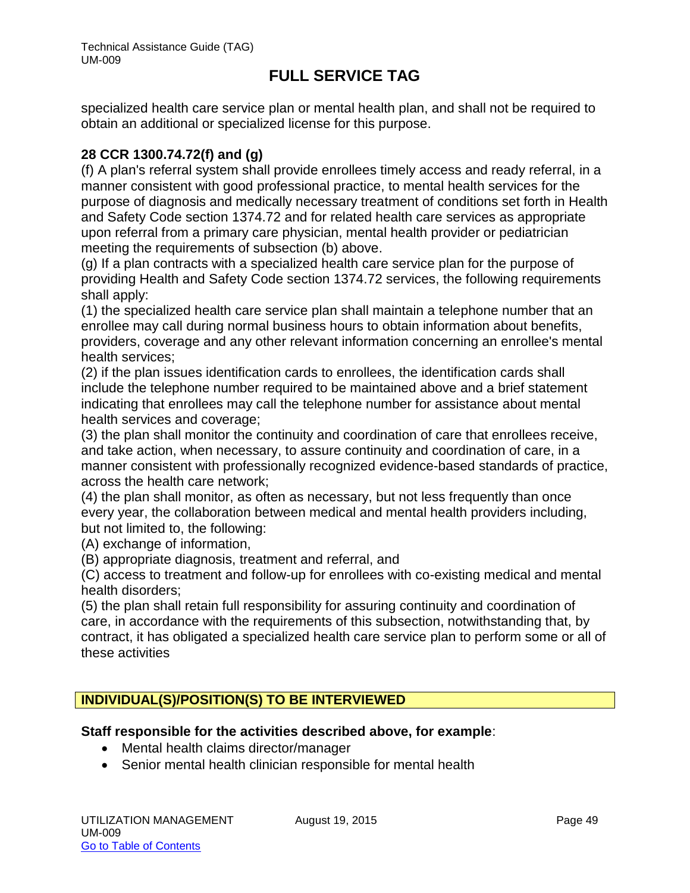specialized health care service plan or mental health plan, and shall not be required to obtain an additional or specialized license for this purpose.

**28 CCR 1300.74.72(f) and (g)**

(f) A plan's referral system shall provide enrollees timely access and ready referral, in a manner consistent with good professional practice, to mental health services for the purpose of diagnosis and medically necessary treatment of conditions set forth in Health and Safety Code section 1374.72 and for related health care services as appropriate upon referral from a primary care physician, mental health provider or pediatrician meeting the requirements of subsection (b) above.

(g) If a plan contracts with a specialized health care service plan for the purpose of providing Health and Safety Code section 1374.72 services, the following requirements shall apply:

(1) the specialized health care service plan shall maintain a telephone number that an enrollee may call during normal business hours to obtain information about benefits, providers, coverage and any other relevant information concerning an enrollee's mental health services;

(2) if the plan issues identification cards to enrollees, the identification cards shall include the telephone number required to be maintained above and a brief statement indicating that enrollees may call the telephone number for assistance about mental health services and coverage;

(3) the plan shall monitor the continuity and coordination of care that enrollees receive, and take action, when necessary, to assure continuity and coordination of care, in a manner consistent with professionally recognized evidence-based standards of practice, across the health care network;

(4) the plan shall monitor, as often as necessary, but not less frequently than once every year, the collaboration between medical and mental health providers including, but not limited to, the following:

(A) exchange of information,

(B) appropriate diagnosis, treatment and referral, and

(C) access to treatment and follow-up for enrollees with co-existing medical and mental health disorders;

(5) the plan shall retain full responsibility for assuring continuity and coordination of care, in accordance with the requirements of this subsection, notwithstanding that, by contract, it has obligated a specialized health care service plan to perform some or all of these activities

## INDIVIDUAL(S)/POSITION(S) TO BE INTERVIEWED

**Staff responsible for the activities described above, for example**:

- Mental health claims director/manager
- Senior mental health clinician responsible for mental health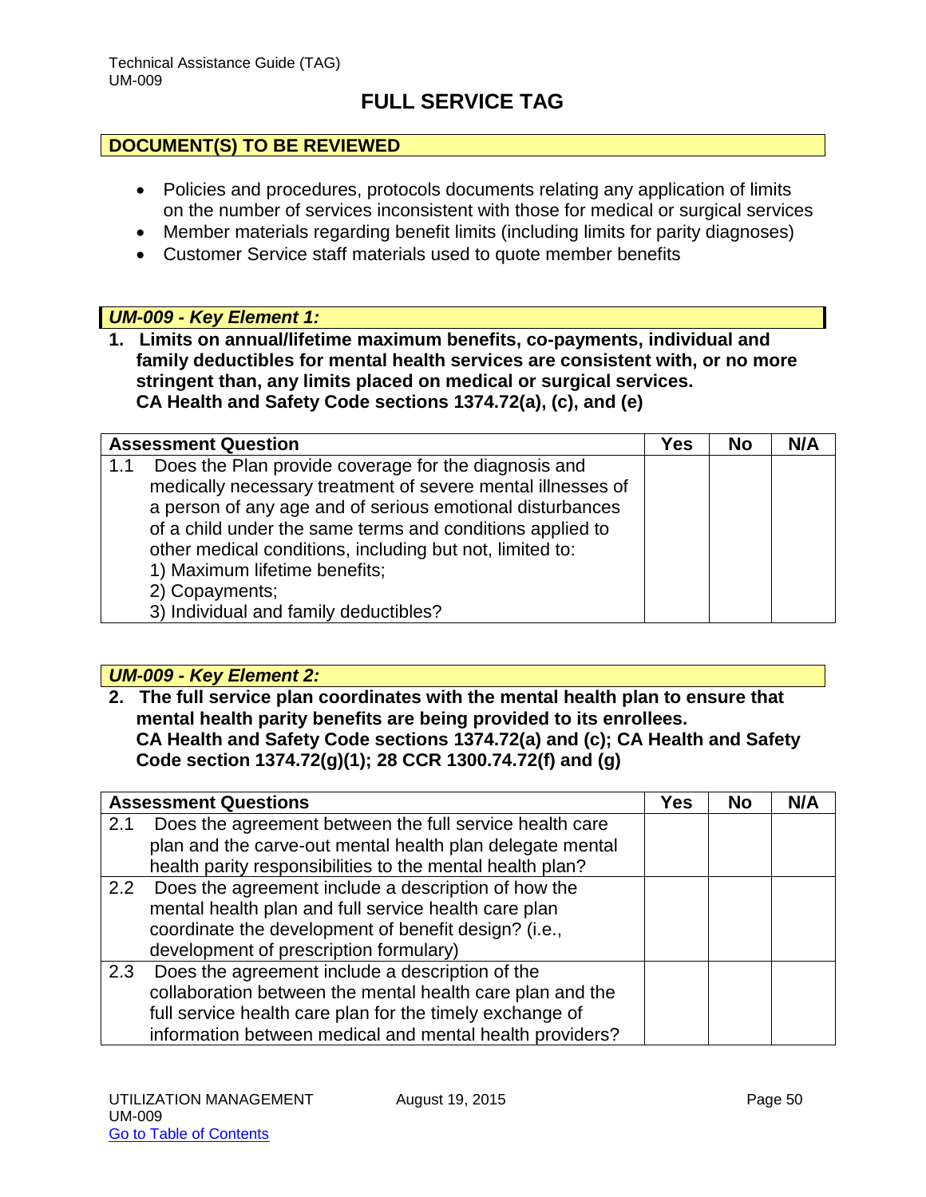# FULL SERVICE TAG

## DOCUMENT(S) TO BE REVIEWED

- Policies and procedures, protocols documents relating any application of limits on the number of services inconsistent with those for medical or surgical services
- Member materials regarding benefit limits (including limits for parity diagnoses)
- Customer Service staff materials used to quote member benefits

### *UM-009 - Key Element 1:*

**1. Limits on annual/lifetime maximum benefits, co-payments, individual and family deductibles for mental health services are consistent with, or no more stringent than, any limits placed on medical or surgical services. CA Health and Safety Code sections 1374.72(a), (c), and (e)**

| Assessment Question | Yes | No | N/A |
|---|---|---|---|
| 1.1 Does the Plan provide coverage for the diagnosis and medically necessary treatment of severe mental illnesses of a person of any age and of serious emotional disturbances of a child under the same terms and conditions applied to other medical conditions, including but not, limited to: 1) Maximum lifetime benefits; 2) Copayments; 3) Individual and family deductibles? | | | |

### *UM-009 - Key Element 2:*

**2. The full service plan coordinates with the mental health plan to ensure that mental health parity benefits are being provided to its enrollees. CA Health and Safety Code sections 1374.72(a) and (c); CA Health and Safety Code section 1374.72(g)(1); 28 CCR 1300.74.72(f) and (g)**

| Assessment Questions | Yes | No | N/A |
|---|---|---|---|
| 2.1 Does the agreement between the full service health care plan and the carve-out mental health plan delegate mental health parity responsibilities to the mental health plan? | | | |
| 2.2 Does the agreement include a description of how the mental health plan and full service health care plan coordinate the development of benefit design? (i.e., development of prescription formulary) | | | |
| 2.3 Does the agreement include a description of the collaboration between the mental health care plan and the full service health care plan for the timely exchange of information between medical and mental health providers? | | | |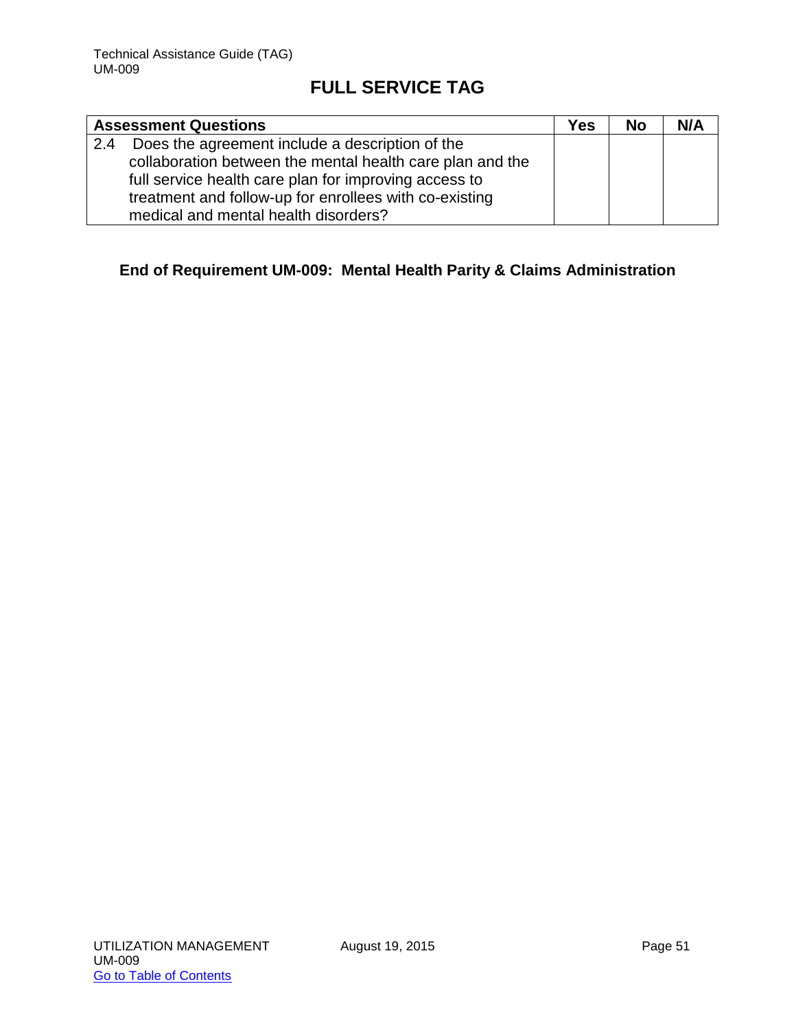## FULL SERVICE TAG

| Assessment Questions | Yes | No | N/A |
|---|---|---|---|
| 2.4 Does the agreement include a description of the collaboration between the mental health care plan and the full service health care plan for improving access to treatment and follow-up for enrollees with co-existing medical and mental health disorders? | | | |

**End of Requirement UM-009: Mental Health Parity & Claims Administration**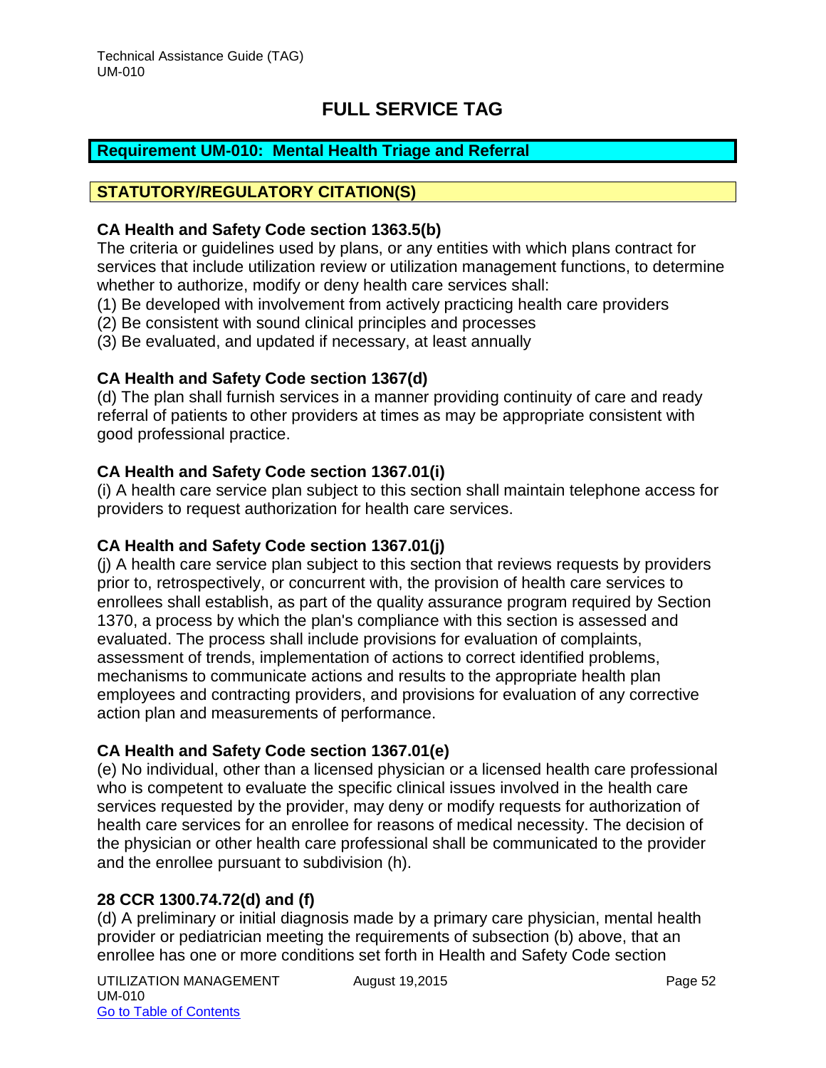# FULL SERVICE TAG

## Requirement UM-010: Mental Health Triage and Referral

## STATUTORY/REGULATORY CITATION(S)

**CA Health and Safety Code section 1363.5(b)**

The criteria or guidelines used by plans, or any entities with which plans contract for services that include utilization review or utilization management functions, to determine whether to authorize, modify or deny health care services shall:

(1) Be developed with involvement from actively practicing health care providers
(2) Be consistent with sound clinical principles and processes
(3) Be evaluated, and updated if necessary, at least annually

**CA Health and Safety Code section 1367(d)**

(d) The plan shall furnish services in a manner providing continuity of care and ready referral of patients to other providers at times as may be appropriate consistent with good professional practice.

**CA Health and Safety Code section 1367.01(i)**

(i) A health care service plan subject to this section shall maintain telephone access for providers to request authorization for health care services.

**CA Health and Safety Code section 1367.01(j)**

(j) A health care service plan subject to this section that reviews requests by providers prior to, retrospectively, or concurrent with, the provision of health care services to enrollees shall establish, as part of the quality assurance program required by Section 1370, a process by which the plan's compliance with this section is assessed and evaluated. The process shall include provisions for evaluation of complaints, assessment of trends, implementation of actions to correct identified problems, mechanisms to communicate actions and results to the appropriate health plan employees and contracting providers, and provisions for evaluation of any corrective action plan and measurements of performance.

**CA Health and Safety Code section 1367.01(e)**

(e) No individual, other than a licensed physician or a licensed health care professional who is competent to evaluate the specific clinical issues involved in the health care services requested by the provider, may deny or modify requests for authorization of health care services for an enrollee for reasons of medical necessity. The decision of the physician or other health care professional shall be communicated to the provider and the enrollee pursuant to subdivision (h).

**28 CCR 1300.74.72(d) and (f)**

(d) A preliminary or initial diagnosis made by a primary care physician, mental health provider or pediatrician meeting the requirements of subsection (b) above, that an enrollee has one or more conditions set forth in Health and Safety Code section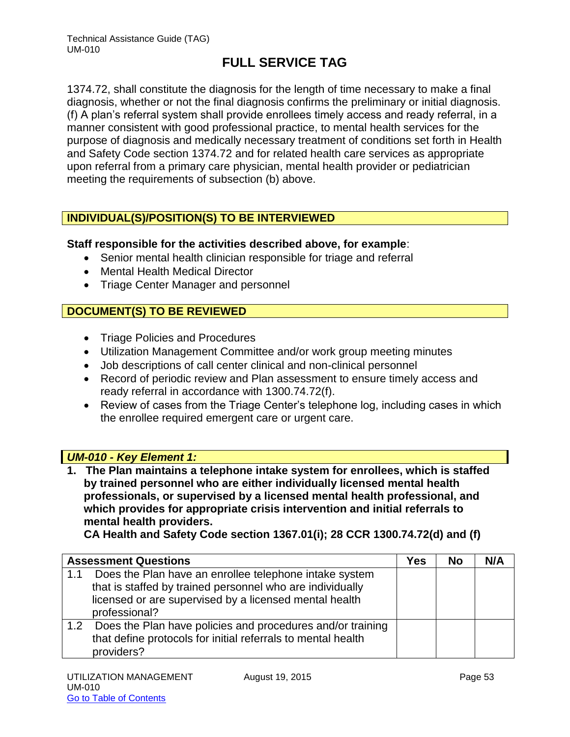1374.72, shall constitute the diagnosis for the length of time necessary to make a final diagnosis, whether or not the final diagnosis confirms the preliminary or initial diagnosis. (f) A plan's referral system shall provide enrollees timely access and ready referral, in a manner consistent with good professional practice, to mental health services for the purpose of diagnosis and medically necessary treatment of conditions set forth in Health and Safety Code section 1374.72 and for related health care services as appropriate upon referral from a primary care physician, mental health provider or pediatrician meeting the requirements of subsection (b) above.

## INDIVIDUAL(S)/POSITION(S) TO BE INTERVIEWED

**Staff responsible for the activities described above, for example**:

- Senior mental health clinician responsible for triage and referral
- Mental Health Medical Director
- Triage Center Manager and personnel

## DOCUMENT(S) TO BE REVIEWED

- Triage Policies and Procedures
- Utilization Management Committee and/or work group meeting minutes
- Job descriptions of call center clinical and non-clinical personnel
- Record of periodic review and Plan assessment to ensure timely access and ready referral in accordance with 1300.74.72(f).
- Review of cases from the Triage Center's telephone log, including cases in which the enrollee required emergent care or urgent care.

## *UM-010 - Key Element 1:*

**1. The Plan maintains a telephone intake system for enrollees, which is staffed by trained personnel who are either individually licensed mental health professionals, or supervised by a licensed mental health professional, and which provides for appropriate crisis intervention and initial referrals to mental health providers.**
**CA Health and Safety Code section 1367.01(i); 28 CCR 1300.74.72(d) and (f)**

| Assessment Questions | Yes | No | N/A |
|---|---|---|---|
| 1.1 Does the Plan have an enrollee telephone intake system that is staffed by trained personnel who are individually licensed or are supervised by a licensed mental health professional? | | | |
| 1.2 Does the Plan have policies and procedures and/or training that define protocols for initial referrals to mental health providers? | | | |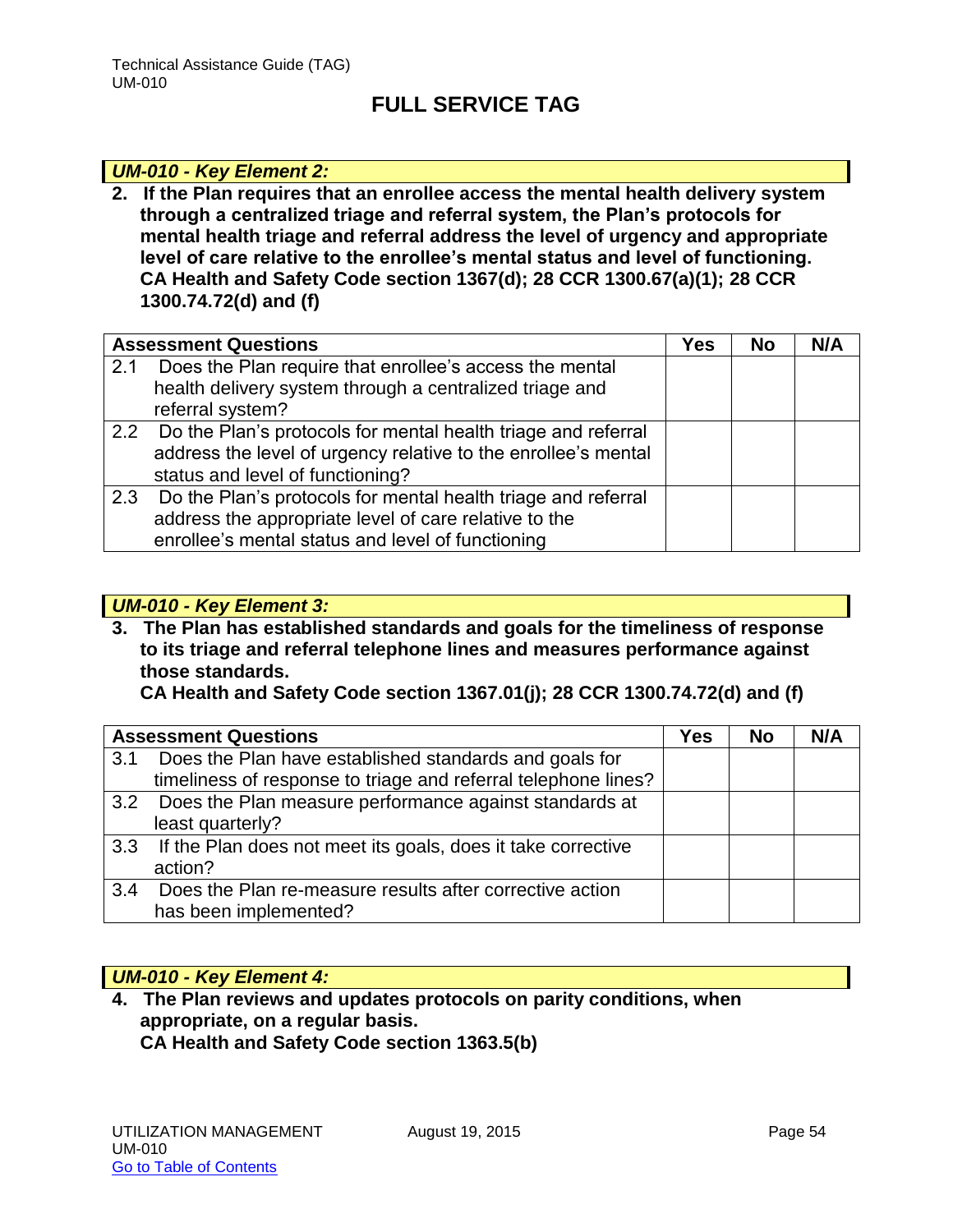## FULL SERVICE TAG

### *UM-010 - Key Element 2:*

**2. If the Plan requires that an enrollee access the mental health delivery system through a centralized triage and referral system, the Plan's protocols for mental health triage and referral address the level of urgency and appropriate level of care relative to the enrollee's mental status and level of functioning.**
**CA Health and Safety Code section 1367(d); 28 CCR 1300.67(a)(1); 28 CCR 1300.74.72(d) and (f)**

| Assessment Questions | Yes | No | N/A |
|---|---|---|---|
| 2.1 Does the Plan require that enrollee's access the mental health delivery system through a centralized triage and referral system? | | | |
| 2.2 Do the Plan's protocols for mental health triage and referral address the level of urgency relative to the enrollee's mental status and level of functioning? | | | |
| 2.3 Do the Plan's protocols for mental health triage and referral address the appropriate level of care relative to the enrollee's mental status and level of functioning | | | |

### *UM-010 - Key Element 3:*

**3. The Plan has established standards and goals for the timeliness of response to its triage and referral telephone lines and measures performance against those standards.**
**CA Health and Safety Code section 1367.01(j); 28 CCR 1300.74.72(d) and (f)**

| Assessment Questions | Yes | No | N/A |
|---|---|---|---|
| 3.1 Does the Plan have established standards and goals for timeliness of response to triage and referral telephone lines? | | | |
| 3.2 Does the Plan measure performance against standards at least quarterly? | | | |
| 3.3 If the Plan does not meet its goals, does it take corrective action? | | | |
| 3.4 Does the Plan re-measure results after corrective action has been implemented? | | | |

### *UM-010 - Key Element 4:*

**4. The Plan reviews and updates protocols on parity conditions, when appropriate, on a regular basis.**
**CA Health and Safety Code section 1363.5(b)**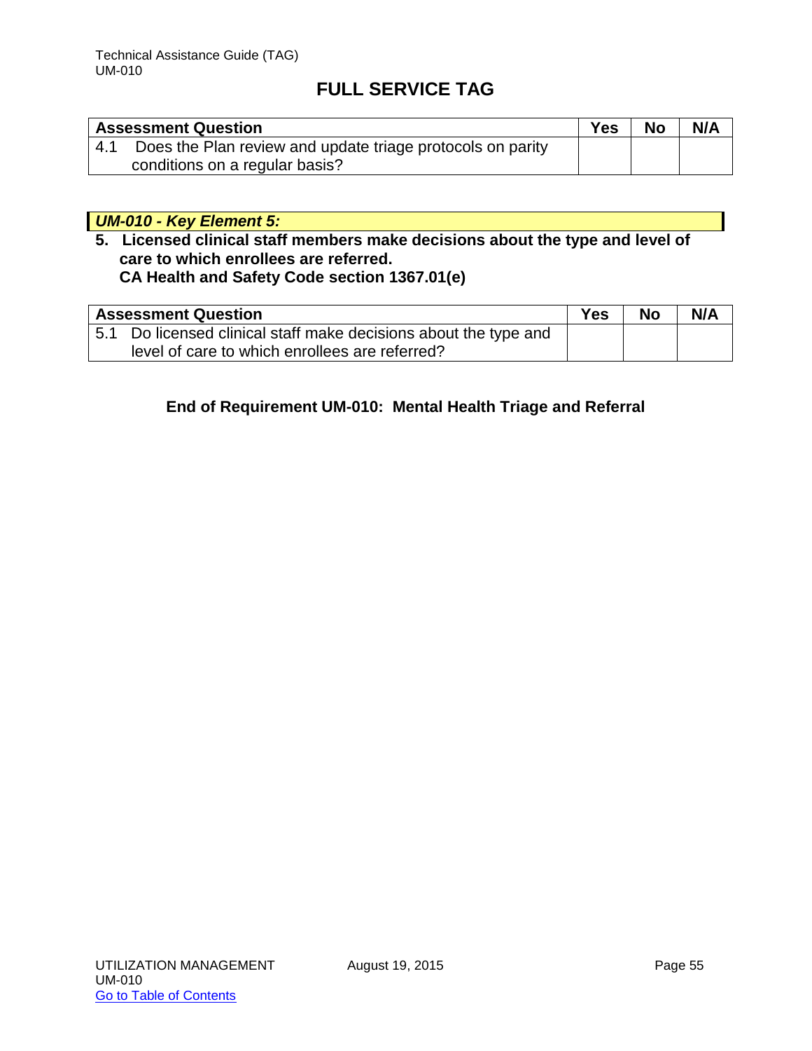## FULL SERVICE TAG

| Assessment Question | Yes | No | N/A |
|---|---|---|---|
| 4.1 Does the Plan review and update triage protocols on parity conditions on a regular basis? | | | |

***UM-010 - Key Element 5:***

**5. Licensed clinical staff members make decisions about the type and level of care to which enrollees are referred.**
**CA Health and Safety Code section 1367.01(e)**

| Assessment Question | Yes | No | N/A |
|---|---|---|---|
| 5.1 Do licensed clinical staff make decisions about the type and level of care to which enrollees are referred? | | | |

**End of Requirement UM-010: Mental Health Triage and Referral**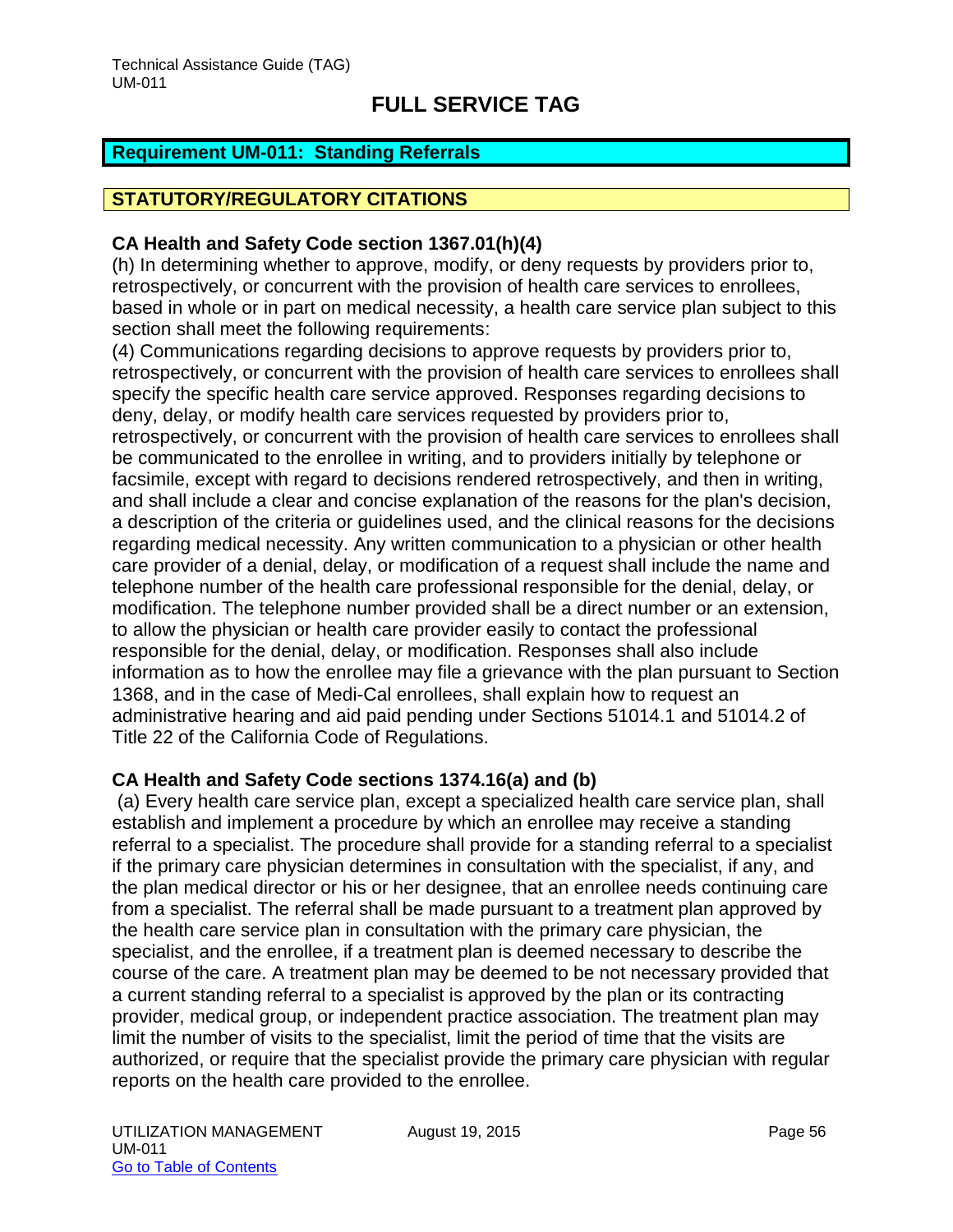# FULL SERVICE TAG

## Requirement UM-011: Standing Referrals

### STATUTORY/REGULATORY CITATIONS

**CA Health and Safety Code section 1367.01(h)(4)**

(h) In determining whether to approve, modify, or deny requests by providers prior to, retrospectively, or concurrent with the provision of health care services to enrollees, based in whole or in part on medical necessity, a health care service plan subject to this section shall meet the following requirements:

(4) Communications regarding decisions to approve requests by providers prior to, retrospectively, or concurrent with the provision of health care services to enrollees shall specify the specific health care service approved. Responses regarding decisions to deny, delay, or modify health care services requested by providers prior to, retrospectively, or concurrent with the provision of health care services to enrollees shall be communicated to the enrollee in writing, and to providers initially by telephone or facsimile, except with regard to decisions rendered retrospectively, and then in writing, and shall include a clear and concise explanation of the reasons for the plan's decision, a description of the criteria or guidelines used, and the clinical reasons for the decisions regarding medical necessity. Any written communication to a physician or other health care provider of a denial, delay, or modification of a request shall include the name and telephone number of the health care professional responsible for the denial, delay, or modification. The telephone number provided shall be a direct number or an extension, to allow the physician or health care provider easily to contact the professional responsible for the denial, delay, or modification. Responses shall also include information as to how the enrollee may file a grievance with the plan pursuant to Section 1368, and in the case of Medi-Cal enrollees, shall explain how to request an administrative hearing and aid paid pending under Sections 51014.1 and 51014.2 of Title 22 of the California Code of Regulations.

**CA Health and Safety Code sections 1374.16(a) and (b)**

(a) Every health care service plan, except a specialized health care service plan, shall establish and implement a procedure by which an enrollee may receive a standing referral to a specialist. The procedure shall provide for a standing referral to a specialist if the primary care physician determines in consultation with the specialist, if any, and the plan medical director or his or her designee, that an enrollee needs continuing care from a specialist. The referral shall be made pursuant to a treatment plan approved by the health care service plan in consultation with the primary care physician, the specialist, and the enrollee, if a treatment plan is deemed necessary to describe the course of the care. A treatment plan may be deemed to be not necessary provided that a current standing referral to a specialist is approved by the plan or its contracting provider, medical group, or independent practice association. The treatment plan may limit the number of visits to the specialist, limit the period of time that the visits are authorized, or require that the specialist provide the primary care physician with regular reports on the health care provided to the enrollee.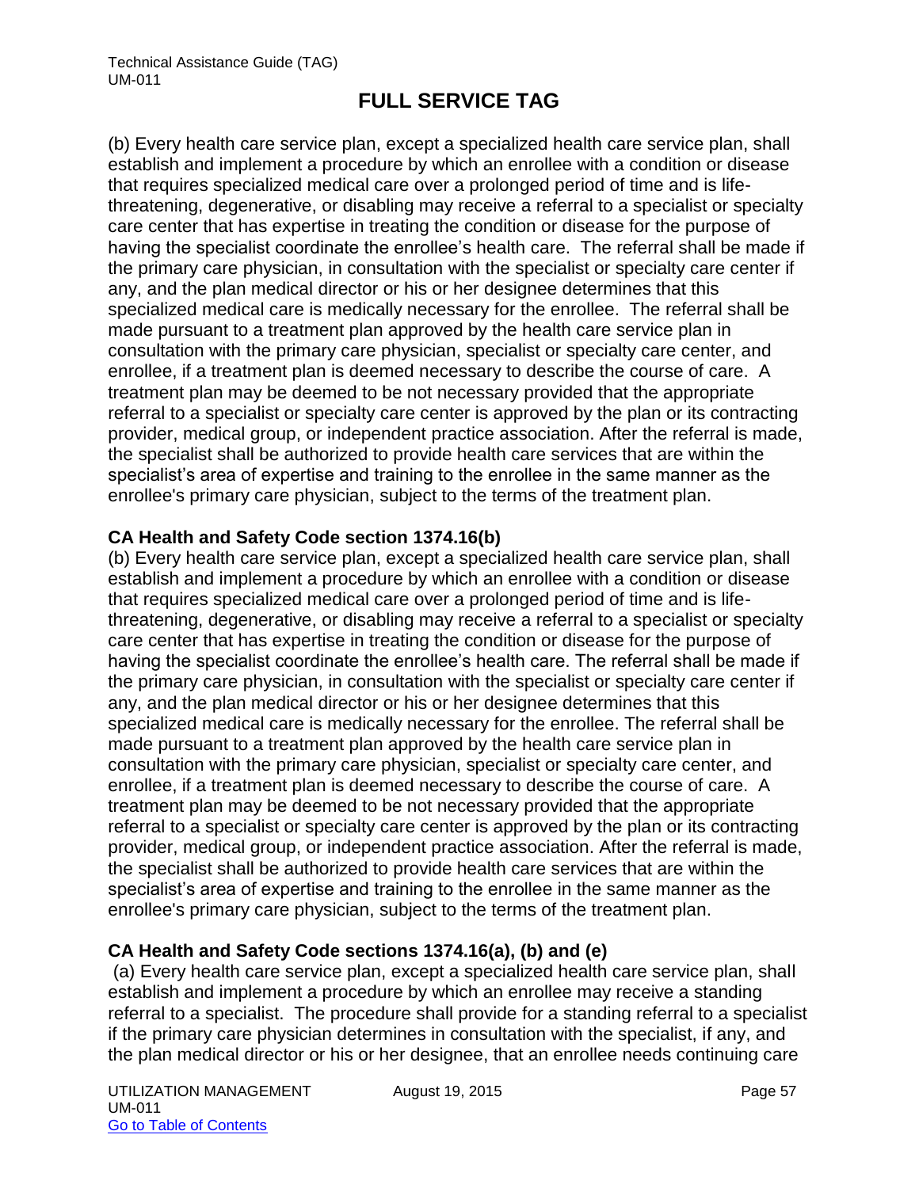(b) Every health care service plan, except a specialized health care service plan, shall establish and implement a procedure by which an enrollee with a condition or disease that requires specialized medical care over a prolonged period of time and is life-threatening, degenerative, or disabling may receive a referral to a specialist or specialty care center that has expertise in treating the condition or disease for the purpose of having the specialist coordinate the enrollee's health care. The referral shall be made if the primary care physician, in consultation with the specialist or specialty care center if any, and the plan medical director or his or her designee determines that this specialized medical care is medically necessary for the enrollee. The referral shall be made pursuant to a treatment plan approved by the health care service plan in consultation with the primary care physician, specialist or specialty care center, and enrollee, if a treatment plan is deemed necessary to describe the course of care. A treatment plan may be deemed to be not necessary provided that the appropriate referral to a specialist or specialty care center is approved by the plan or its contracting provider, medical group, or independent practice association. After the referral is made, the specialist shall be authorized to provide health care services that are within the specialist's area of expertise and training to the enrollee in the same manner as the enrollee's primary care physician, subject to the terms of the treatment plan.

**CA Health and Safety Code section 1374.16(b)**

(b) Every health care service plan, except a specialized health care service plan, shall establish and implement a procedure by which an enrollee with a condition or disease that requires specialized medical care over a prolonged period of time and is life-threatening, degenerative, or disabling may receive a referral to a specialist or specialty care center that has expertise in treating the condition or disease for the purpose of having the specialist coordinate the enrollee's health care. The referral shall be made if the primary care physician, in consultation with the specialist or specialty care center if any, and the plan medical director or his or her designee determines that this specialized medical care is medically necessary for the enrollee. The referral shall be made pursuant to a treatment plan approved by the health care service plan in consultation with the primary care physician, specialist or specialty care center, and enrollee, if a treatment plan is deemed necessary to describe the course of care. A treatment plan may be deemed to be not necessary provided that the appropriate referral to a specialist or specialty care center is approved by the plan or its contracting provider, medical group, or independent practice association. After the referral is made, the specialist shall be authorized to provide health care services that are within the specialist's area of expertise and training to the enrollee in the same manner as the enrollee's primary care physician, subject to the terms of the treatment plan.

**CA Health and Safety Code sections 1374.16(a), (b) and (e)**

(a) Every health care service plan, except a specialized health care service plan, shall establish and implement a procedure by which an enrollee may receive a standing referral to a specialist. The procedure shall provide for a standing referral to a specialist if the primary care physician determines in consultation with the specialist, if any, and the plan medical director or his or her designee, that an enrollee needs continuing care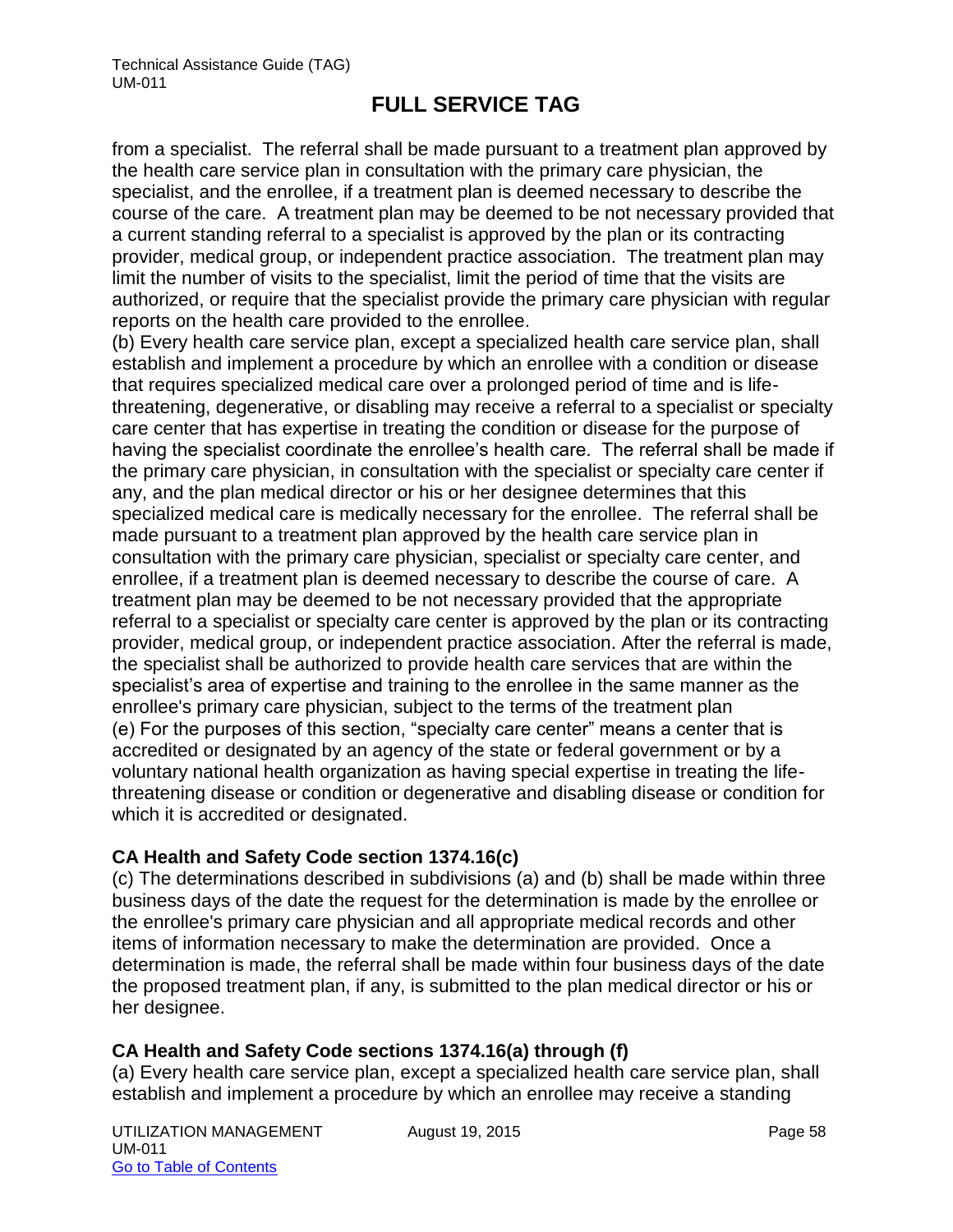from a specialist. The referral shall be made pursuant to a treatment plan approved by the health care service plan in consultation with the primary care physician, the specialist, and the enrollee, if a treatment plan is deemed necessary to describe the course of the care. A treatment plan may be deemed to be not necessary provided that a current standing referral to a specialist is approved by the plan or its contracting provider, medical group, or independent practice association. The treatment plan may limit the number of visits to the specialist, limit the period of time that the visits are authorized, or require that the specialist provide the primary care physician with regular reports on the health care provided to the enrollee.

(b) Every health care service plan, except a specialized health care service plan, shall establish and implement a procedure by which an enrollee with a condition or disease that requires specialized medical care over a prolonged period of time and is life-threatening, degenerative, or disabling may receive a referral to a specialist or specialty care center that has expertise in treating the condition or disease for the purpose of having the specialist coordinate the enrollee's health care. The referral shall be made if the primary care physician, in consultation with the specialist or specialty care center if any, and the plan medical director or his or her designee determines that this specialized medical care is medically necessary for the enrollee. The referral shall be made pursuant to a treatment plan approved by the health care service plan in consultation with the primary care physician, specialist or specialty care center, and enrollee, if a treatment plan is deemed necessary to describe the course of care. A treatment plan may be deemed to be not necessary provided that the appropriate referral to a specialist or specialty care center is approved by the plan or its contracting provider, medical group, or independent practice association. After the referral is made, the specialist shall be authorized to provide health care services that are within the specialist's area of expertise and training to the enrollee in the same manner as the enrollee's primary care physician, subject to the terms of the treatment plan

(e) For the purposes of this section, "specialty care center" means a center that is accredited or designated by an agency of the state or federal government or by a voluntary national health organization as having special expertise in treating the life-threatening disease or condition or degenerative and disabling disease or condition for which it is accredited or designated.

**CA Health and Safety Code section 1374.16(c)**

(c) The determinations described in subdivisions (a) and (b) shall be made within three business days of the date the request for the determination is made by the enrollee or the enrollee's primary care physician and all appropriate medical records and other items of information necessary to make the determination are provided. Once a determination is made, the referral shall be made within four business days of the date the proposed treatment plan, if any, is submitted to the plan medical director or his or her designee.

**CA Health and Safety Code sections 1374.16(a) through (f)**

(a) Every health care service plan, except a specialized health care service plan, shall establish and implement a procedure by which an enrollee may receive a standing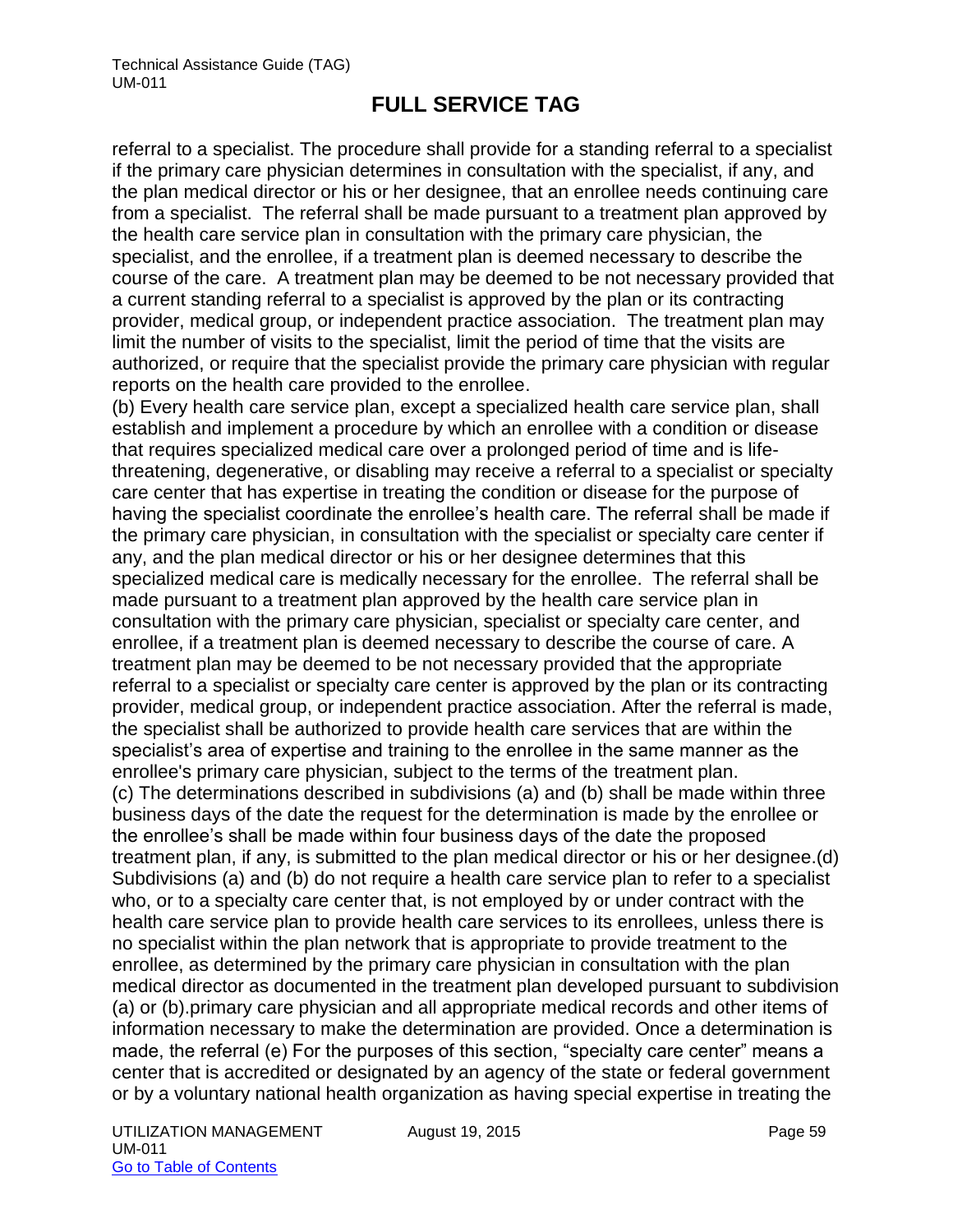# FULL SERVICE TAG

referral to a specialist. The procedure shall provide for a standing referral to a specialist if the primary care physician determines in consultation with the specialist, if any, and the plan medical director or his or her designee, that an enrollee needs continuing care from a specialist. The referral shall be made pursuant to a treatment plan approved by the health care service plan in consultation with the primary care physician, the specialist, and the enrollee, if a treatment plan is deemed necessary to describe the course of the care. A treatment plan may be deemed to be not necessary provided that a current standing referral to a specialist is approved by the plan or its contracting provider, medical group, or independent practice association. The treatment plan may limit the number of visits to the specialist, limit the period of time that the visits are authorized, or require that the specialist provide the primary care physician with regular reports on the health care provided to the enrollee.

(b) Every health care service plan, except a specialized health care service plan, shall establish and implement a procedure by which an enrollee with a condition or disease that requires specialized medical care over a prolonged period of time and is life-threatening, degenerative, or disabling may receive a referral to a specialist or specialty care center that has expertise in treating the condition or disease for the purpose of having the specialist coordinate the enrollee's health care. The referral shall be made if the primary care physician, in consultation with the specialist or specialty care center if any, and the plan medical director or his or her designee determines that this specialized medical care is medically necessary for the enrollee. The referral shall be made pursuant to a treatment plan approved by the health care service plan in consultation with the primary care physician, specialist or specialty care center, and enrollee, if a treatment plan is deemed necessary to describe the course of care. A treatment plan may be deemed to be not necessary provided that the appropriate referral to a specialist or specialty care center is approved by the plan or its contracting provider, medical group, or independent practice association. After the referral is made, the specialist shall be authorized to provide health care services that are within the specialist's area of expertise and training to the enrollee in the same manner as the enrollee's primary care physician, subject to the terms of the treatment plan.

(c) The determinations described in subdivisions (a) and (b) shall be made within three business days of the date the request for the determination is made by the enrollee or the enrollee's shall be made within four business days of the date the proposed treatment plan, if any, is submitted to the plan medical director or his or her designee.(d) Subdivisions (a) and (b) do not require a health care service plan to refer to a specialist who, or to a specialty care center that, is not employed by or under contract with the health care service plan to provide health care services to its enrollees, unless there is no specialist within the plan network that is appropriate to provide treatment to the enrollee, as determined by the primary care physician in consultation with the plan medical director as documented in the treatment plan developed pursuant to subdivision (a) or (b).primary care physician and all appropriate medical records and other items of information necessary to make the determination are provided. Once a determination is made, the referral (e) For the purposes of this section, "specialty care center" means a center that is accredited or designated by an agency of the state or federal government or by a voluntary national health organization as having special expertise in treating the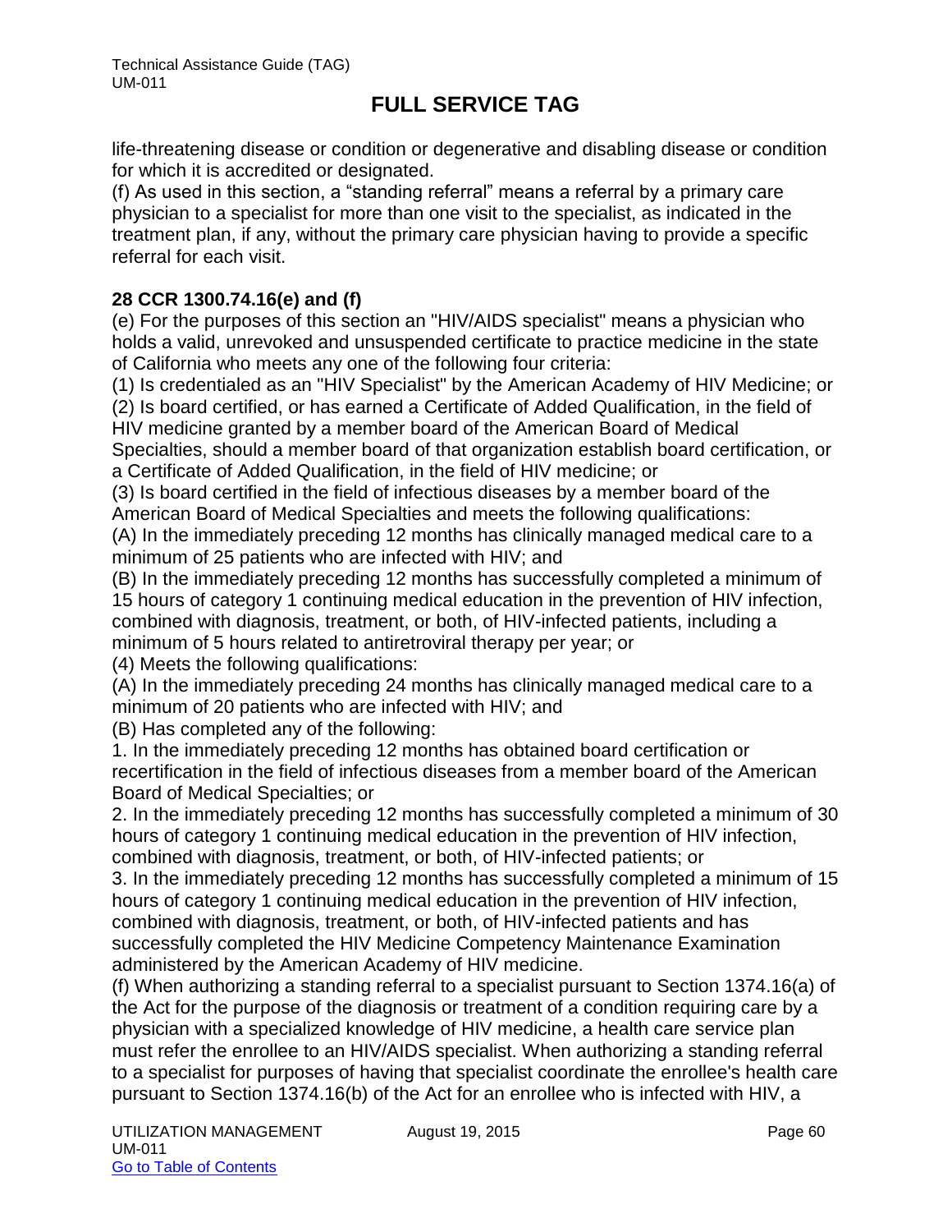life-threatening disease or condition or degenerative and disabling disease or condition for which it is accredited or designated.

(f) As used in this section, a "standing referral" means a referral by a primary care physician to a specialist for more than one visit to the specialist, as indicated in the treatment plan, if any, without the primary care physician having to provide a specific referral for each visit.

**28 CCR 1300.74.16(e) and (f)**

(e) For the purposes of this section an "HIV/AIDS specialist" means a physician who holds a valid, unrevoked and unsuspended certificate to practice medicine in the state of California who meets any one of the following four criteria:

(1) Is credentialed as an "HIV Specialist" by the American Academy of HIV Medicine; or

(2) Is board certified, or has earned a Certificate of Added Qualification, in the field of HIV medicine granted by a member board of the American Board of Medical Specialties, should a member board of that organization establish board certification, or a Certificate of Added Qualification, in the field of HIV medicine; or

(3) Is board certified in the field of infectious diseases by a member board of the American Board of Medical Specialties and meets the following qualifications:

(A) In the immediately preceding 12 months has clinically managed medical care to a minimum of 25 patients who are infected with HIV; and

(B) In the immediately preceding 12 months has successfully completed a minimum of 15 hours of category 1 continuing medical education in the prevention of HIV infection, combined with diagnosis, treatment, or both, of HIV-infected patients, including a minimum of 5 hours related to antiretroviral therapy per year; or

(4) Meets the following qualifications:

(A) In the immediately preceding 24 months has clinically managed medical care to a minimum of 20 patients who are infected with HIV; and

(B) Has completed any of the following:

1. In the immediately preceding 12 months has obtained board certification or recertification in the field of infectious diseases from a member board of the American Board of Medical Specialties; or

2. In the immediately preceding 12 months has successfully completed a minimum of 30 hours of category 1 continuing medical education in the prevention of HIV infection, combined with diagnosis, treatment, or both, of HIV-infected patients; or

3. In the immediately preceding 12 months has successfully completed a minimum of 15 hours of category 1 continuing medical education in the prevention of HIV infection, combined with diagnosis, treatment, or both, of HIV-infected patients and has successfully completed the HIV Medicine Competency Maintenance Examination administered by the American Academy of HIV medicine.

(f) When authorizing a standing referral to a specialist pursuant to Section 1374.16(a) of the Act for the purpose of the diagnosis or treatment of a condition requiring care by a physician with a specialized knowledge of HIV medicine, a health care service plan must refer the enrollee to an HIV/AIDS specialist. When authorizing a standing referral to a specialist for purposes of having that specialist coordinate the enrollee's health care pursuant to Section 1374.16(b) of the Act for an enrollee who is infected with HIV, a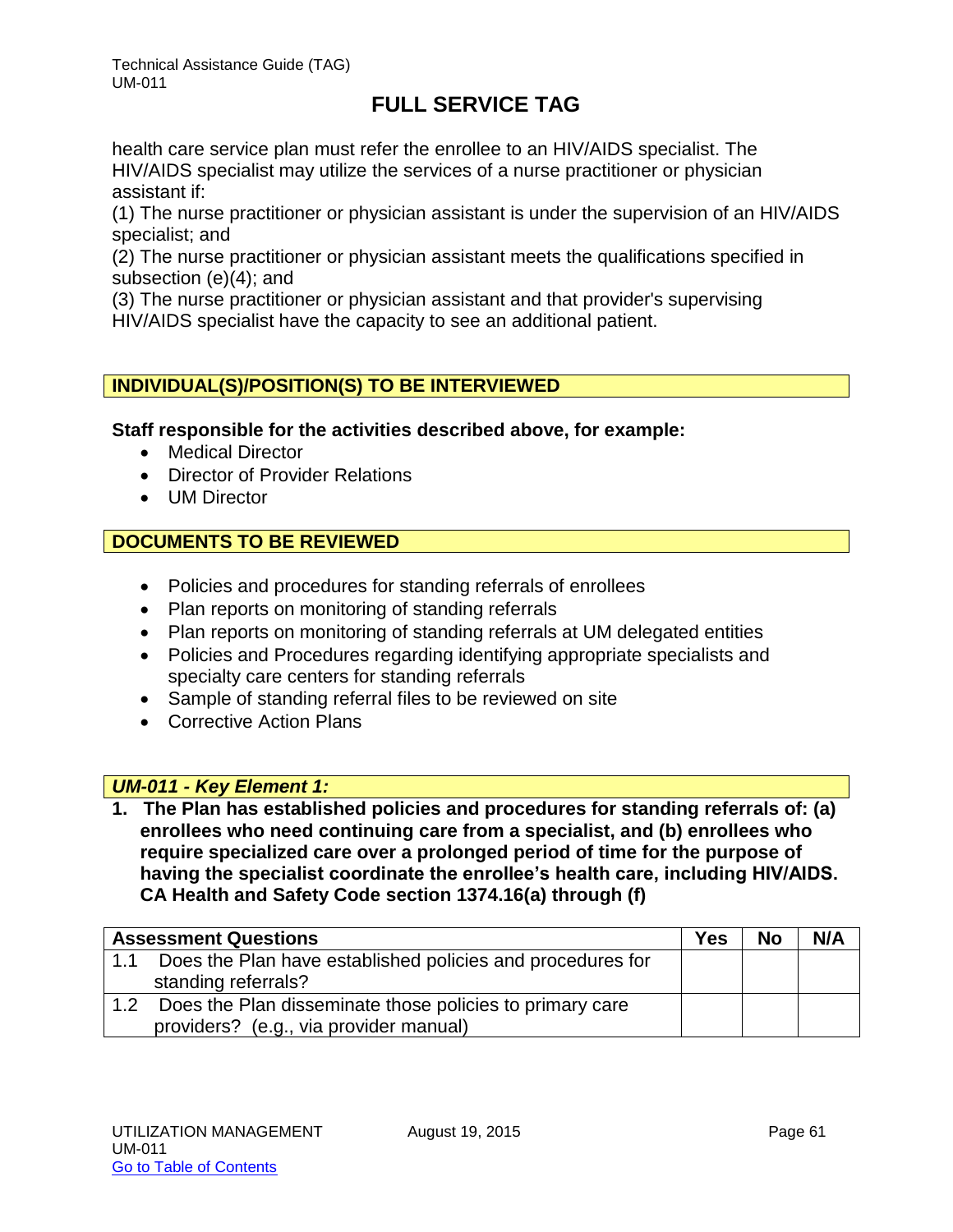health care service plan must refer the enrollee to an HIV/AIDS specialist. The HIV/AIDS specialist may utilize the services of a nurse practitioner or physician assistant if:

(1) The nurse practitioner or physician assistant is under the supervision of an HIV/AIDS specialist; and

(2) The nurse practitioner or physician assistant meets the qualifications specified in subsection (e)(4); and

(3) The nurse practitioner or physician assistant and that provider's supervising HIV/AIDS specialist have the capacity to see an additional patient.

## INDIVIDUAL(S)/POSITION(S) TO BE INTERVIEWED

**Staff responsible for the activities described above, for example:**

- Medical Director
- Director of Provider Relations
- UM Director

## DOCUMENTS TO BE REVIEWED

- Policies and procedures for standing referrals of enrollees
- Plan reports on monitoring of standing referrals
- Plan reports on monitoring of standing referrals at UM delegated entities
- Policies and Procedures regarding identifying appropriate specialists and specialty care centers for standing referrals
- Sample of standing referral files to be reviewed on site
- Corrective Action Plans

## *UM-011 - Key Element 1:*

**1. The Plan has established policies and procedures for standing referrals of: (a) enrollees who need continuing care from a specialist, and (b) enrollees who require specialized care over a prolonged period of time for the purpose of having the specialist coordinate the enrollee's health care, including HIV/AIDS. CA Health and Safety Code section 1374.16(a) through (f)**

| Assessment Questions | Yes | No | N/A |
|---|---|---|---|
| 1.1 Does the Plan have established policies and procedures for standing referrals? | | | |
| 1.2 Does the Plan disseminate those policies to primary care providers? (e.g., via provider manual) | | | |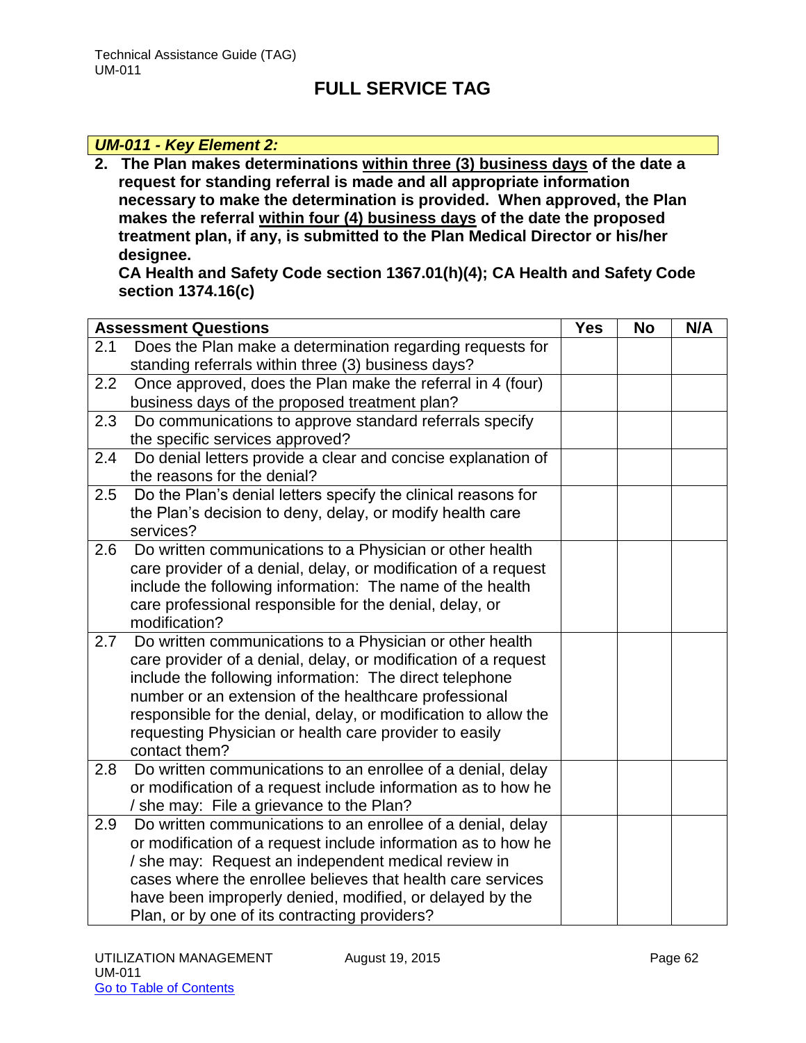# FULL SERVICE TAG

***UM-011 - Key Element 2:***

**2. The Plan makes determinations <u>within three (3) business days</u> of the date a request for standing referral is made and all appropriate information necessary to make the determination is provided. When approved, the Plan makes the referral <u>within four (4) business days</u> of the date the proposed treatment plan, if any, is submitted to the Plan Medical Director or his/her designee.**
**CA Health and Safety Code section 1367.01(h)(4); CA Health and Safety Code section 1374.16(c)**

| **Assessment Questions** | **Yes** | **No** | **N/A** |
|---|---|---|---|
| 2.1 Does the Plan make a determination regarding requests for standing referrals within three (3) business days? | | | |
| 2.2 Once approved, does the Plan make the referral in 4 (four) business days of the proposed treatment plan? | | | |
| 2.3 Do communications to approve standard referrals specify the specific services approved? | | | |
| 2.4 Do denial letters provide a clear and concise explanation of the reasons for the denial? | | | |
| 2.5 Do the Plan's denial letters specify the clinical reasons for the Plan's decision to deny, delay, or modify health care services? | | | |
| 2.6 Do written communications to a Physician or other health care provider of a denial, delay, or modification of a request include the following information: The name of the health care professional responsible for the denial, delay, or modification? | | | |
| 2.7 Do written communications to a Physician or other health care provider of a denial, delay, or modification of a request include the following information: The direct telephone number or an extension of the healthcare professional responsible for the denial, delay, or modification to allow the requesting Physician or health care provider to easily contact them? | | | |
| 2.8 Do written communications to an enrollee of a denial, delay or modification of a request include information as to how he / she may: File a grievance to the Plan? | | | |
| 2.9 Do written communications to an enrollee of a denial, delay or modification of a request include information as to how he / she may: Request an independent medical review in cases where the enrollee believes that health care services have been improperly denied, modified, or delayed by the Plan, or by one of its contracting providers? | | | |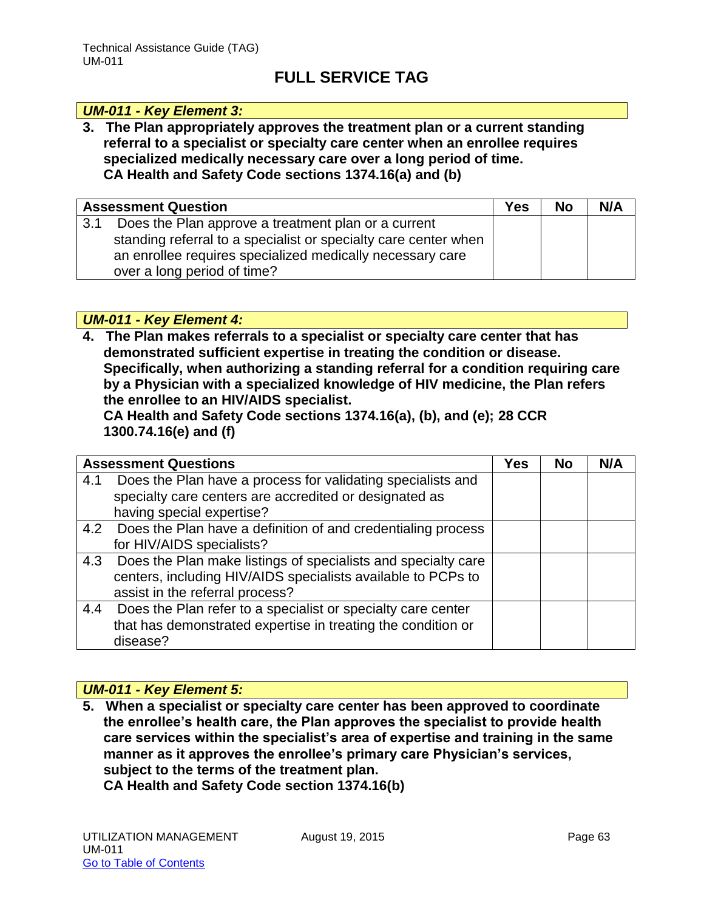## FULL SERVICE TAG

### *UM-011 - Key Element 3:*

**3. The Plan appropriately approves the treatment plan or a current standing referral to a specialist or specialty care center when an enrollee requires specialized medically necessary care over a long period of time.**
**CA Health and Safety Code sections 1374.16(a) and (b)**

| Assessment Question | Yes | No | N/A |
|---|---|---|---|
| 3.1 Does the Plan approve a treatment plan or a current standing referral to a specialist or specialty care center when an enrollee requires specialized medically necessary care over a long period of time? | | | |

### *UM-011 - Key Element 4:*

**4. The Plan makes referrals to a specialist or specialty care center that has demonstrated sufficient expertise in treating the condition or disease. Specifically, when authorizing a standing referral for a condition requiring care by a Physician with a specialized knowledge of HIV medicine, the Plan refers the enrollee to an HIV/AIDS specialist.**
**CA Health and Safety Code sections 1374.16(a), (b), and (e); 28 CCR 1300.74.16(e) and (f)**

| Assessment Questions | Yes | No | N/A |
|---|---|---|---|
| 4.1 Does the Plan have a process for validating specialists and specialty care centers are accredited or designated as having special expertise? | | | |
| 4.2 Does the Plan have a definition of and credentialing process for HIV/AIDS specialists? | | | |
| 4.3 Does the Plan make listings of specialists and specialty care centers, including HIV/AIDS specialists available to PCPs to assist in the referral process? | | | |
| 4.4 Does the Plan refer to a specialist or specialty care center that has demonstrated expertise in treating the condition or disease? | | | |

### *UM-011 - Key Element 5:*

**5. When a specialist or specialty care center has been approved to coordinate the enrollee's health care, the Plan approves the specialist to provide health care services within the specialist's area of expertise and training in the same manner as it approves the enrollee's primary care Physician's services, subject to the terms of the treatment plan.**
**CA Health and Safety Code section 1374.16(b)**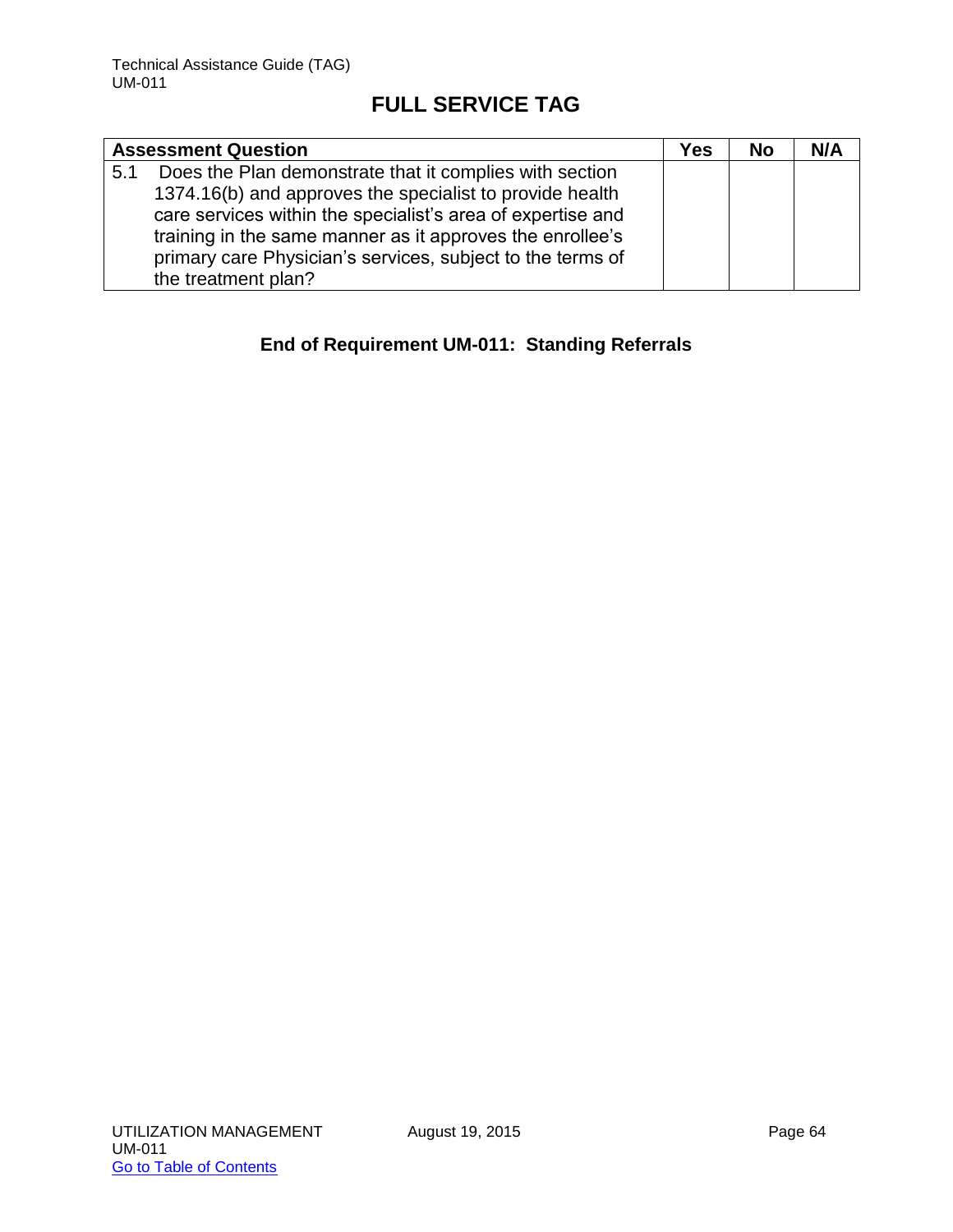## FULL SERVICE TAG

| Assessment Question | Yes | No | N/A |
|---|---|---|---|
| 5.1 Does the Plan demonstrate that it complies with section 1374.16(b) and approves the specialist to provide health care services within the specialist's area of expertise and training in the same manner as it approves the enrollee's primary care Physician's services, subject to the terms of the treatment plan? | | | |

**End of Requirement UM-011: Standing Referrals**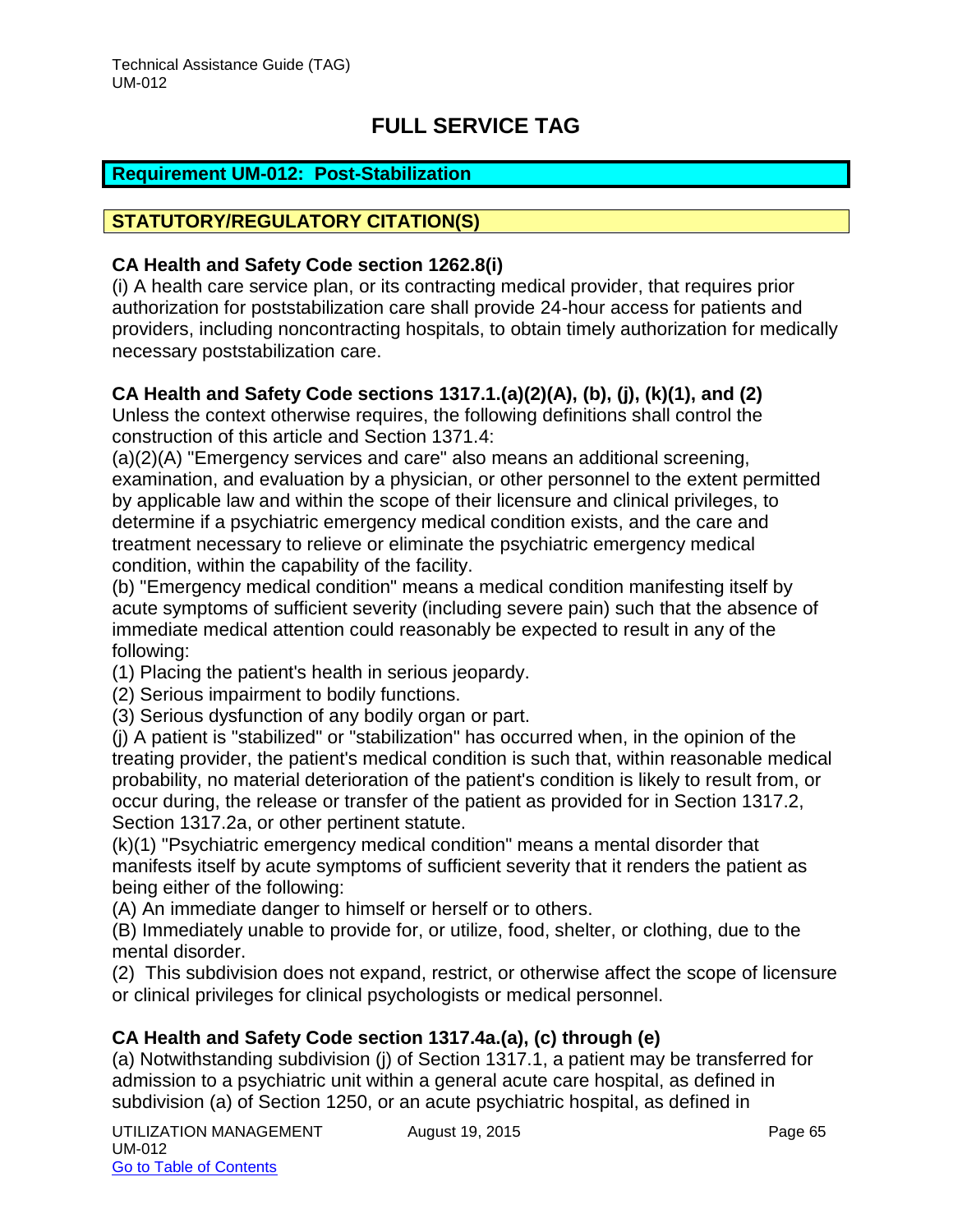# FULL SERVICE TAG

## Requirement UM-012: Post-Stabilization

### STATUTORY/REGULATORY CITATION(S)

**CA Health and Safety Code section 1262.8(i)**

(i) A health care service plan, or its contracting medical provider, that requires prior authorization for poststabilization care shall provide 24-hour access for patients and providers, including noncontracting hospitals, to obtain timely authorization for medically necessary poststabilization care.

**CA Health and Safety Code sections 1317.1.(a)(2)(A), (b), (j), (k)(1), and (2)**

Unless the context otherwise requires, the following definitions shall control the construction of this article and Section 1371.4:

(a)(2)(A) "Emergency services and care" also means an additional screening, examination, and evaluation by a physician, or other personnel to the extent permitted by applicable law and within the scope of their licensure and clinical privileges, to determine if a psychiatric emergency medical condition exists, and the care and treatment necessary to relieve or eliminate the psychiatric emergency medical condition, within the capability of the facility.

(b) "Emergency medical condition" means a medical condition manifesting itself by acute symptoms of sufficient severity (including severe pain) such that the absence of immediate medical attention could reasonably be expected to result in any of the following:

(1) Placing the patient's health in serious jeopardy.

(2) Serious impairment to bodily functions.

(3) Serious dysfunction of any bodily organ or part.

(j) A patient is "stabilized" or "stabilization" has occurred when, in the opinion of the treating provider, the patient's medical condition is such that, within reasonable medical probability, no material deterioration of the patient's condition is likely to result from, or occur during, the release or transfer of the patient as provided for in Section 1317.2, Section 1317.2a, or other pertinent statute.

(k)(1) "Psychiatric emergency medical condition" means a mental disorder that manifests itself by acute symptoms of sufficient severity that it renders the patient as being either of the following:

(A) An immediate danger to himself or herself or to others.

(B) Immediately unable to provide for, or utilize, food, shelter, or clothing, due to the mental disorder.

(2) This subdivision does not expand, restrict, or otherwise affect the scope of licensure or clinical privileges for clinical psychologists or medical personnel.

**CA Health and Safety Code section 1317.4a.(a), (c) through (e)**

(a) Notwithstanding subdivision (j) of Section 1317.1, a patient may be transferred for admission to a psychiatric unit within a general acute care hospital, as defined in subdivision (a) of Section 1250, or an acute psychiatric hospital, as defined in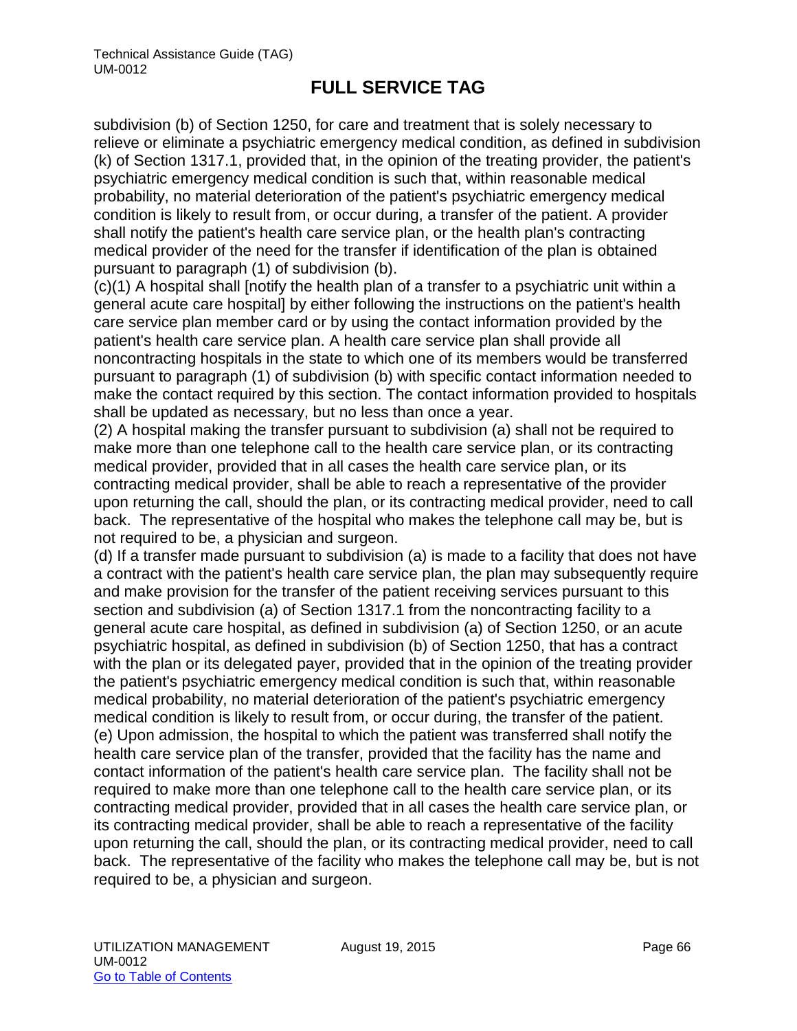subdivision (b) of Section 1250, for care and treatment that is solely necessary to relieve or eliminate a psychiatric emergency medical condition, as defined in subdivision (k) of Section 1317.1, provided that, in the opinion of the treating provider, the patient's psychiatric emergency medical condition is such that, within reasonable medical probability, no material deterioration of the patient's psychiatric emergency medical condition is likely to result from, or occur during, a transfer of the patient. A provider shall notify the patient's health care service plan, or the health plan's contracting medical provider of the need for the transfer if identification of the plan is obtained pursuant to paragraph (1) of subdivision (b).

(c)(1) A hospital shall [notify the health plan of a transfer to a psychiatric unit within a general acute care hospital] by either following the instructions on the patient's health care service plan member card or by using the contact information provided by the patient's health care service plan. A health care service plan shall provide all noncontracting hospitals in the state to which one of its members would be transferred pursuant to paragraph (1) of subdivision (b) with specific contact information needed to make the contact required by this section. The contact information provided to hospitals shall be updated as necessary, but no less than once a year.

(2) A hospital making the transfer pursuant to subdivision (a) shall not be required to make more than one telephone call to the health care service plan, or its contracting medical provider, provided that in all cases the health care service plan, or its contracting medical provider, shall be able to reach a representative of the provider upon returning the call, should the plan, or its contracting medical provider, need to call back. The representative of the hospital who makes the telephone call may be, but is not required to be, a physician and surgeon.

(d) If a transfer made pursuant to subdivision (a) is made to a facility that does not have a contract with the patient's health care service plan, the plan may subsequently require and make provision for the transfer of the patient receiving services pursuant to this section and subdivision (a) of Section 1317.1 from the noncontracting facility to a general acute care hospital, as defined in subdivision (a) of Section 1250, or an acute psychiatric hospital, as defined in subdivision (b) of Section 1250, that has a contract with the plan or its delegated payer, provided that in the opinion of the treating provider the patient's psychiatric emergency medical condition is such that, within reasonable medical probability, no material deterioration of the patient's psychiatric emergency medical condition is likely to result from, or occur during, the transfer of the patient.

(e) Upon admission, the hospital to which the patient was transferred shall notify the health care service plan of the transfer, provided that the facility has the name and contact information of the patient's health care service plan. The facility shall not be required to make more than one telephone call to the health care service plan, or its contracting medical provider, provided that in all cases the health care service plan, or its contracting medical provider, shall be able to reach a representative of the facility upon returning the call, should the plan, or its contracting medical provider, need to call back. The representative of the facility who makes the telephone call may be, but is not required to be, a physician and surgeon.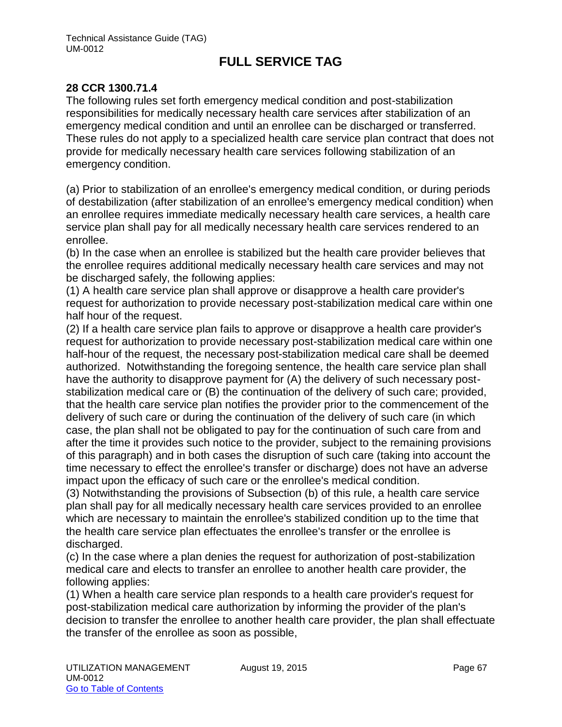## FULL SERVICE TAG

**28 CCR 1300.71.4**

The following rules set forth emergency medical condition and post-stabilization responsibilities for medically necessary health care services after stabilization of an emergency medical condition and until an enrollee can be discharged or transferred. These rules do not apply to a specialized health care service plan contract that does not provide for medically necessary health care services following stabilization of an emergency condition.

(a) Prior to stabilization of an enrollee's emergency medical condition, or during periods of destabilization (after stabilization of an enrollee's emergency medical condition) when an enrollee requires immediate medically necessary health care services, a health care service plan shall pay for all medically necessary health care services rendered to an enrollee.

(b) In the case when an enrollee is stabilized but the health care provider believes that the enrollee requires additional medically necessary health care services and may not be discharged safely, the following applies:

(1) A health care service plan shall approve or disapprove a health care provider's request for authorization to provide necessary post-stabilization medical care within one half hour of the request.

(2) If a health care service plan fails to approve or disapprove a health care provider's request for authorization to provide necessary post-stabilization medical care within one half-hour of the request, the necessary post-stabilization medical care shall be deemed authorized. Notwithstanding the foregoing sentence, the health care service plan shall have the authority to disapprove payment for (A) the delivery of such necessary post-stabilization medical care or (B) the continuation of the delivery of such care; provided, that the health care service plan notifies the provider prior to the commencement of the delivery of such care or during the continuation of the delivery of such care (in which case, the plan shall not be obligated to pay for the continuation of such care from and after the time it provides such notice to the provider, subject to the remaining provisions of this paragraph) and in both cases the disruption of such care (taking into account the time necessary to effect the enrollee's transfer or discharge) does not have an adverse impact upon the efficacy of such care or the enrollee's medical condition.

(3) Notwithstanding the provisions of Subsection (b) of this rule, a health care service plan shall pay for all medically necessary health care services provided to an enrollee which are necessary to maintain the enrollee's stabilized condition up to the time that the health care service plan effectuates the enrollee's transfer or the enrollee is discharged.

(c) In the case where a plan denies the request for authorization of post-stabilization medical care and elects to transfer an enrollee to another health care provider, the following applies:

(1) When a health care service plan responds to a health care provider's request for post-stabilization medical care authorization by informing the provider of the plan's decision to transfer the enrollee to another health care provider, the plan shall effectuate the transfer of the enrollee as soon as possible,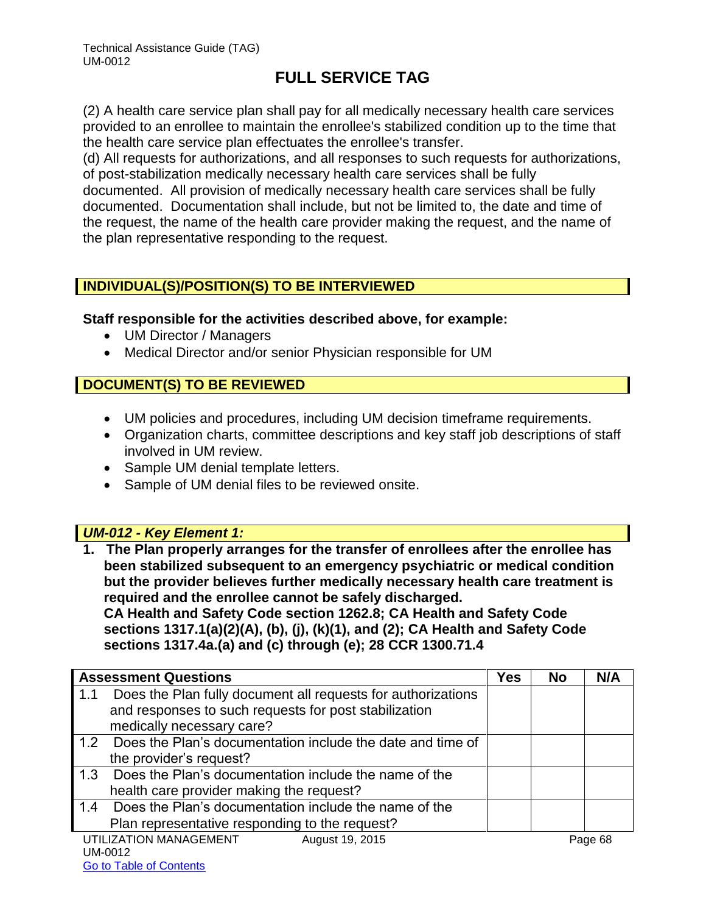# FULL SERVICE TAG

(2) A health care service plan shall pay for all medically necessary health care services provided to an enrollee to maintain the enrollee's stabilized condition up to the time that the health care service plan effectuates the enrollee's transfer.

(d) All requests for authorizations, and all responses to such requests for authorizations, of post-stabilization medically necessary health care services shall be fully documented. All provision of medically necessary health care services shall be fully documented. Documentation shall include, but not be limited to, the date and time of the request, the name of the health care provider making the request, and the name of the plan representative responding to the request.

## INDIVIDUAL(S)/POSITION(S) TO BE INTERVIEWED

**Staff responsible for the activities described above, for example:**

- UM Director / Managers
- Medical Director and/or senior Physician responsible for UM

## DOCUMENT(S) TO BE REVIEWED

- UM policies and procedures, including UM decision timeframe requirements.
- Organization charts, committee descriptions and key staff job descriptions of staff involved in UM review.
- Sample UM denial template letters.
- Sample of UM denial files to be reviewed onsite.

## *UM-012 - Key Element 1:*

**1. The Plan properly arranges for the transfer of enrollees after the enrollee has been stabilized subsequent to an emergency psychiatric or medical condition but the provider believes further medically necessary health care treatment is required and the enrollee cannot be safely discharged.**
**CA Health and Safety Code section 1262.8; CA Health and Safety Code sections 1317.1(a)(2)(A), (b), (j), (k)(1), and (2); CA Health and Safety Code sections 1317.4a.(a) and (c) through (e); 28 CCR 1300.71.4**

| Assessment Questions | Yes | No | N/A |
|---|---|---|---|
| 1.1 Does the Plan fully document all requests for authorizations and responses to such requests for post stabilization medically necessary care? | | | |
| 1.2 Does the Plan's documentation include the date and time of the provider's request? | | | |
| 1.3 Does the Plan's documentation include the name of the health care provider making the request? | | | |
| 1.4 Does the Plan's documentation include the name of the Plan representative responding to the request? | | | |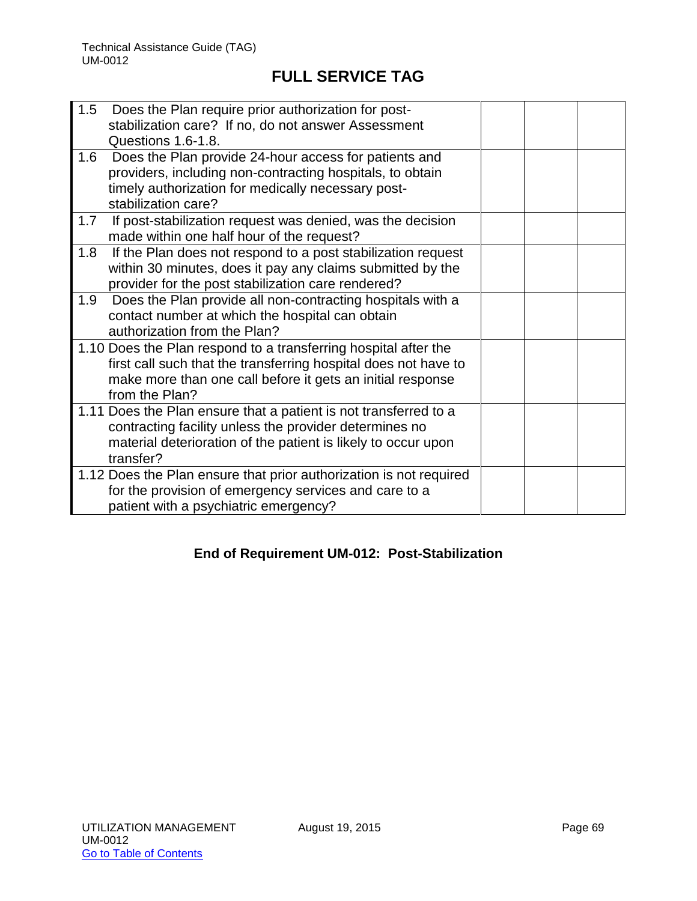## FULL SERVICE TAG

| | | | |
|---|---|---|---|
| 1.5 Does the Plan require prior authorization for post-stabilization care? If no, do not answer Assessment Questions 1.6-1.8. | | | |
| 1.6 Does the Plan provide 24-hour access for patients and providers, including non-contracting hospitals, to obtain timely authorization for medically necessary post-stabilization care? | | | |
| 1.7 If post-stabilization request was denied, was the decision made within one half hour of the request? | | | |
| 1.8 If the Plan does not respond to a post stabilization request within 30 minutes, does it pay any claims submitted by the provider for the post stabilization care rendered? | | | |
| 1.9 Does the Plan provide all non-contracting hospitals with a contact number at which the hospital can obtain authorization from the Plan? | | | |
| 1.10 Does the Plan respond to a transferring hospital after the first call such that the transferring hospital does not have to make more than one call before it gets an initial response from the Plan? | | | |
| 1.11 Does the Plan ensure that a patient is not transferred to a contracting facility unless the provider determines no material deterioration of the patient is likely to occur upon transfer? | | | |
| 1.12 Does the Plan ensure that prior authorization is not required for the provision of emergency services and care to a patient with a psychiatric emergency? | | | |

**End of Requirement UM-012: Post-Stabilization**